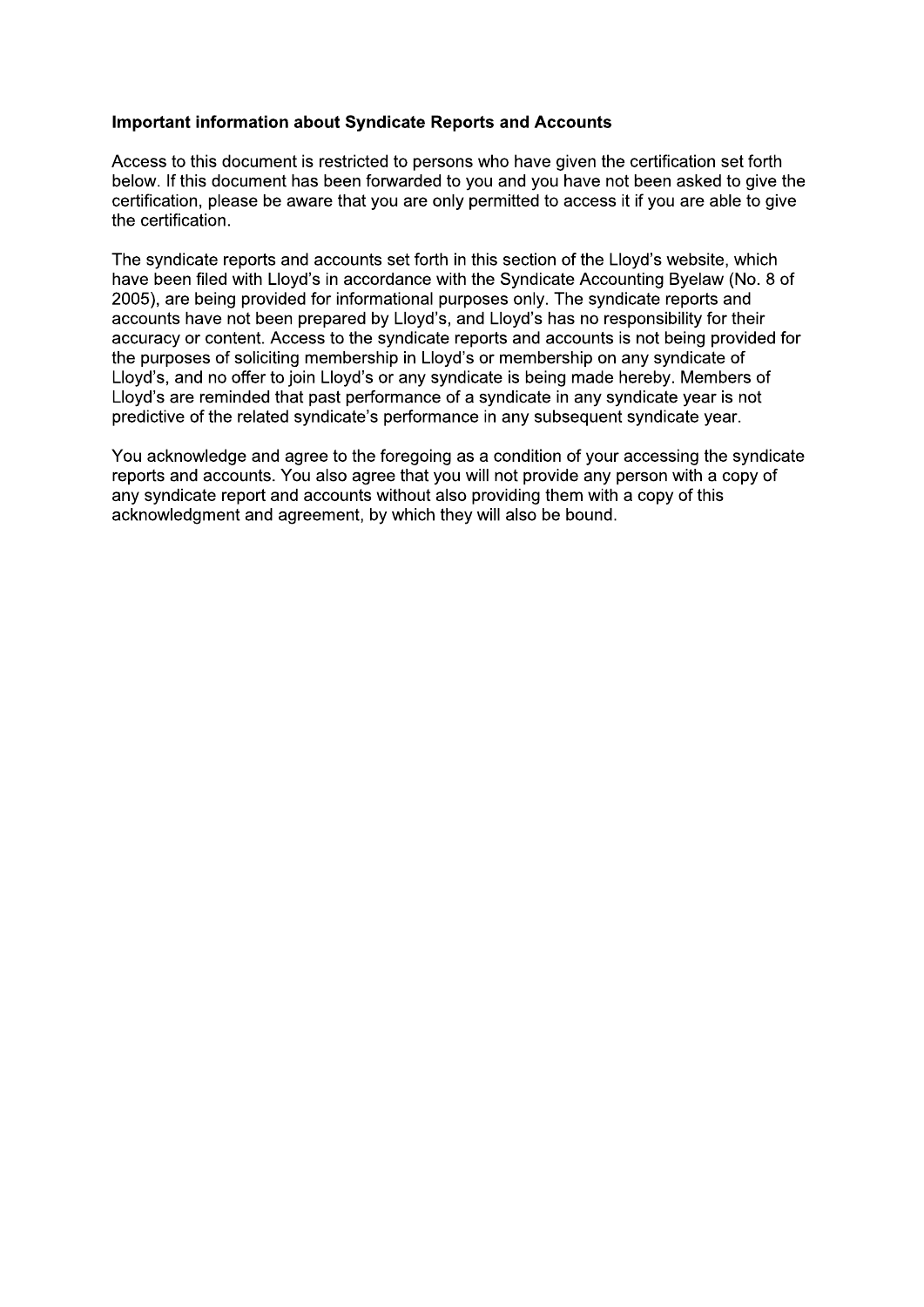**Important information about Syndicate Reports and Accounts**

Access to this document is restricted to persons who have given the certification set forth below. If this document has been forwarded to you and you have not been asked to give the certification, please be aware that you are only permitted to access it if you are able to give the certification.

The syndicate reports and accounts set forth in this section of the Lloyd's website, which have been filed with Lloyd's in accordance with the Syndicate Accounting Byelaw (No. 8 of 2005), are being provided for informational purposes only. The syndicate reports and accounts have not been prepared by Lloyd's, and Lloyd's has no responsibility for their accuracy or content. Access to the syndicate reports and accounts is not being provided for the purposes of soliciting membership in Lloyd's or membership on any syndicate of Lloyd's, and no offer to join Lloyd's or any syndicate is being made hereby. Members of Lloyd's are reminded that past performance of a syndicate in any syndicate year is not predictive of the related syndicate's performance in any subsequent syndicate year.

You acknowledge and agree to the foregoing as a condition of your accessing the syndicate reports and accounts. You also agree that you will not provide any person with a copy of any syndicate report and accounts without also providing them with a copy of this acknowledgment and agreement, by which they will also be bound.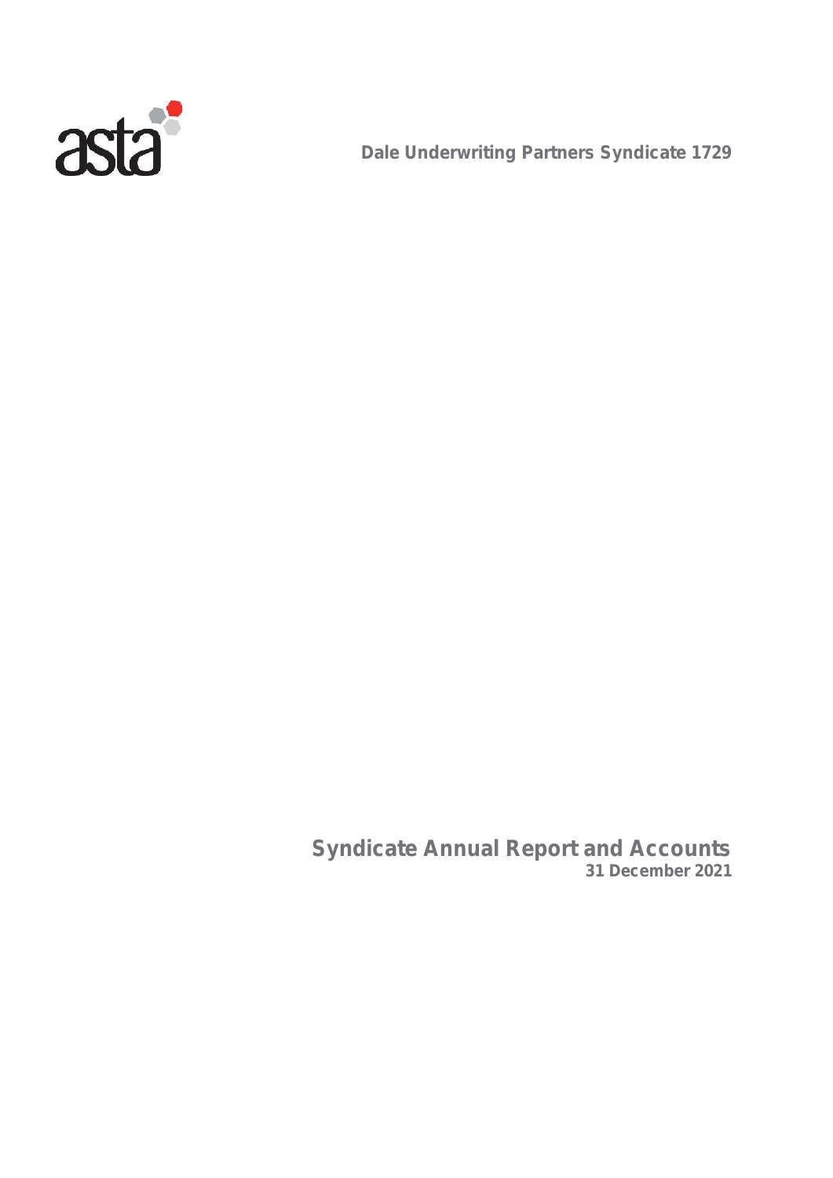asta

**Dale Underwriting Partners Syndicate 1729**

# Syndicate Annual Report and Accounts

**31 December 2021**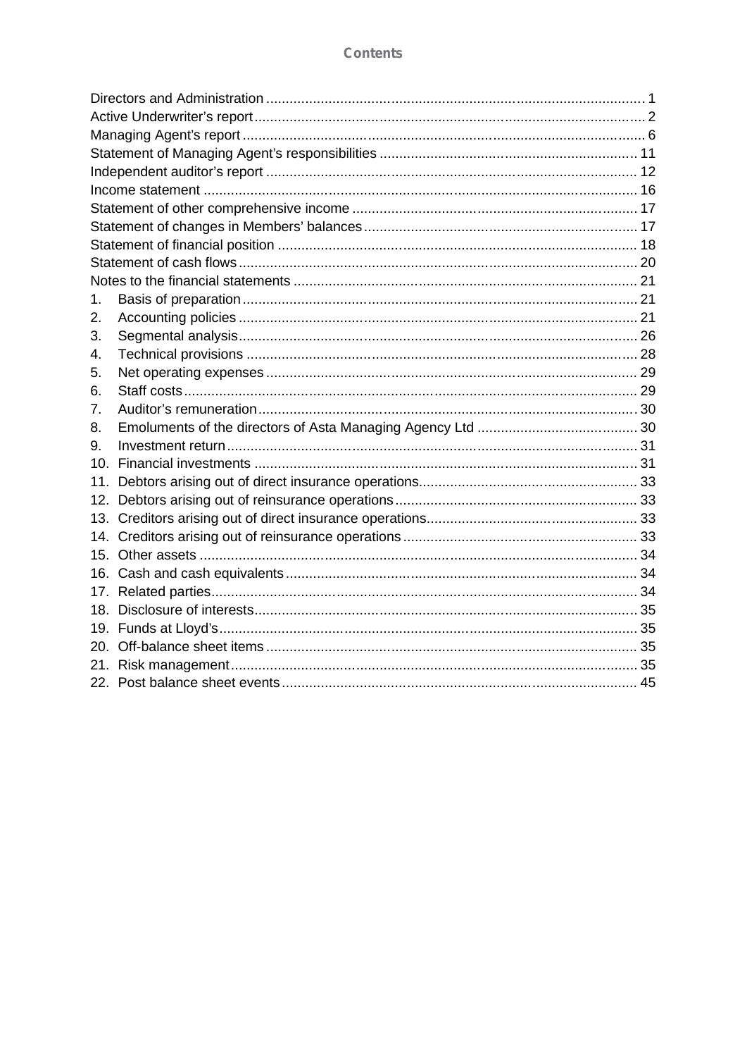# Contents

| | |
|---|---|
| Directors and Administration | 1 |
| Active Underwriter's report | 2 |
| Managing Agent's report | 6 |
| Statement of Managing Agent's responsibilities | 11 |
| Independent auditor's report | 12 |
| Income statement | 16 |
| Statement of other comprehensive income | 17 |
| Statement of changes in Members' balances | 17 |
| Statement of financial position | 18 |
| Statement of cash flows | 20 |
| Notes to the financial statements | 21 |
| 1. Basis of preparation | 21 |
| 2. Accounting policies | 21 |
| 3. Segmental analysis | 26 |
| 4. Technical provisions | 28 |
| 5. Net operating expenses | 29 |
| 6. Staff costs | 29 |
| 7. Auditor's remuneration | 30 |
| 8. Emoluments of the directors of Asta Managing Agency Ltd | 30 |
| 9. Investment return | 31 |
| 10. Financial investments | 31 |
| 11. Debtors arising out of direct insurance operations | 33 |
| 12. Debtors arising out of reinsurance operations | 33 |
| 13. Creditors arising out of direct insurance operations | 33 |
| 14. Creditors arising out of reinsurance operations | 33 |
| 15. Other assets | 34 |
| 16. Cash and cash equivalents | 34 |
| 17. Related parties | 34 |
| 18. Disclosure of interests | 35 |
| 19. Funds at Lloyd's | 35 |
| 20. Off-balance sheet items | 35 |
| 21. Risk management | 35 |
| 22. Post balance sheet events | 45 |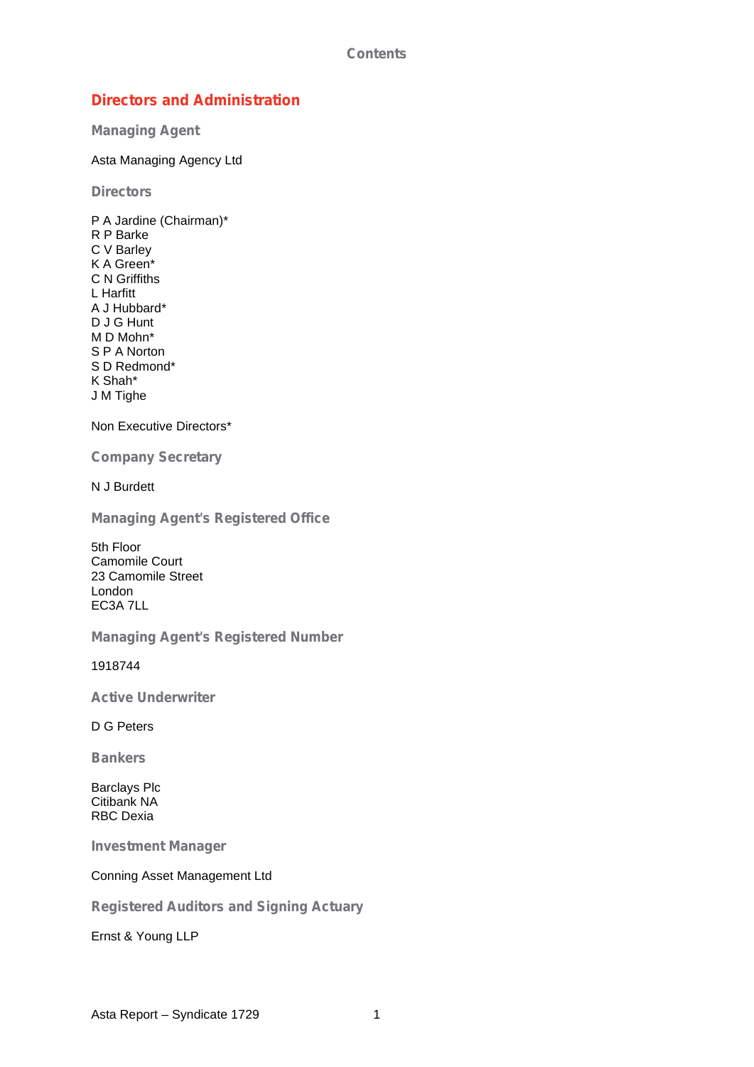Contents

# Directors and Administration

## Managing Agent

Asta Managing Agency Ltd

## Directors

P A Jardine (Chairman)*
R P Barke
C V Barley
K A Green*
C N Griffiths
L Harfitt
A J Hubbard*
D J G Hunt
M D Mohn*
S P A Norton
S D Redmond*
K Shah*
J M Tighe

Non Executive Directors*

## Company Secretary

N J Burdett

## Managing Agent's Registered Office

5th Floor
Camomile Court
23 Camomile Street
London
EC3A 7LL

## Managing Agent's Registered Number

1918744

## Active Underwriter

D G Peters

## Bankers

Barclays Plc
Citibank NA
RBC Dexia

## Investment Manager

Conning Asset Management Ltd

## Registered Auditors and Signing Actuary

Ernst & Young LLP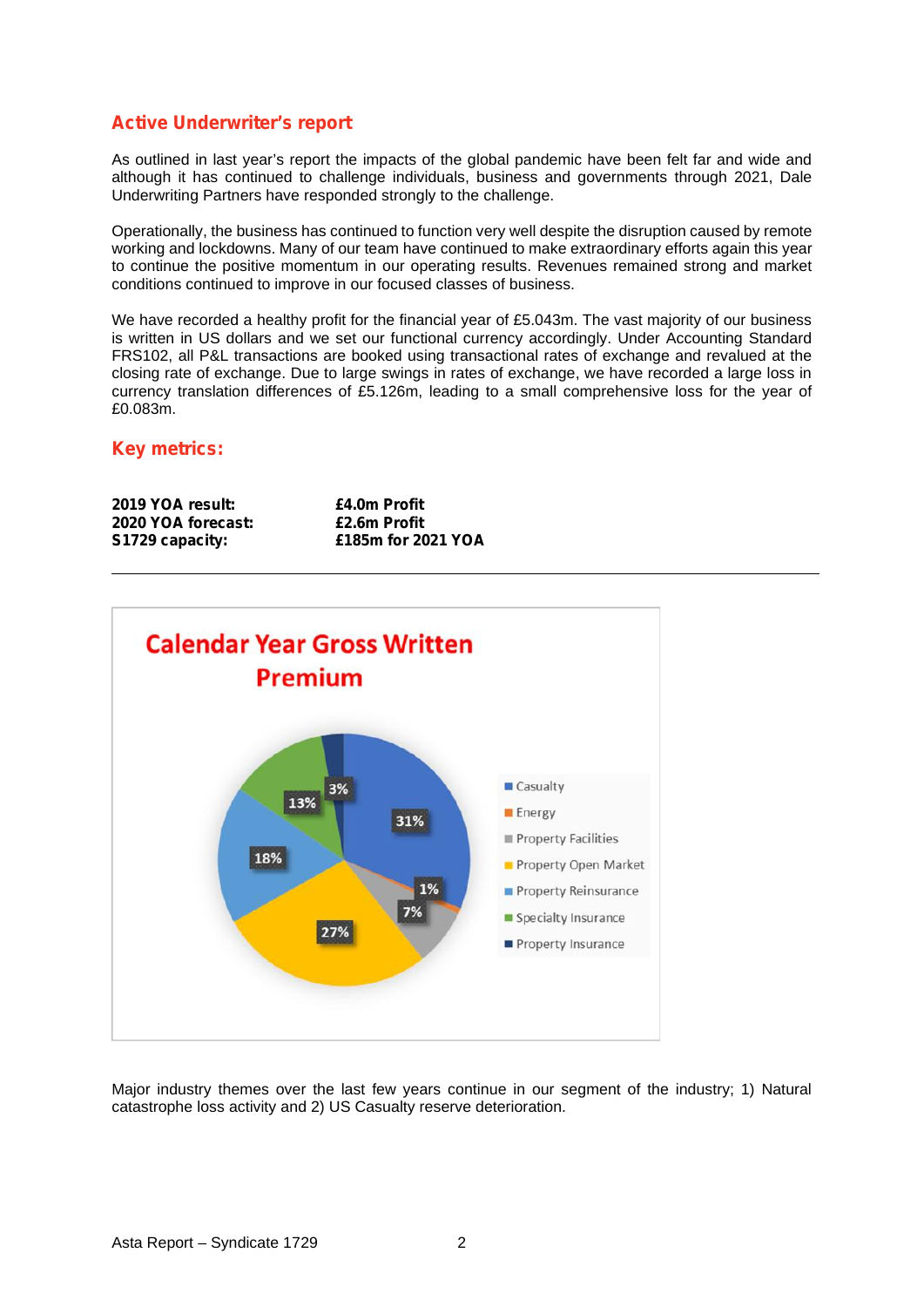## Active Underwriter's report

As outlined in last year's report the impacts of the global pandemic have been felt far and wide and although it has continued to challenge individuals, business and governments through 2021, Dale Underwriting Partners have responded strongly to the challenge.

Operationally, the business has continued to function very well despite the disruption caused by remote working and lockdowns. Many of our team have continued to make extraordinary efforts again this year to continue the positive momentum in our operating results. Revenues remained strong and market conditions continued to improve in our focused classes of business.

We have recorded a healthy profit for the financial year of £5.043m. The vast majority of our business is written in US dollars and we set our functional currency accordingly. Under Accounting Standard FRS102, all P&L transactions are booked using transactional rates of exchange and revalued at the closing rate of exchange. Due to large swings in rates of exchange, we have recorded a large loss in currency translation differences of £5.126m, leading to a small comprehensive loss for the year of £0.083m.

## Key metrics:

| | |
|---|---|
| **2019 YOA result:** | **£4.0m Profit** |
| **2020 YOA forecast:** | **£2.6m Profit** |
| **S1729 capacity:** | **£185m for 2021 YOA** |

---

**Calendar Year Gross Written Premium**

| Class | % |
|---|---|
| Casualty | 31% |
| Energy | 1% |
| Property Facilities | 7% |
| Property Open Market | 27% |
| Property Reinsurance | 18% |
| Specialty Insurance | 13% |
| Property Insurance | 3% |

Major industry themes over the last few years continue in our segment of the industry; 1) Natural catastrophe loss activity and 2) US Casualty reserve deterioration.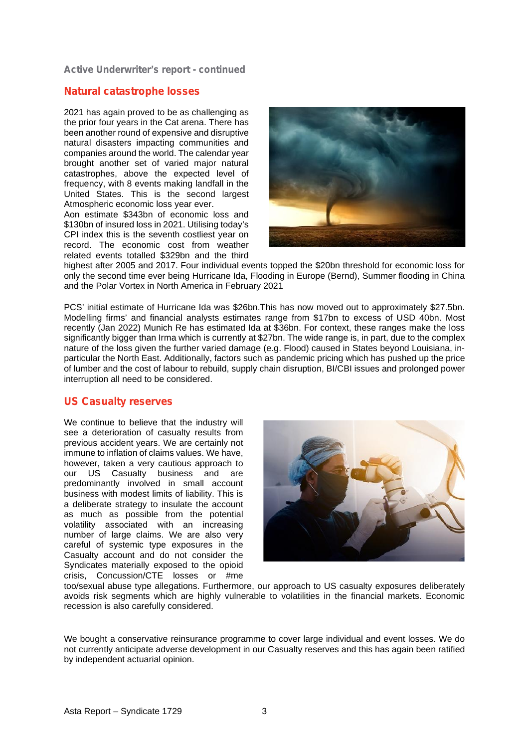Active Underwriter's report - continued

## Natural catastrophe losses

2021 has again proved to be as challenging as the prior four years in the Cat arena. There has been another round of expensive and disruptive natural disasters impacting communities and companies around the world. The calendar year brought another set of varied major natural catastrophes, above the expected level of frequency, with 8 events making landfall in the United States. This is the second largest Atmospheric economic loss year ever.

Aon estimate $343bn of economic loss and $130bn of insured loss in 2021. Utilising today's CPI index this is the seventh costliest year on record. The economic cost from weather related events totalled $329bn and the third highest after 2005 and 2017. Four individual events topped the $20bn threshold for economic loss for only the second time ever being Hurricane Ida, Flooding in Europe (Bernd), Summer flooding in China and the Polar Vortex in North America in February 2021

PCS' initial estimate of Hurricane Ida was $26bn.This has now moved out to approximately $27.5bn. Modelling firms' and financial analysts estimates range from $17bn to excess of USD 40bn. Most recently (Jan 2022) Munich Re has estimated Ida at $36bn. For context, these ranges make the loss significantly bigger than Irma which is currently at $27bn. The wide range is, in part, due to the complex nature of the loss given the further varied damage (e.g. Flood) caused in States beyond Louisiana, in-particular the North East. Additionally, factors such as pandemic pricing which has pushed up the price of lumber and the cost of labour to rebuild, supply chain disruption, BI/CBI issues and prolonged power interruption all need to be considered.

## US Casualty reserves

We continue to believe that the industry will see a deterioration of casualty results from previous accident years. We are certainly not immune to inflation of claims values. We have, however, taken a very cautious approach to our US Casualty business and are predominantly involved in small account business with modest limits of liability. This is a deliberate strategy to insulate the account as much as possible from the potential volatility associated with an increasing number of large claims. We are also very careful of systemic type exposures in the Casualty account and do not consider the Syndicates materially exposed to the opioid crisis, Concussion/CTE losses or #me too/sexual abuse type allegations. Furthermore, our approach to US casualty exposures deliberately avoids risk segments which are highly vulnerable to volatilities in the financial markets. Economic recession is also carefully considered.

We bought a conservative reinsurance programme to cover large individual and event losses. We do not currently anticipate adverse development in our Casualty reserves and this has again been ratified by independent actuarial opinion.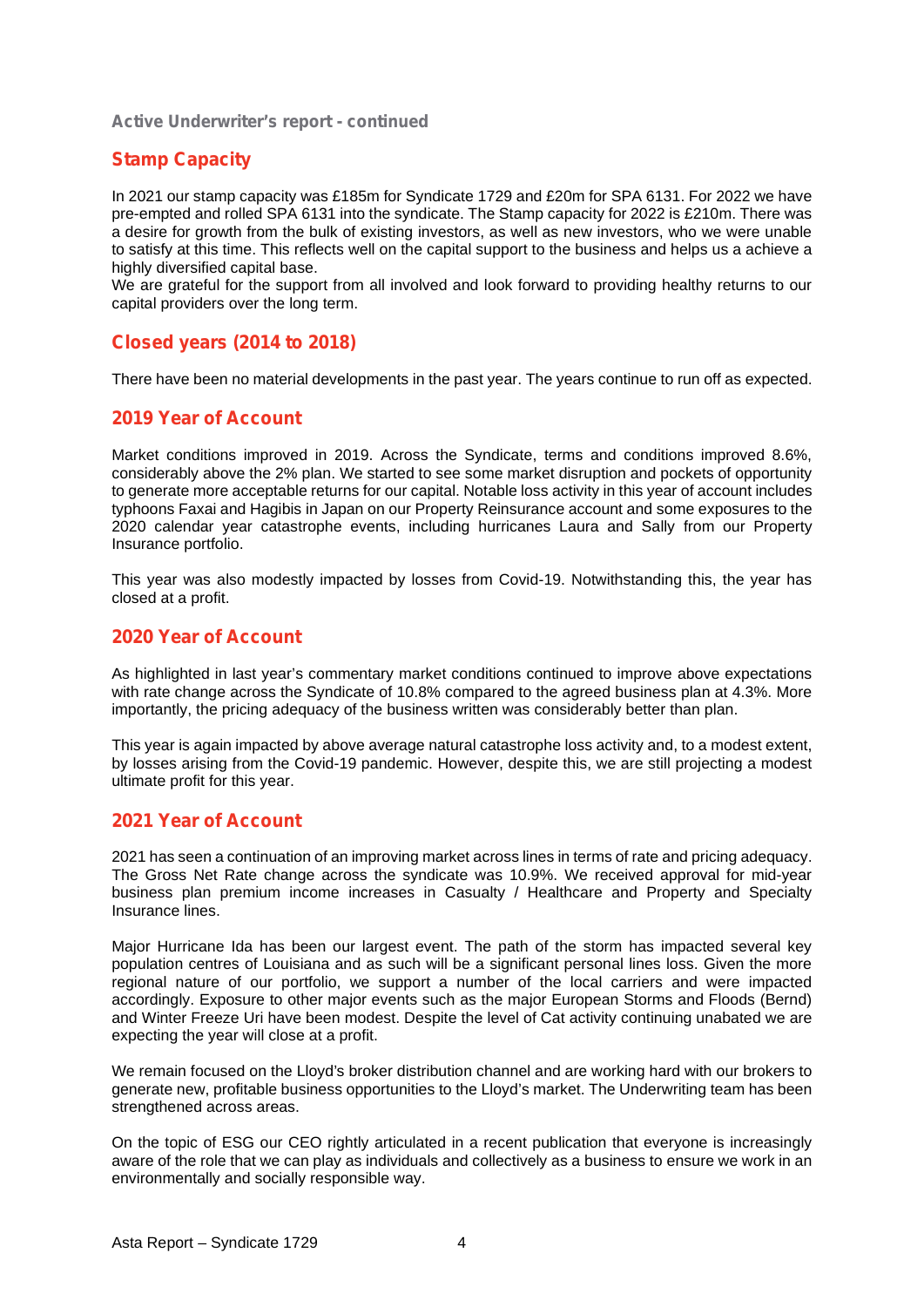Active Underwriter's report - continued

## Stamp Capacity

In 2021 our stamp capacity was £185m for Syndicate 1729 and £20m for SPA 6131. For 2022 we have pre-empted and rolled SPA 6131 into the syndicate. The Stamp capacity for 2022 is £210m. There was a desire for growth from the bulk of existing investors, as well as new investors, who we were unable to satisfy at this time. This reflects well on the capital support to the business and helps us a achieve a highly diversified capital base.
We are grateful for the support from all involved and look forward to providing healthy returns to our capital providers over the long term.

## Closed years (2014 to 2018)

There have been no material developments in the past year. The years continue to run off as expected.

## 2019 Year of Account

Market conditions improved in 2019. Across the Syndicate, terms and conditions improved 8.6%, considerably above the 2% plan. We started to see some market disruption and pockets of opportunity to generate more acceptable returns for our capital. Notable loss activity in this year of account includes typhoons Faxai and Hagibis in Japan on our Property Reinsurance account and some exposures to the 2020 calendar year catastrophe events, including hurricanes Laura and Sally from our Property Insurance portfolio.

This year was also modestly impacted by losses from Covid-19. Notwithstanding this, the year has closed at a profit.

## 2020 Year of Account

As highlighted in last year's commentary market conditions continued to improve above expectations with rate change across the Syndicate of 10.8% compared to the agreed business plan at 4.3%. More importantly, the pricing adequacy of the business written was considerably better than plan.

This year is again impacted by above average natural catastrophe loss activity and, to a modest extent, by losses arising from the Covid-19 pandemic. However, despite this, we are still projecting a modest ultimate profit for this year.

## 2021 Year of Account

2021 has seen a continuation of an improving market across lines in terms of rate and pricing adequacy. The Gross Net Rate change across the syndicate was 10.9%. We received approval for mid-year business plan premium income increases in Casualty / Healthcare and Property and Specialty Insurance lines.

Major Hurricane Ida has been our largest event. The path of the storm has impacted several key population centres of Louisiana and as such will be a significant personal lines loss. Given the more regional nature of our portfolio, we support a number of the local carriers and were impacted accordingly. Exposure to other major events such as the major European Storms and Floods (Bernd) and Winter Freeze Uri have been modest. Despite the level of Cat activity continuing unabated we are expecting the year will close at a profit.

We remain focused on the Lloyd's broker distribution channel and are working hard with our brokers to generate new, profitable business opportunities to the Lloyd's market. The Underwriting team has been strengthened across areas.

On the topic of ESG our CEO rightly articulated in a recent publication that everyone is increasingly aware of the role that we can play as individuals and collectively as a business to ensure we work in an environmentally and socially responsible way.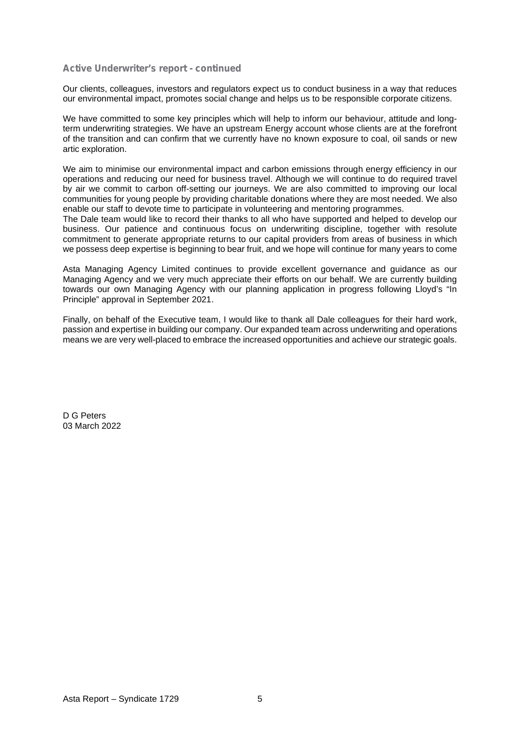### Active Underwriter's report - continued

Our clients, colleagues, investors and regulators expect us to conduct business in a way that reduces our environmental impact, promotes social change and helps us to be responsible corporate citizens.

We have committed to some key principles which will help to inform our behaviour, attitude and long-term underwriting strategies. We have an upstream Energy account whose clients are at the forefront of the transition and can confirm that we currently have no known exposure to coal, oil sands or new artic exploration.

We aim to minimise our environmental impact and carbon emissions through energy efficiency in our operations and reducing our need for business travel. Although we will continue to do required travel by air we commit to carbon off-setting our journeys. We are also committed to improving our local communities for young people by providing charitable donations where they are most needed. We also enable our staff to devote time to participate in volunteering and mentoring programmes.

The Dale team would like to record their thanks to all who have supported and helped to develop our business. Our patience and continuous focus on underwriting discipline, together with resolute commitment to generate appropriate returns to our capital providers from areas of business in which we possess deep expertise is beginning to bear fruit, and we hope will continue for many years to come

Asta Managing Agency Limited continues to provide excellent governance and guidance as our Managing Agency and we very much appreciate their efforts on our behalf. We are currently building towards our own Managing Agency with our planning application in progress following Lloyd's "In Principle" approval in September 2021.

Finally, on behalf of the Executive team, I would like to thank all Dale colleagues for their hard work, passion and expertise in building our company. Our expanded team across underwriting and operations means we are very well-placed to embrace the increased opportunities and achieve our strategic goals.

D G Peters
03 March 2022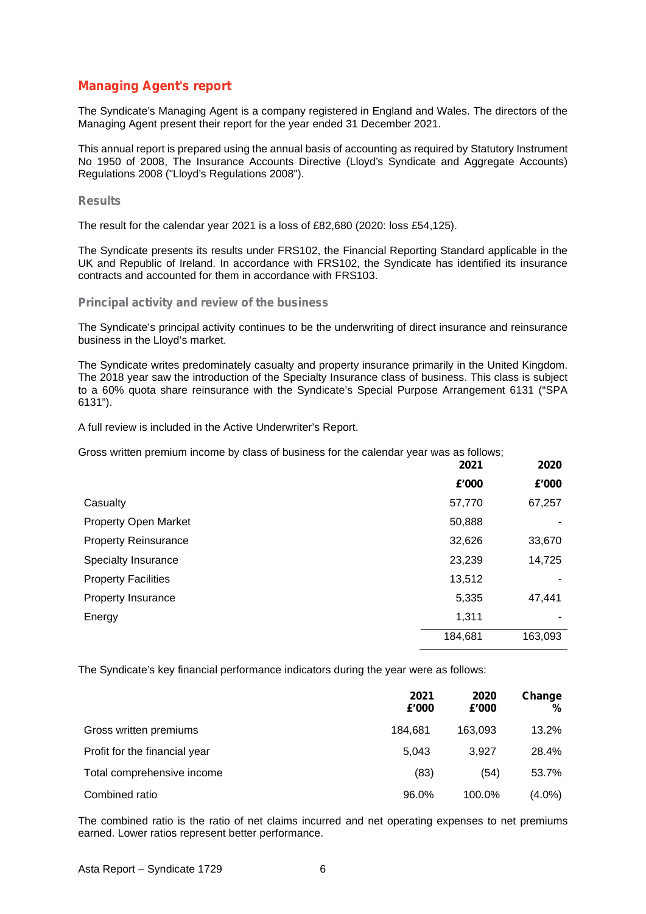## Managing Agent's report

The Syndicate's Managing Agent is a company registered in England and Wales. The directors of the Managing Agent present their report for the year ended 31 December 2021.

This annual report is prepared using the annual basis of accounting as required by Statutory Instrument No 1950 of 2008, The Insurance Accounts Directive (Lloyd's Syndicate and Aggregate Accounts) Regulations 2008 ("Lloyd's Regulations 2008").

### Results

The result for the calendar year 2021 is a loss of £82,680 (2020: loss £54,125).

The Syndicate presents its results under FRS102, the Financial Reporting Standard applicable in the UK and Republic of Ireland. In accordance with FRS102, the Syndicate has identified its insurance contracts and accounted for them in accordance with FRS103.

### Principal activity and review of the business

The Syndicate's principal activity continues to be the underwriting of direct insurance and reinsurance business in the Lloyd's market.

The Syndicate writes predominately casualty and property insurance primarily in the United Kingdom. The 2018 year saw the introduction of the Specialty Insurance class of business. This class is subject to a 60% quota share reinsurance with the Syndicate's Special Purpose Arrangement 6131 ("SPA 6131").

A full review is included in the Active Underwriter's Report.

Gross written premium income by class of business for the calendar year was as follows;

| | 2021 | 2020 |
|---|---|---|
| | £'000 | £'000 |
| Casualty | 57,770 | 67,257 |
| Property Open Market | 50,888 | - |
| Property Reinsurance | 32,626 | 33,670 |
| Specialty Insurance | 23,239 | 14,725 |
| Property Facilities | 13,512 | - |
| Property Insurance | 5,335 | 47,441 |
| Energy | 1,311 | - |
| | 184,681 | 163,093 |

The Syndicate's key financial performance indicators during the year were as follows:

| | 2021 £'000 | 2020 £'000 | Change % |
|---|---|---|---|
| Gross written premiums | 184,681 | 163,093 | 13.2% |
| Profit for the financial year | 5,043 | 3,927 | 28.4% |
| Total comprehensive income | (83) | (54) | 53.7% |
| Combined ratio | 96.0% | 100.0% | (4.0%) |

The combined ratio is the ratio of net claims incurred and net operating expenses to net premiums earned. Lower ratios represent better performance.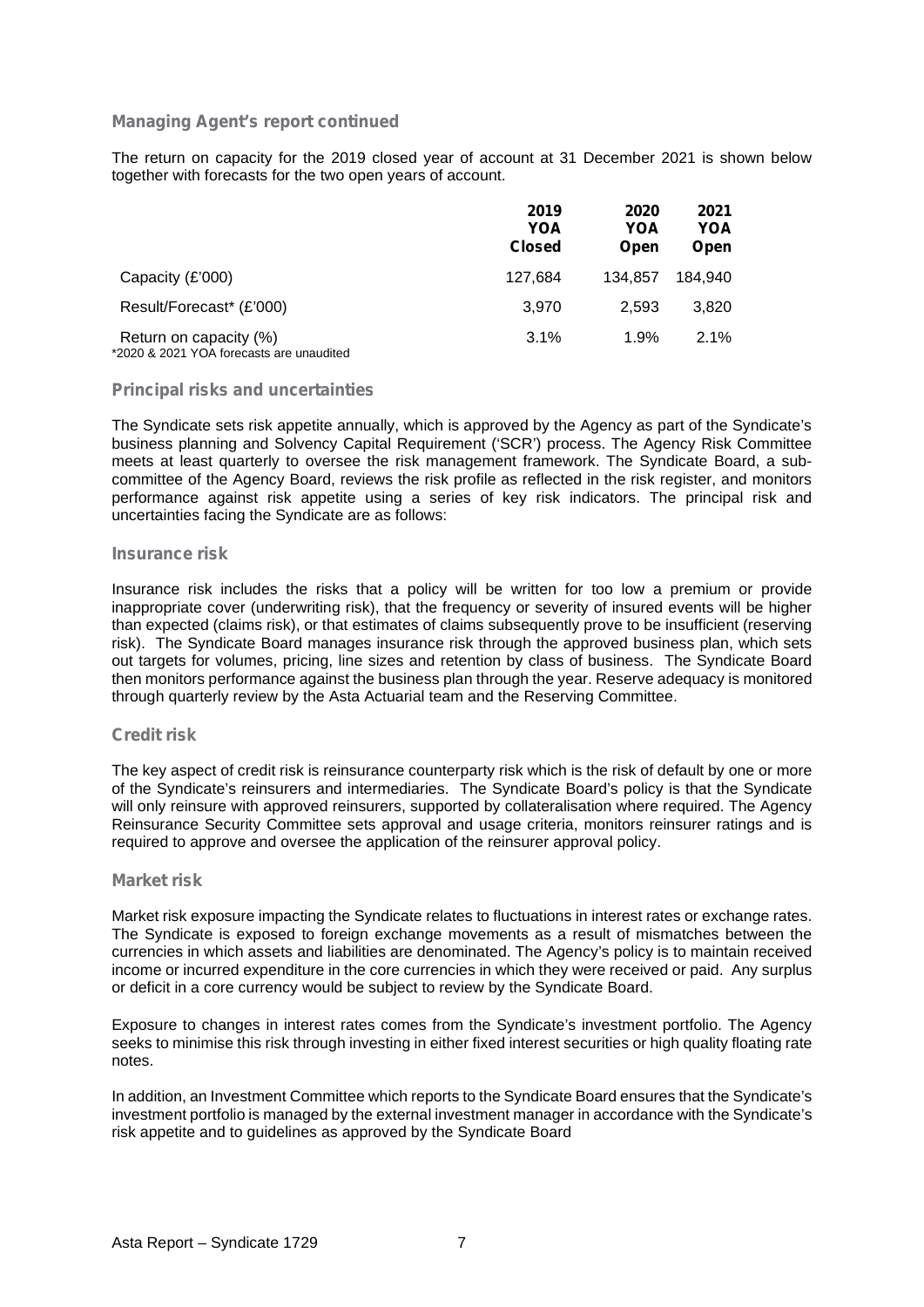## Managing Agent's report continued

The return on capacity for the 2019 closed year of account at 31 December 2021 is shown below together with forecasts for the two open years of account.

| | 2019 YOA Closed | 2020 YOA Open | 2021 YOA Open |
|---|---|---|---|
| Capacity (£'000) | 127,684 | 134,857 | 184,940 |
| Result/Forecast* (£'000) | 3,970 | 2,593 | 3,820 |
| Return on capacity (%) | 3.1% | 1.9% | 2.1% |

*2020 & 2021 YOA forecasts are unaudited

## Principal risks and uncertainties

The Syndicate sets risk appetite annually, which is approved by the Agency as part of the Syndicate's business planning and Solvency Capital Requirement ('SCR') process. The Agency Risk Committee meets at least quarterly to oversee the risk management framework. The Syndicate Board, a sub-committee of the Agency Board, reviews the risk profile as reflected in the risk register, and monitors performance against risk appetite using a series of key risk indicators. The principal risk and uncertainties facing the Syndicate are as follows:

### Insurance risk

Insurance risk includes the risks that a policy will be written for too low a premium or provide inappropriate cover (underwriting risk), that the frequency or severity of insured events will be higher than expected (claims risk), or that estimates of claims subsequently prove to be insufficient (reserving risk). The Syndicate Board manages insurance risk through the approved business plan, which sets out targets for volumes, pricing, line sizes and retention by class of business. The Syndicate Board then monitors performance against the business plan through the year. Reserve adequacy is monitored through quarterly review by the Asta Actuarial team and the Reserving Committee.

### Credit risk

The key aspect of credit risk is reinsurance counterparty risk which is the risk of default by one or more of the Syndicate's reinsurers and intermediaries. The Syndicate Board's policy is that the Syndicate will only reinsure with approved reinsurers, supported by collateralisation where required. The Agency Reinsurance Security Committee sets approval and usage criteria, monitors reinsurer ratings and is required to approve and oversee the application of the reinsurer approval policy.

### Market risk

Market risk exposure impacting the Syndicate relates to fluctuations in interest rates or exchange rates. The Syndicate is exposed to foreign exchange movements as a result of mismatches between the currencies in which assets and liabilities are denominated. The Agency's policy is to maintain received income or incurred expenditure in the core currencies in which they were received or paid. Any surplus or deficit in a core currency would be subject to review by the Syndicate Board.

Exposure to changes in interest rates comes from the Syndicate's investment portfolio. The Agency seeks to minimise this risk through investing in either fixed interest securities or high quality floating rate notes.

In addition, an Investment Committee which reports to the Syndicate Board ensures that the Syndicate's investment portfolio is managed by the external investment manager in accordance with the Syndicate's risk appetite and to guidelines as approved by the Syndicate Board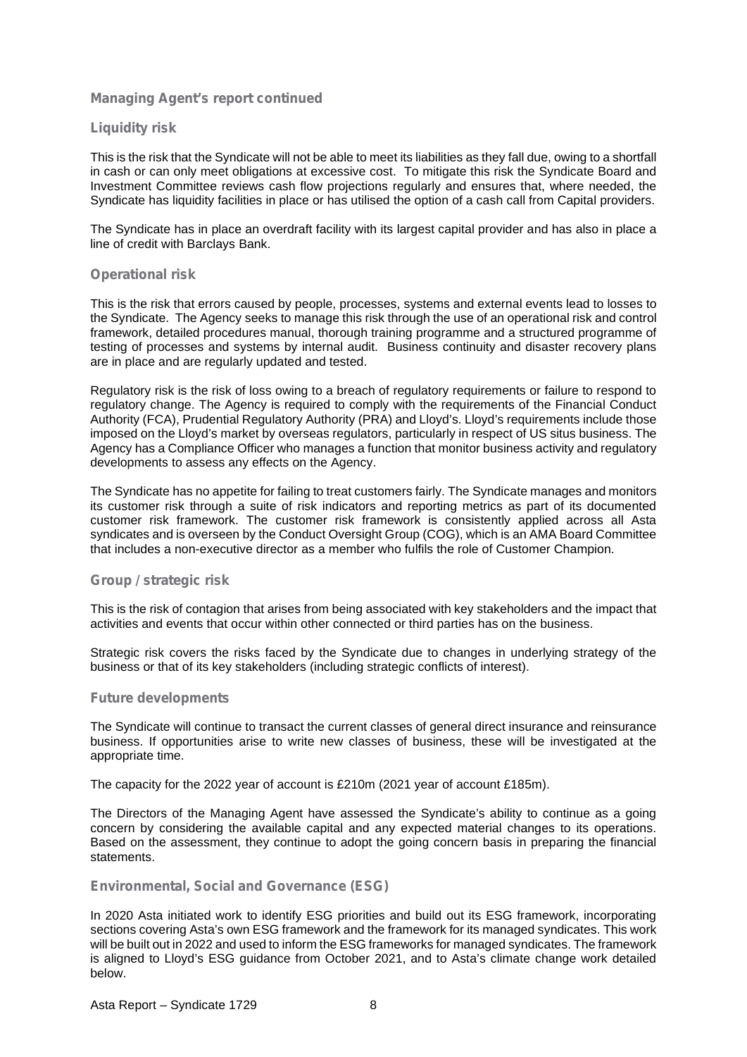## Managing Agent's report continued

### Liquidity risk

This is the risk that the Syndicate will not be able to meet its liabilities as they fall due, owing to a shortfall in cash or can only meet obligations at excessive cost. To mitigate this risk the Syndicate Board and Investment Committee reviews cash flow projections regularly and ensures that, where needed, the Syndicate has liquidity facilities in place or has utilised the option of a cash call from Capital providers.

The Syndicate has in place an overdraft facility with its largest capital provider and has also in place a line of credit with Barclays Bank.

### Operational risk

This is the risk that errors caused by people, processes, systems and external events lead to losses to the Syndicate. The Agency seeks to manage this risk through the use of an operational risk and control framework, detailed procedures manual, thorough training programme and a structured programme of testing of processes and systems by internal audit. Business continuity and disaster recovery plans are in place and are regularly updated and tested.

Regulatory risk is the risk of loss owing to a breach of regulatory requirements or failure to respond to regulatory change. The Agency is required to comply with the requirements of the Financial Conduct Authority (FCA), Prudential Regulatory Authority (PRA) and Lloyd's. Lloyd's requirements include those imposed on the Lloyd's market by overseas regulators, particularly in respect of US situs business. The Agency has a Compliance Officer who manages a function that monitor business activity and regulatory developments to assess any effects on the Agency.

The Syndicate has no appetite for failing to treat customers fairly. The Syndicate manages and monitors its customer risk through a suite of risk indicators and reporting metrics as part of its documented customer risk framework. The customer risk framework is consistently applied across all Asta syndicates and is overseen by the Conduct Oversight Group (COG), which is an AMA Board Committee that includes a non-executive director as a member who fulfils the role of Customer Champion.

### Group / strategic risk

This is the risk of contagion that arises from being associated with key stakeholders and the impact that activities and events that occur within other connected or third parties has on the business.

Strategic risk covers the risks faced by the Syndicate due to changes in underlying strategy of the business or that of its key stakeholders (including strategic conflicts of interest).

### Future developments

The Syndicate will continue to transact the current classes of general direct insurance and reinsurance business. If opportunities arise to write new classes of business, these will be investigated at the appropriate time.

The capacity for the 2022 year of account is £210m (2021 year of account £185m).

The Directors of the Managing Agent have assessed the Syndicate's ability to continue as a going concern by considering the available capital and any expected material changes to its operations. Based on the assessment, they continue to adopt the going concern basis in preparing the financial statements.

### Environmental, Social and Governance (ESG)

In 2020 Asta initiated work to identify ESG priorities and build out its ESG framework, incorporating sections covering Asta's own ESG framework and the framework for its managed syndicates. This work will be built out in 2022 and used to inform the ESG frameworks for managed syndicates. The framework is aligned to Lloyd's ESG guidance from October 2021, and to Asta's climate change work detailed below.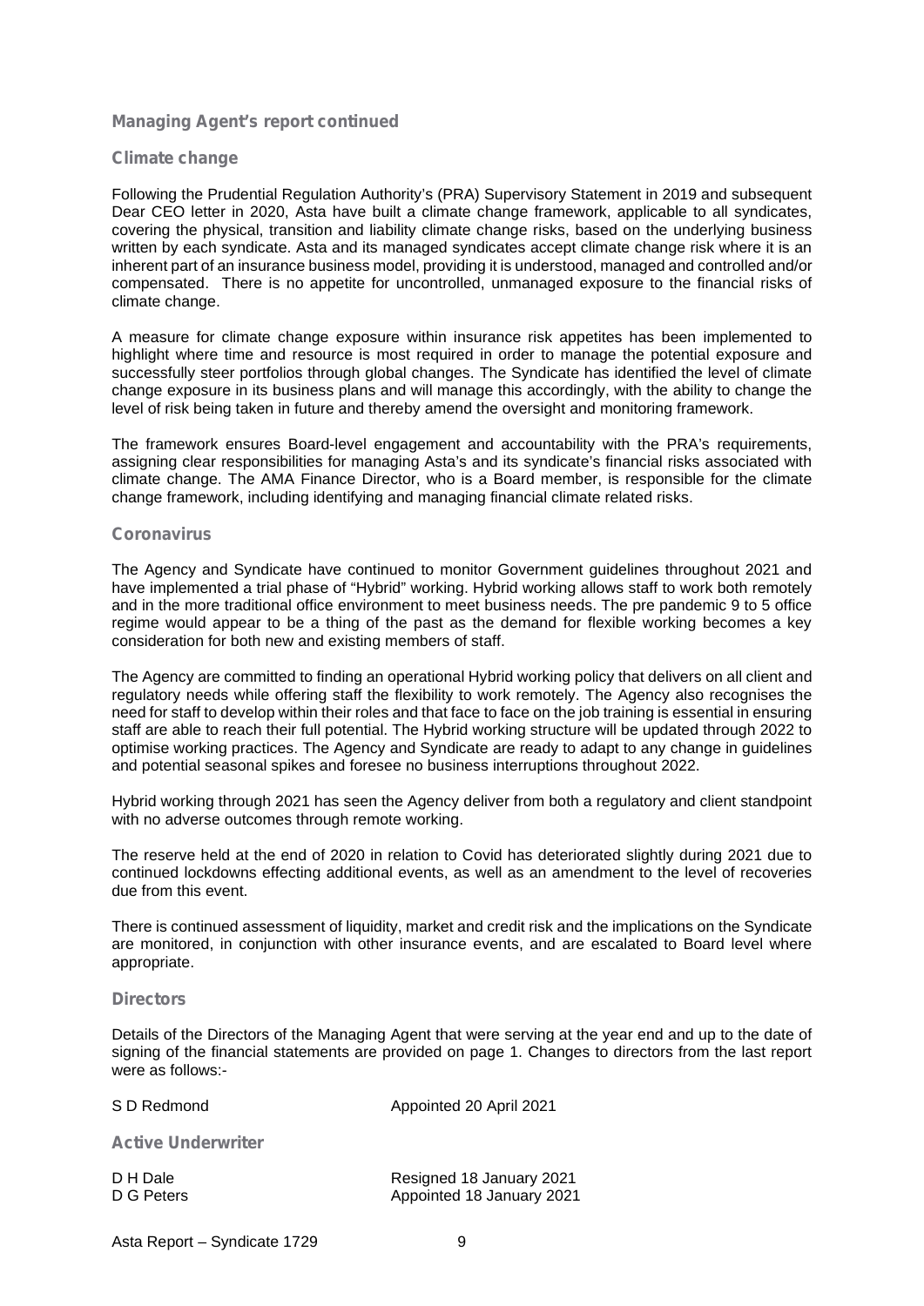## Managing Agent's report continued

### Climate change

Following the Prudential Regulation Authority's (PRA) Supervisory Statement in 2019 and subsequent Dear CEO letter in 2020, Asta have built a climate change framework, applicable to all syndicates, covering the physical, transition and liability climate change risks, based on the underlying business written by each syndicate. Asta and its managed syndicates accept climate change risk where it is an inherent part of an insurance business model, providing it is understood, managed and controlled and/or compensated. There is no appetite for uncontrolled, unmanaged exposure to the financial risks of climate change.

A measure for climate change exposure within insurance risk appetites has been implemented to highlight where time and resource is most required in order to manage the potential exposure and successfully steer portfolios through global changes. The Syndicate has identified the level of climate change exposure in its business plans and will manage this accordingly, with the ability to change the level of risk being taken in future and thereby amend the oversight and monitoring framework.

The framework ensures Board-level engagement and accountability with the PRA's requirements, assigning clear responsibilities for managing Asta's and its syndicate's financial risks associated with climate change. The AMA Finance Director, who is a Board member, is responsible for the climate change framework, including identifying and managing financial climate related risks.

### Coronavirus

The Agency and Syndicate have continued to monitor Government guidelines throughout 2021 and have implemented a trial phase of "Hybrid" working. Hybrid working allows staff to work both remotely and in the more traditional office environment to meet business needs. The pre pandemic 9 to 5 office regime would appear to be a thing of the past as the demand for flexible working becomes a key consideration for both new and existing members of staff.

The Agency are committed to finding an operational Hybrid working policy that delivers on all client and regulatory needs while offering staff the flexibility to work remotely. The Agency also recognises the need for staff to develop within their roles and that face to face on the job training is essential in ensuring staff are able to reach their full potential. The Hybrid working structure will be updated through 2022 to optimise working practices. The Agency and Syndicate are ready to adapt to any change in guidelines and potential seasonal spikes and foresee no business interruptions throughout 2022.

Hybrid working through 2021 has seen the Agency deliver from both a regulatory and client standpoint with no adverse outcomes through remote working.

The reserve held at the end of 2020 in relation to Covid has deteriorated slightly during 2021 due to continued lockdowns effecting additional events, as well as an amendment to the level of recoveries due from this event.

There is continued assessment of liquidity, market and credit risk and the implications on the Syndicate are monitored, in conjunction with other insurance events, and are escalated to Board level where appropriate.

### Directors

Details of the Directors of the Managing Agent that were serving at the year end and up to the date of signing of the financial statements are provided on page 1. Changes to directors from the last report were as follows:-

| | |
|---|---|
| S D Redmond | Appointed 20 April 2021 |

### Active Underwriter

| | |
|---|---|
| D H Dale | Resigned 18 January 2021 |
| D G Peters | Appointed 18 January 2021 |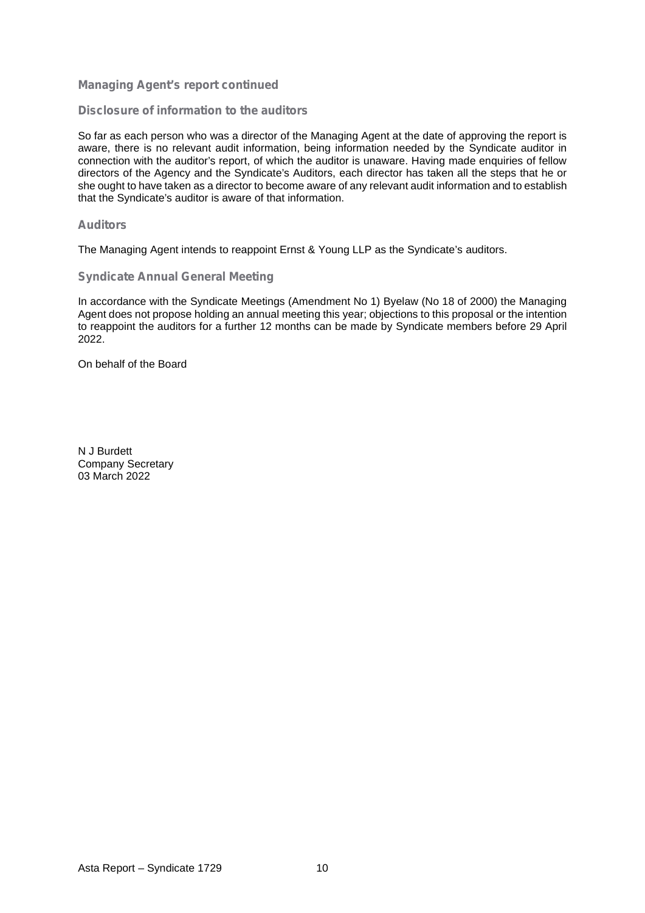## Managing Agent's report continued

### Disclosure of information to the auditors

So far as each person who was a director of the Managing Agent at the date of approving the report is aware, there is no relevant audit information, being information needed by the Syndicate auditor in connection with the auditor's report, of which the auditor is unaware. Having made enquiries of fellow directors of the Agency and the Syndicate's Auditors, each director has taken all the steps that he or she ought to have taken as a director to become aware of any relevant audit information and to establish that the Syndicate's auditor is aware of that information.

### Auditors

The Managing Agent intends to reappoint Ernst & Young LLP as the Syndicate's auditors.

### Syndicate Annual General Meeting

In accordance with the Syndicate Meetings (Amendment No 1) Byelaw (No 18 of 2000) the Managing Agent does not propose holding an annual meeting this year; objections to this proposal or the intention to reappoint the auditors for a further 12 months can be made by Syndicate members before 29 April 2022.

On behalf of the Board

N J Burdett
Company Secretary
03 March 2022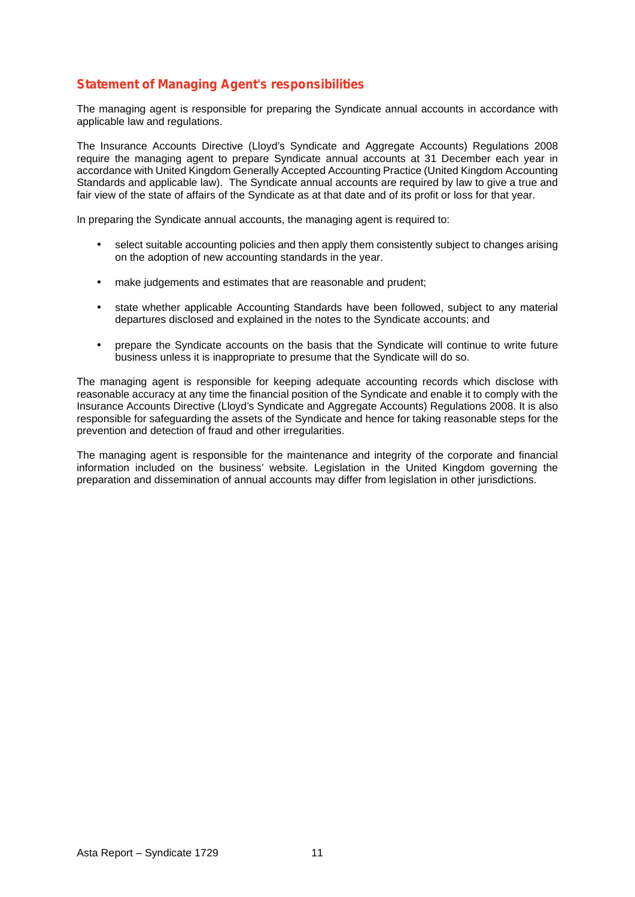## Statement of Managing Agent's responsibilities

The managing agent is responsible for preparing the Syndicate annual accounts in accordance with applicable law and regulations.

The Insurance Accounts Directive (Lloyd's Syndicate and Aggregate Accounts) Regulations 2008 require the managing agent to prepare Syndicate annual accounts at 31 December each year in accordance with United Kingdom Generally Accepted Accounting Practice (United Kingdom Accounting Standards and applicable law). The Syndicate annual accounts are required by law to give a true and fair view of the state of affairs of the Syndicate as at that date and of its profit or loss for that year.

In preparing the Syndicate annual accounts, the managing agent is required to:

- select suitable accounting policies and then apply them consistently subject to changes arising on the adoption of new accounting standards in the year.
- make judgements and estimates that are reasonable and prudent;
- state whether applicable Accounting Standards have been followed, subject to any material departures disclosed and explained in the notes to the Syndicate accounts; and
- prepare the Syndicate accounts on the basis that the Syndicate will continue to write future business unless it is inappropriate to presume that the Syndicate will do so.

The managing agent is responsible for keeping adequate accounting records which disclose with reasonable accuracy at any time the financial position of the Syndicate and enable it to comply with the Insurance Accounts Directive (Lloyd's Syndicate and Aggregate Accounts) Regulations 2008. It is also responsible for safeguarding the assets of the Syndicate and hence for taking reasonable steps for the prevention and detection of fraud and other irregularities.

The managing agent is responsible for the maintenance and integrity of the corporate and financial information included on the business' website. Legislation in the United Kingdom governing the preparation and dissemination of annual accounts may differ from legislation in other jurisdictions.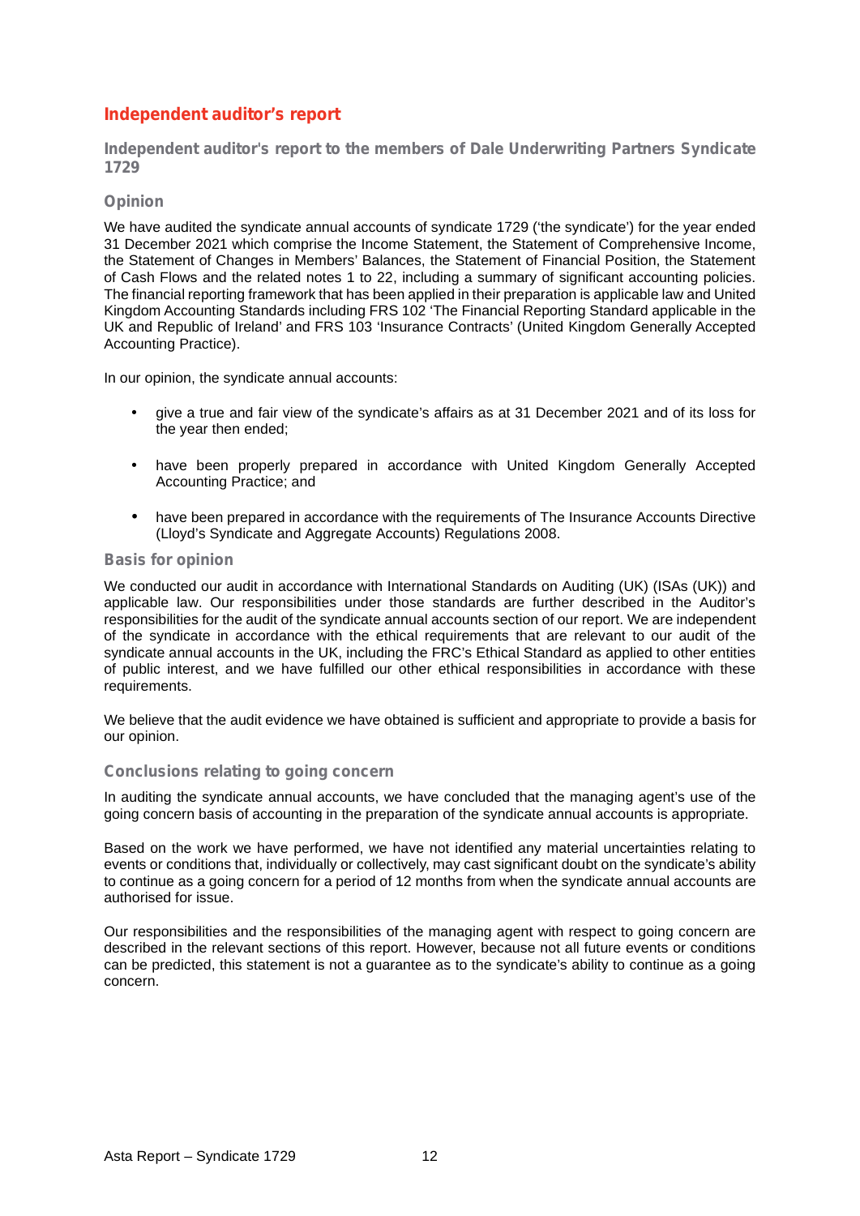# Independent auditor's report

## Independent auditor's report to the members of Dale Underwriting Partners Syndicate 1729

### Opinion

We have audited the syndicate annual accounts of syndicate 1729 ('the syndicate') for the year ended 31 December 2021 which comprise the Income Statement, the Statement of Comprehensive Income, the Statement of Changes in Members' Balances, the Statement of Financial Position, the Statement of Cash Flows and the related notes 1 to 22, including a summary of significant accounting policies. The financial reporting framework that has been applied in their preparation is applicable law and United Kingdom Accounting Standards including FRS 102 'The Financial Reporting Standard applicable in the UK and Republic of Ireland' and FRS 103 'Insurance Contracts' (United Kingdom Generally Accepted Accounting Practice).

In our opinion, the syndicate annual accounts:

- give a true and fair view of the syndicate's affairs as at 31 December 2021 and of its loss for the year then ended;
- have been properly prepared in accordance with United Kingdom Generally Accepted Accounting Practice; and
- have been prepared in accordance with the requirements of The Insurance Accounts Directive (Lloyd's Syndicate and Aggregate Accounts) Regulations 2008.

### Basis for opinion

We conducted our audit in accordance with International Standards on Auditing (UK) (ISAs (UK)) and applicable law. Our responsibilities under those standards are further described in the Auditor's responsibilities for the audit of the syndicate annual accounts section of our report. We are independent of the syndicate in accordance with the ethical requirements that are relevant to our audit of the syndicate annual accounts in the UK, including the FRC's Ethical Standard as applied to other entities of public interest, and we have fulfilled our other ethical responsibilities in accordance with these requirements.

We believe that the audit evidence we have obtained is sufficient and appropriate to provide a basis for our opinion.

### Conclusions relating to going concern

In auditing the syndicate annual accounts, we have concluded that the managing agent's use of the going concern basis of accounting in the preparation of the syndicate annual accounts is appropriate.

Based on the work we have performed, we have not identified any material uncertainties relating to events or conditions that, individually or collectively, may cast significant doubt on the syndicate's ability to continue as a going concern for a period of 12 months from when the syndicate annual accounts are authorised for issue.

Our responsibilities and the responsibilities of the managing agent with respect to going concern are described in the relevant sections of this report. However, because not all future events or conditions can be predicted, this statement is not a guarantee as to the syndicate's ability to continue as a going concern.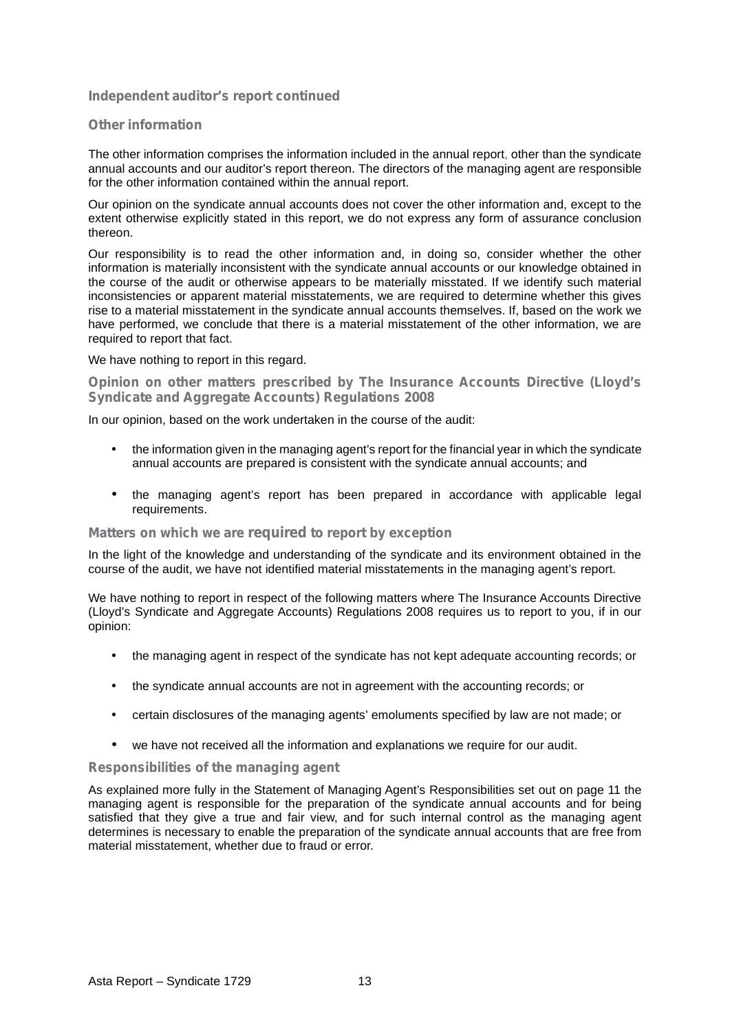## Independent auditor's report continued

### Other information

The other information comprises the information included in the annual report, other than the syndicate annual accounts and our auditor's report thereon. The directors of the managing agent are responsible for the other information contained within the annual report.

Our opinion on the syndicate annual accounts does not cover the other information and, except to the extent otherwise explicitly stated in this report, we do not express any form of assurance conclusion thereon.

Our responsibility is to read the other information and, in doing so, consider whether the other information is materially inconsistent with the syndicate annual accounts or our knowledge obtained in the course of the audit or otherwise appears to be materially misstated. If we identify such material inconsistencies or apparent material misstatements, we are required to determine whether this gives rise to a material misstatement in the syndicate annual accounts themselves. If, based on the work we have performed, we conclude that there is a material misstatement of the other information, we are required to report that fact.

We have nothing to report in this regard.

### Opinion on other matters prescribed by The Insurance Accounts Directive (Lloyd's Syndicate and Aggregate Accounts) Regulations 2008

In our opinion, based on the work undertaken in the course of the audit:

- the information given in the managing agent's report for the financial year in which the syndicate annual accounts are prepared is consistent with the syndicate annual accounts; and
- the managing agent's report has been prepared in accordance with applicable legal requirements.

### Matters on which we are required to report by exception

In the light of the knowledge and understanding of the syndicate and its environment obtained in the course of the audit, we have not identified material misstatements in the managing agent's report.

We have nothing to report in respect of the following matters where The Insurance Accounts Directive (Lloyd's Syndicate and Aggregate Accounts) Regulations 2008 requires us to report to you, if in our opinion:

- the managing agent in respect of the syndicate has not kept adequate accounting records; or
- the syndicate annual accounts are not in agreement with the accounting records; or
- certain disclosures of the managing agents' emoluments specified by law are not made; or
- we have not received all the information and explanations we require for our audit.

### Responsibilities of the managing agent

As explained more fully in the Statement of Managing Agent's Responsibilities set out on page 11 the managing agent is responsible for the preparation of the syndicate annual accounts and for being satisfied that they give a true and fair view, and for such internal control as the managing agent determines is necessary to enable the preparation of the syndicate annual accounts that are free from material misstatement, whether due to fraud or error.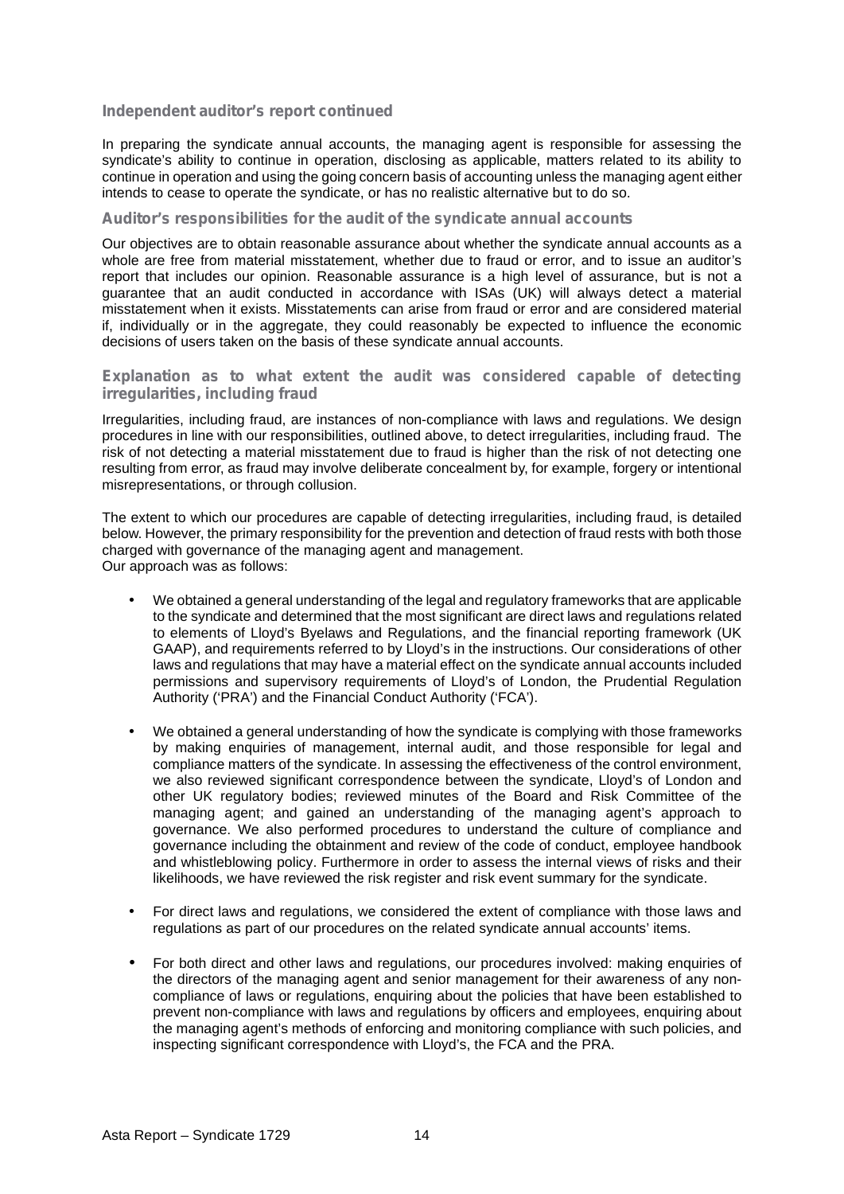## Independent auditor's report continued

In preparing the syndicate annual accounts, the managing agent is responsible for assessing the syndicate's ability to continue in operation, disclosing as applicable, matters related to its ability to continue in operation and using the going concern basis of accounting unless the managing agent either intends to cease to operate the syndicate, or has no realistic alternative but to do so.

## Auditor's responsibilities for the audit of the syndicate annual accounts

Our objectives are to obtain reasonable assurance about whether the syndicate annual accounts as a whole are free from material misstatement, whether due to fraud or error, and to issue an auditor's report that includes our opinion. Reasonable assurance is a high level of assurance, but is not a guarantee that an audit conducted in accordance with ISAs (UK) will always detect a material misstatement when it exists. Misstatements can arise from fraud or error and are considered material if, individually or in the aggregate, they could reasonably be expected to influence the economic decisions of users taken on the basis of these syndicate annual accounts.

## Explanation as to what extent the audit was considered capable of detecting irregularities, including fraud

Irregularities, including fraud, are instances of non-compliance with laws and regulations. We design procedures in line with our responsibilities, outlined above, to detect irregularities, including fraud. The risk of not detecting a material misstatement due to fraud is higher than the risk of not detecting one resulting from error, as fraud may involve deliberate concealment by, for example, forgery or intentional misrepresentations, or through collusion.

The extent to which our procedures are capable of detecting irregularities, including fraud, is detailed below. However, the primary responsibility for the prevention and detection of fraud rests with both those charged with governance of the managing agent and management.
Our approach was as follows:

- We obtained a general understanding of the legal and regulatory frameworks that are applicable to the syndicate and determined that the most significant are direct laws and regulations related to elements of Lloyd's Byelaws and Regulations, and the financial reporting framework (UK GAAP), and requirements referred to by Lloyd's in the instructions. Our considerations of other laws and regulations that may have a material effect on the syndicate annual accounts included permissions and supervisory requirements of Lloyd's of London, the Prudential Regulation Authority ('PRA') and the Financial Conduct Authority ('FCA').

- We obtained a general understanding of how the syndicate is complying with those frameworks by making enquiries of management, internal audit, and those responsible for legal and compliance matters of the syndicate. In assessing the effectiveness of the control environment, we also reviewed significant correspondence between the syndicate, Lloyd's of London and other UK regulatory bodies; reviewed minutes of the Board and Risk Committee of the managing agent; and gained an understanding of the managing agent's approach to governance. We also performed procedures to understand the culture of compliance and governance including the obtainment and review of the code of conduct, employee handbook and whistleblowing policy. Furthermore in order to assess the internal views of risks and their likelihoods, we have reviewed the risk register and risk event summary for the syndicate.

- For direct laws and regulations, we considered the extent of compliance with those laws and regulations as part of our procedures on the related syndicate annual accounts' items.

- For both direct and other laws and regulations, our procedures involved: making enquiries of the directors of the managing agent and senior management for their awareness of any non-compliance of laws or regulations, enquiring about the policies that have been established to prevent non-compliance with laws and regulations by officers and employees, enquiring about the managing agent's methods of enforcing and monitoring compliance with such policies, and inspecting significant correspondence with Lloyd's, the FCA and the PRA.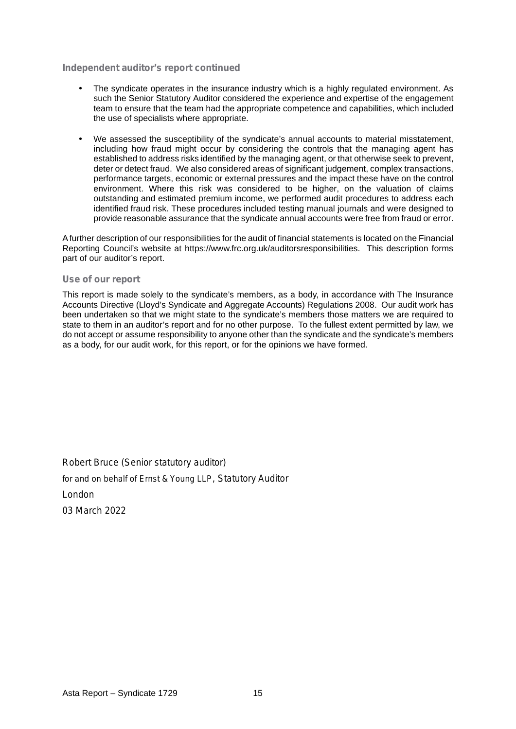## Independent auditor's report continued

- The syndicate operates in the insurance industry which is a highly regulated environment. As such the Senior Statutory Auditor considered the experience and expertise of the engagement team to ensure that the team had the appropriate competence and capabilities, which included the use of specialists where appropriate.

- We assessed the susceptibility of the syndicate's annual accounts to material misstatement, including how fraud might occur by considering the controls that the managing agent has established to address risks identified by the managing agent, or that otherwise seek to prevent, deter or detect fraud. We also considered areas of significant judgement, complex transactions, performance targets, economic or external pressures and the impact these have on the control environment. Where this risk was considered to be higher, on the valuation of claims outstanding and estimated premium income, we performed audit procedures to address each identified fraud risk. These procedures included testing manual journals and were designed to provide reasonable assurance that the syndicate annual accounts were free from fraud or error.

A further description of our responsibilities for the audit of financial statements is located on the Financial Reporting Council's website at https://www.frc.org.uk/auditorsresponsibilities. This description forms part of our auditor's report.

## Use of our report

This report is made solely to the syndicate's members, as a body, in accordance with The Insurance Accounts Directive (Lloyd's Syndicate and Aggregate Accounts) Regulations 2008. Our audit work has been undertaken so that we might state to the syndicate's members those matters we are required to state to them in an auditor's report and for no other purpose. To the fullest extent permitted by law, we do not accept or assume responsibility to anyone other than the syndicate and the syndicate's members as a body, for our audit work, for this report, or for the opinions we have formed.

Robert Bruce (Senior statutory auditor)

for and on behalf of Ernst & Young LLP, Statutory Auditor

London

03 March 2022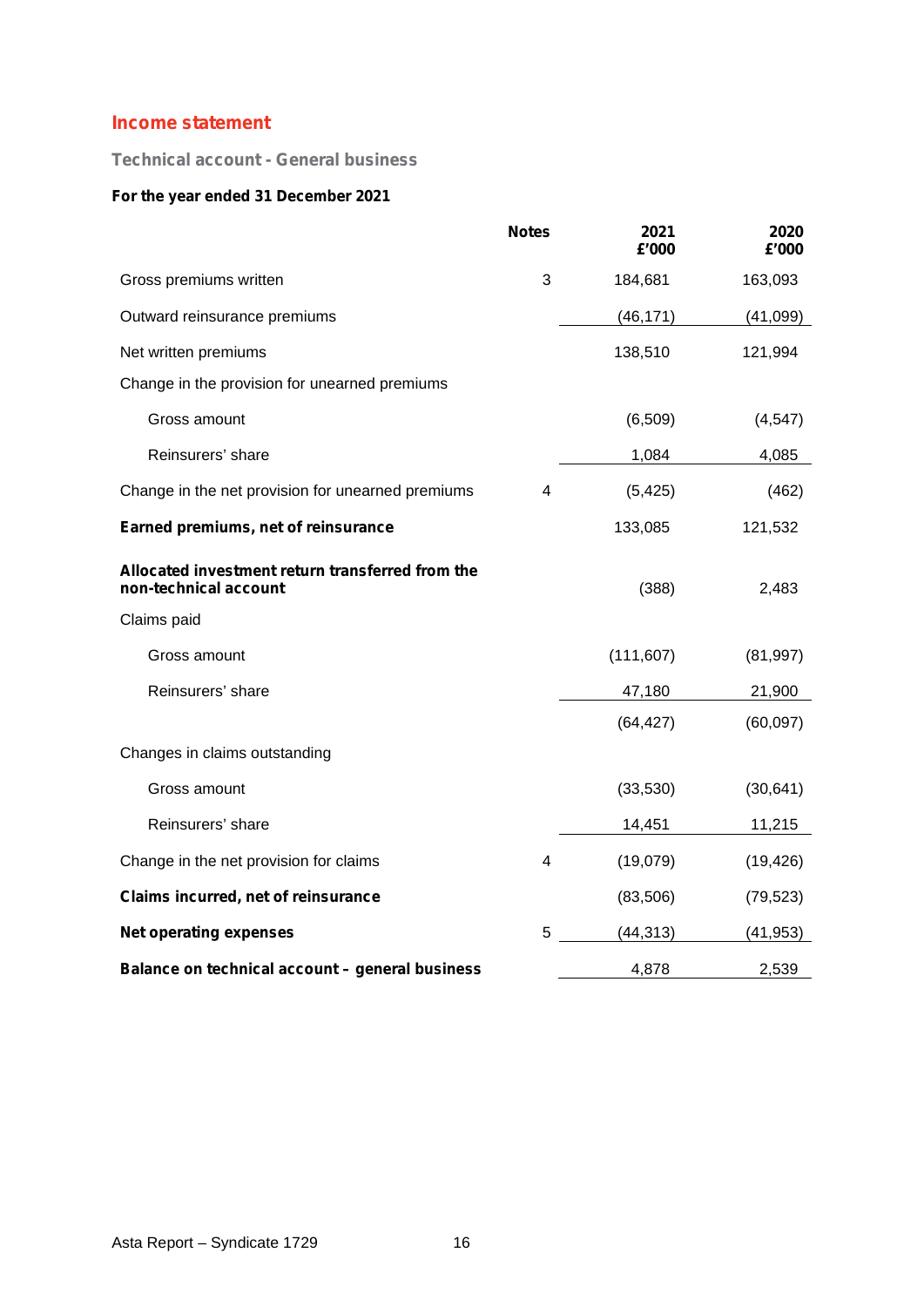# Income statement

## Technical account - General business

**For the year ended 31 December 2021**

| | Notes | 2021 £'000 | 2020 £'000 |
|---|---|---|---|
| Gross premiums written | 3 | 184,681 | 163,093 |
| Outward reinsurance premiums | | (46,171) | (41,099) |
| Net written premiums | | 138,510 | 121,994 |
| Change in the provision for unearned premiums | | | |
| Gross amount | | (6,509) | (4,547) |
| Reinsurers' share | | 1,084 | 4,085 |
| Change in the net provision for unearned premiums | 4 | (5,425) | (462) |
| **Earned premiums, net of reinsurance** | | 133,085 | 121,532 |
| **Allocated investment return transferred from the non-technical account** | | (388) | 2,483 |
| Claims paid | | | |
| Gross amount | | (111,607) | (81,997) |
| Reinsurers' share | | 47,180 | 21,900 |
| | | (64,427) | (60,097) |
| Changes in claims outstanding | | | |
| Gross amount | | (33,530) | (30,641) |
| Reinsurers' share | | 14,451 | 11,215 |
| Change in the net provision for claims | 4 | (19,079) | (19,426) |
| **Claims incurred, net of reinsurance** | | (83,506) | (79,523) |
| **Net operating expenses** | 5 | (44,313) | (41,953) |
| **Balance on technical account – general business** | | 4,878 | 2,539 |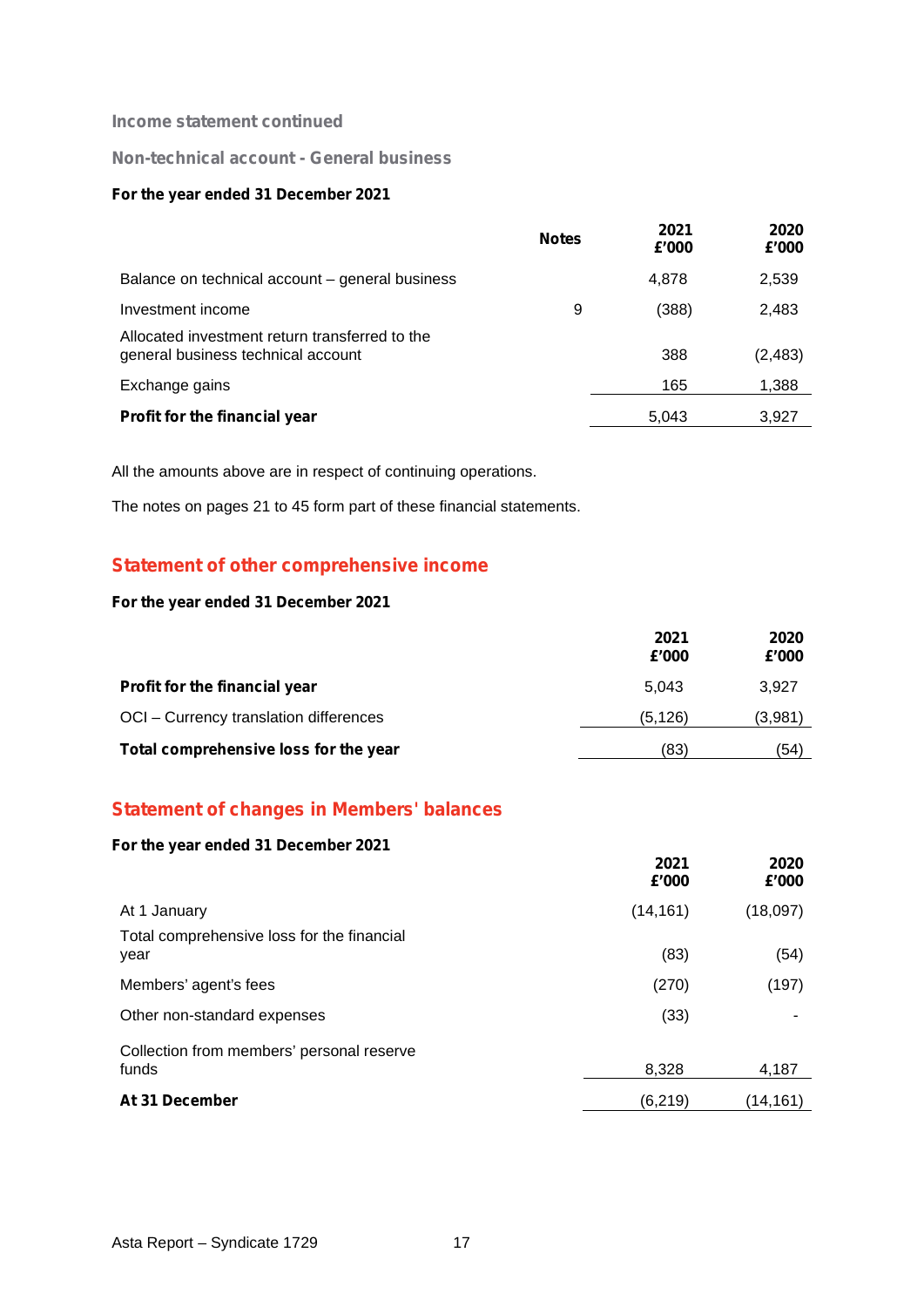## Income statement continued

### Non-technical account - General business

**For the year ended 31 December 2021**

| | Notes | 2021 £'000 | 2020 £'000 |
|---|---|---|---|
| Balance on technical account – general business | | 4,878 | 2,539 |
| Investment income | 9 | (388) | 2,483 |
| Allocated investment return transferred to the general business technical account | | 388 | (2,483) |
| Exchange gains | | 165 | 1,388 |
| **Profit for the financial year** | | 5,043 | 3,927 |

All the amounts above are in respect of continuing operations.

The notes on pages 21 to 45 form part of these financial statements.

## Statement of other comprehensive income

**For the year ended 31 December 2021**

| | 2021 £'000 | 2020 £'000 |
|---|---|---|
| **Profit for the financial year** | 5,043 | 3,927 |
| OCI – Currency translation differences | (5,126) | (3,981) |
| **Total comprehensive loss for the year** | (83) | (54) |

## Statement of changes in Members' balances

**For the year ended 31 December 2021**

| | 2021 £'000 | 2020 £'000 |
|---|---|---|
| At 1 January | (14,161) | (18,097) |
| Total comprehensive loss for the financial year | (83) | (54) |
| Members' agent's fees | (270) | (197) |
| Other non-standard expenses | (33) | - |
| Collection from members' personal reserve funds | 8,328 | 4,187 |
| **At 31 December** | (6,219) | (14,161) |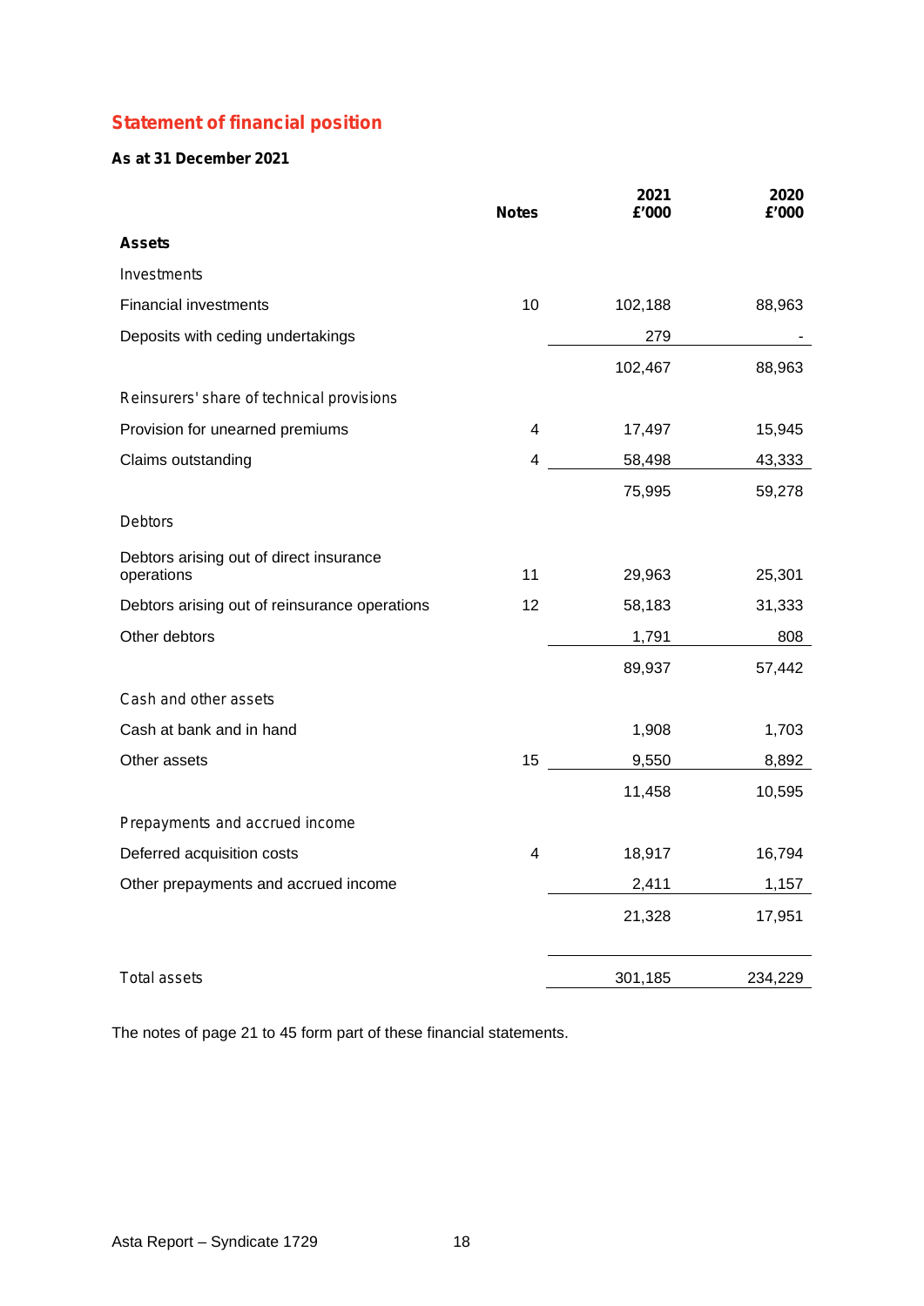## Statement of financial position

**As at 31 December 2021**

| | Notes | 2021 £'000 | 2020 £'000 |
|---|---|---|---|
| **Assets** | | | |
| Investments | | | |
| Financial investments | 10 | 102,188 | 88,963 |
| Deposits with ceding undertakings | | 279 | - |
| | | 102,467 | 88,963 |
| Reinsurers' share of technical provisions | | | |
| Provision for unearned premiums | 4 | 17,497 | 15,945 |
| Claims outstanding | 4 | 58,498 | 43,333 |
| | | 75,995 | 59,278 |
| Debtors | | | |
| Debtors arising out of direct insurance operations | 11 | 29,963 | 25,301 |
| Debtors arising out of reinsurance operations | 12 | 58,183 | 31,333 |
| Other debtors | | 1,791 | 808 |
| | | 89,937 | 57,442 |
| Cash and other assets | | | |
| Cash at bank and in hand | | 1,908 | 1,703 |
| Other assets | 15 | 9,550 | 8,892 |
| | | 11,458 | 10,595 |
| Prepayments and accrued income | | | |
| Deferred acquisition costs | 4 | 18,917 | 16,794 |
| Other prepayments and accrued income | | 2,411 | 1,157 |
| | | 21,328 | 17,951 |
| Total assets | | 301,185 | 234,229 |

The notes of page 21 to 45 form part of these financial statements.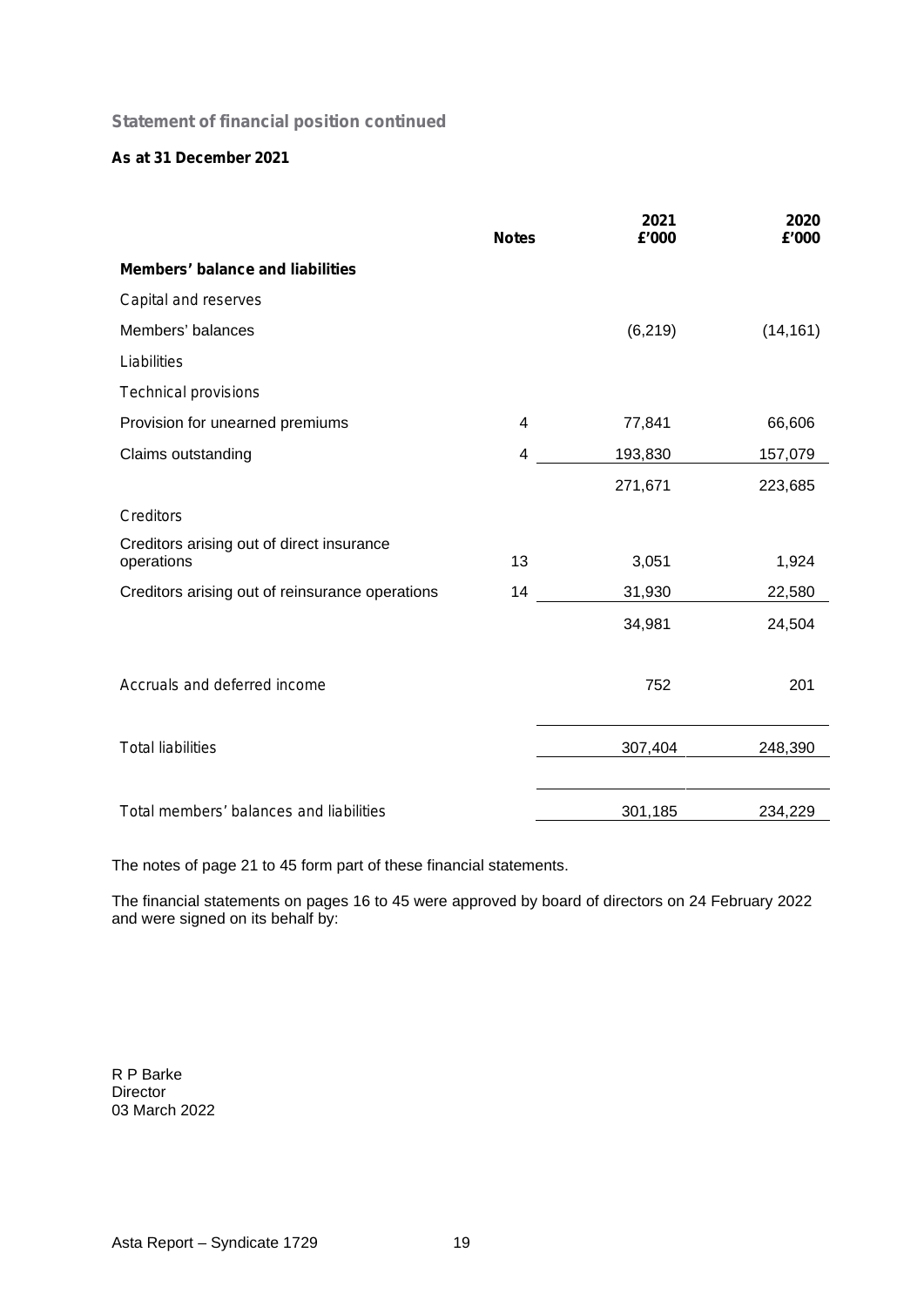## Statement of financial position continued

**As at 31 December 2021**

| | Notes | 2021 £'000 | 2020 £'000 |
|---|---|---|---|
| **Members' balance and liabilities** | | | |
| Capital and reserves | | | |
| Members' balances | | (6,219) | (14,161) |
| Liabilities | | | |
| Technical provisions | | | |
| Provision for unearned premiums | 4 | 77,841 | 66,606 |
| Claims outstanding | 4 | 193,830 | 157,079 |
| | | 271,671 | 223,685 |
| Creditors | | | |
| Creditors arising out of direct insurance operations | 13 | 3,051 | 1,924 |
| Creditors arising out of reinsurance operations | 14 | 31,930 | 22,580 |
| | | 34,981 | 24,504 |
| Accruals and deferred income | | 752 | 201 |
| Total liabilities | | 307,404 | 248,390 |
| Total members' balances and liabilities | | 301,185 | 234,229 |

The notes of page 21 to 45 form part of these financial statements.

The financial statements on pages 16 to 45 were approved by board of directors on 24 February 2022 and were signed on its behalf by:

R P Barke  
Director  
03 March 2022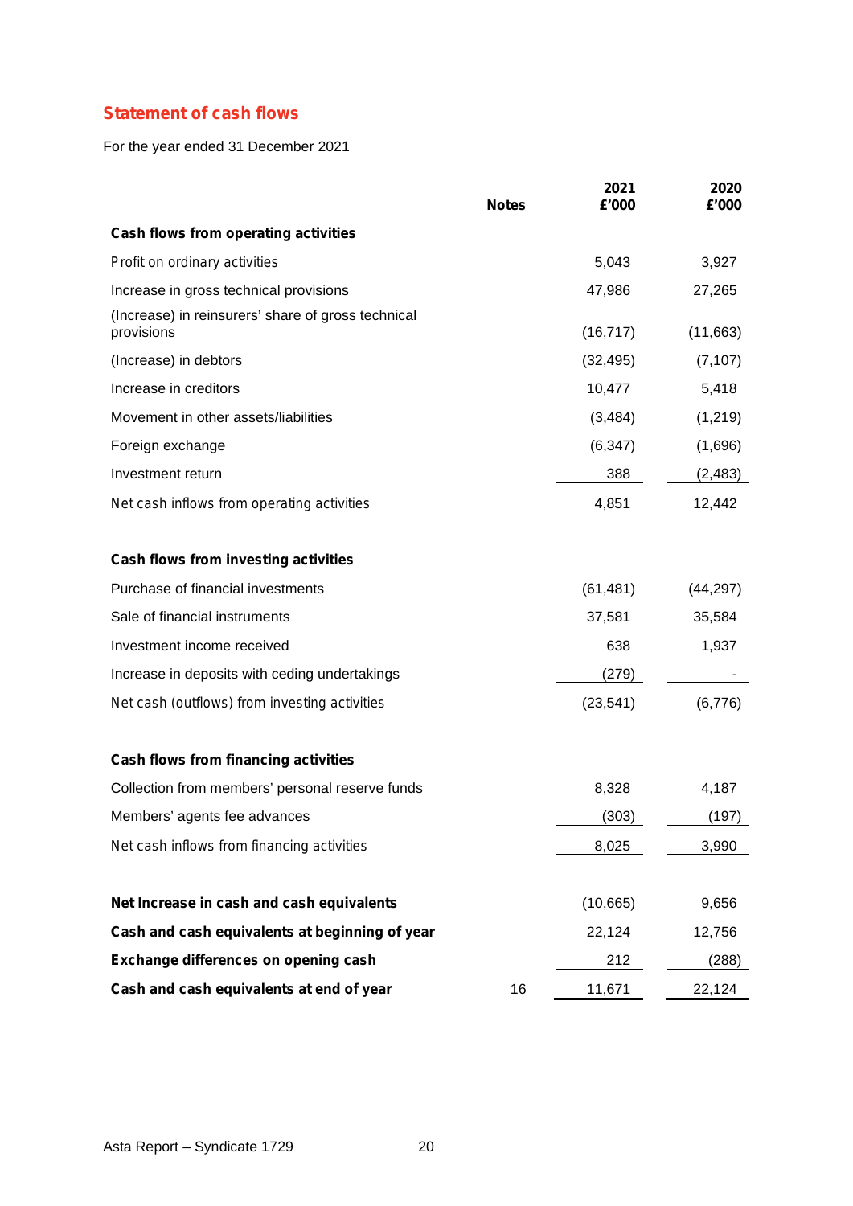## Statement of cash flows

For the year ended 31 December 2021

| | Notes | 2021 £'000 | 2020 £'000 |
|---|---|---|---|
| **Cash flows from operating activities** | | | |
| Profit on ordinary activities | | 5,043 | 3,927 |
| Increase in gross technical provisions | | 47,986 | 27,265 |
| (Increase) in reinsurers' share of gross technical provisions | | (16,717) | (11,663) |
| (Increase) in debtors | | (32,495) | (7,107) |
| Increase in creditors | | 10,477 | 5,418 |
| Movement in other assets/liabilities | | (3,484) | (1,219) |
| Foreign exchange | | (6,347) | (1,696) |
| Investment return | | 388 | (2,483) |
| Net cash inflows from operating activities | | 4,851 | 12,442 |
| | | | |
| **Cash flows from investing activities** | | | |
| Purchase of financial investments | | (61,481) | (44,297) |
| Sale of financial instruments | | 37,581 | 35,584 |
| Investment income received | | 638 | 1,937 |
| Increase in deposits with ceding undertakings | | (279) | - |
| Net cash (outflows) from investing activities | | (23,541) | (6,776) |
| | | | |
| **Cash flows from financing activities** | | | |
| Collection from members' personal reserve funds | | 8,328 | 4,187 |
| Members' agents fee advances | | (303) | (197) |
| Net cash inflows from financing activities | | 8,025 | 3,990 |
| | | | |
| **Net Increase in cash and cash equivalents** | | (10,665) | 9,656 |
| **Cash and cash equivalents at beginning of year** | | 22,124 | 12,756 |
| **Exchange differences on opening cash** | | 212 | (288) |
| **Cash and cash equivalents at end of year** | 16 | 11,671 | 22,124 |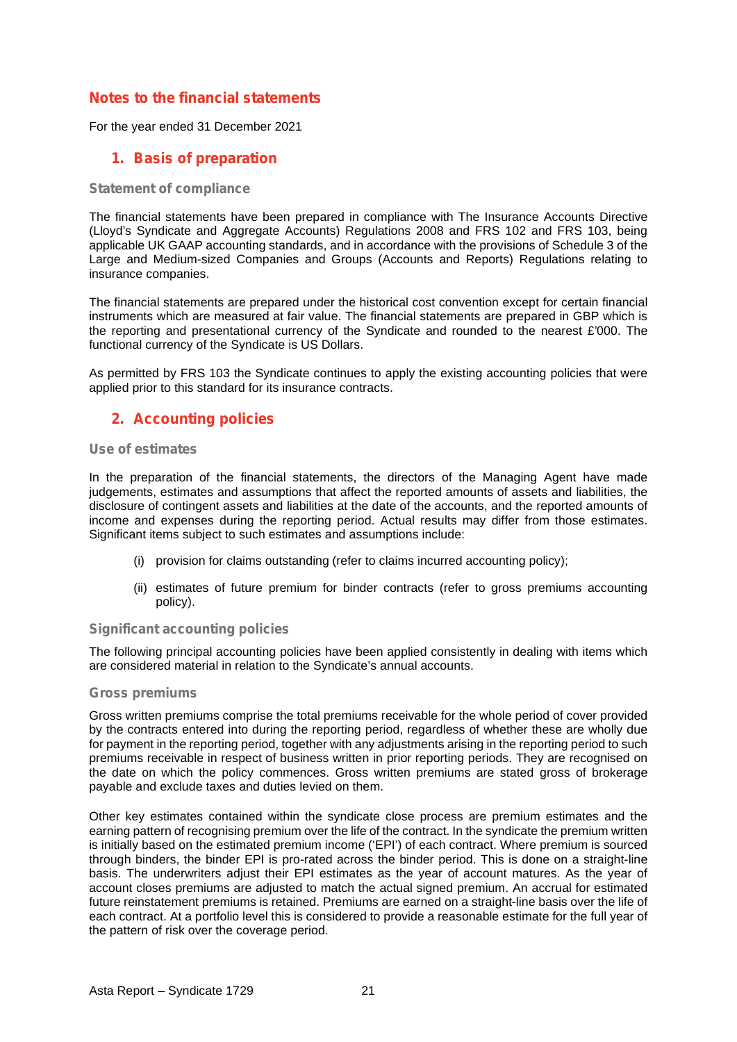# Notes to the financial statements

For the year ended 31 December 2021

## 1. Basis of preparation

### Statement of compliance

The financial statements have been prepared in compliance with The Insurance Accounts Directive (Lloyd's Syndicate and Aggregate Accounts) Regulations 2008 and FRS 102 and FRS 103, being applicable UK GAAP accounting standards, and in accordance with the provisions of Schedule 3 of the Large and Medium-sized Companies and Groups (Accounts and Reports) Regulations relating to insurance companies.

The financial statements are prepared under the historical cost convention except for certain financial instruments which are measured at fair value. The financial statements are prepared in GBP which is the reporting and presentational currency of the Syndicate and rounded to the nearest £'000. The functional currency of the Syndicate is US Dollars.

As permitted by FRS 103 the Syndicate continues to apply the existing accounting policies that were applied prior to this standard for its insurance contracts.

## 2. Accounting policies

### Use of estimates

In the preparation of the financial statements, the directors of the Managing Agent have made judgements, estimates and assumptions that affect the reported amounts of assets and liabilities, the disclosure of contingent assets and liabilities at the date of the accounts, and the reported amounts of income and expenses during the reporting period. Actual results may differ from those estimates. Significant items subject to such estimates and assumptions include:

(i) provision for claims outstanding (refer to claims incurred accounting policy);

(ii) estimates of future premium for binder contracts (refer to gross premiums accounting policy).

### Significant accounting policies

The following principal accounting policies have been applied consistently in dealing with items which are considered material in relation to the Syndicate's annual accounts.

### Gross premiums

Gross written premiums comprise the total premiums receivable for the whole period of cover provided by the contracts entered into during the reporting period, regardless of whether these are wholly due for payment in the reporting period, together with any adjustments arising in the reporting period to such premiums receivable in respect of business written in prior reporting periods. They are recognised on the date on which the policy commences. Gross written premiums are stated gross of brokerage payable and exclude taxes and duties levied on them.

Other key estimates contained within the syndicate close process are premium estimates and the earning pattern of recognising premium over the life of the contract. In the syndicate the premium written is initially based on the estimated premium income ('EPI') of each contract. Where premium is sourced through binders, the binder EPI is pro-rated across the binder period. This is done on a straight-line basis. The underwriters adjust their EPI estimates as the year of account matures. As the year of account closes premiums are adjusted to match the actual signed premium. An accrual for estimated future reinstatement premiums is retained. Premiums are earned on a straight-line basis over the life of each contract. At a portfolio level this is considered to provide a reasonable estimate for the full year of the pattern of risk over the coverage period.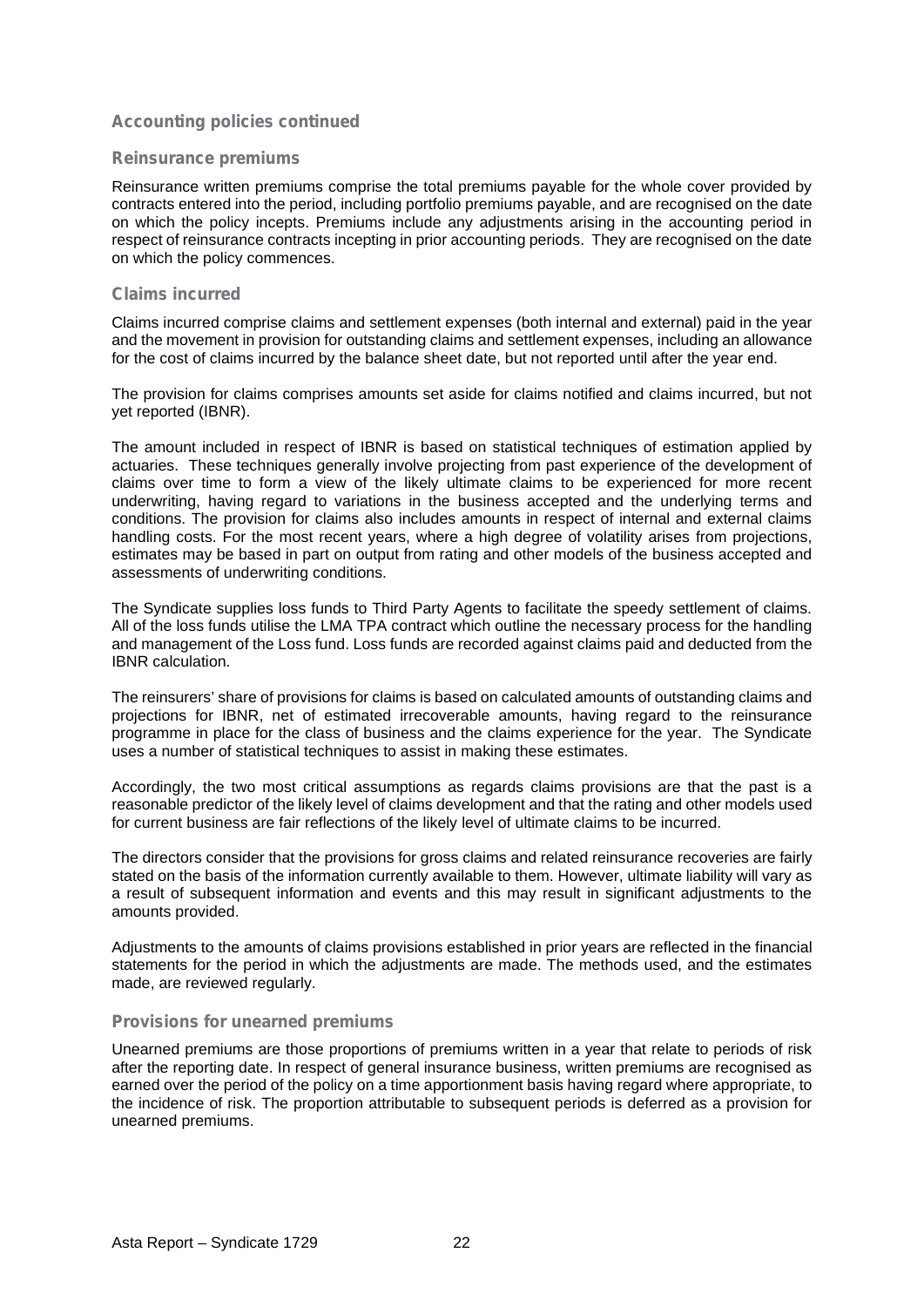## Accounting policies continued

### Reinsurance premiums

Reinsurance written premiums comprise the total premiums payable for the whole cover provided by contracts entered into the period, including portfolio premiums payable, and are recognised on the date on which the policy incepts. Premiums include any adjustments arising in the accounting period in respect of reinsurance contracts incepting in prior accounting periods. They are recognised on the date on which the policy commences.

### Claims incurred

Claims incurred comprise claims and settlement expenses (both internal and external) paid in the year and the movement in provision for outstanding claims and settlement expenses, including an allowance for the cost of claims incurred by the balance sheet date, but not reported until after the year end.

The provision for claims comprises amounts set aside for claims notified and claims incurred, but not yet reported (IBNR).

The amount included in respect of IBNR is based on statistical techniques of estimation applied by actuaries. These techniques generally involve projecting from past experience of the development of claims over time to form a view of the likely ultimate claims to be experienced for more recent underwriting, having regard to variations in the business accepted and the underlying terms and conditions. The provision for claims also includes amounts in respect of internal and external claims handling costs. For the most recent years, where a high degree of volatility arises from projections, estimates may be based in part on output from rating and other models of the business accepted and assessments of underwriting conditions.

The Syndicate supplies loss funds to Third Party Agents to facilitate the speedy settlement of claims. All of the loss funds utilise the LMA TPA contract which outline the necessary process for the handling and management of the Loss fund. Loss funds are recorded against claims paid and deducted from the IBNR calculation.

The reinsurers' share of provisions for claims is based on calculated amounts of outstanding claims and projections for IBNR, net of estimated irrecoverable amounts, having regard to the reinsurance programme in place for the class of business and the claims experience for the year. The Syndicate uses a number of statistical techniques to assist in making these estimates.

Accordingly, the two most critical assumptions as regards claims provisions are that the past is a reasonable predictor of the likely level of claims development and that the rating and other models used for current business are fair reflections of the likely level of ultimate claims to be incurred.

The directors consider that the provisions for gross claims and related reinsurance recoveries are fairly stated on the basis of the information currently available to them. However, ultimate liability will vary as a result of subsequent information and events and this may result in significant adjustments to the amounts provided.

Adjustments to the amounts of claims provisions established in prior years are reflected in the financial statements for the period in which the adjustments are made. The methods used, and the estimates made, are reviewed regularly.

### Provisions for unearned premiums

Unearned premiums are those proportions of premiums written in a year that relate to periods of risk after the reporting date. In respect of general insurance business, written premiums are recognised as earned over the period of the policy on a time apportionment basis having regard where appropriate, to the incidence of risk. The proportion attributable to subsequent periods is deferred as a provision for unearned premiums.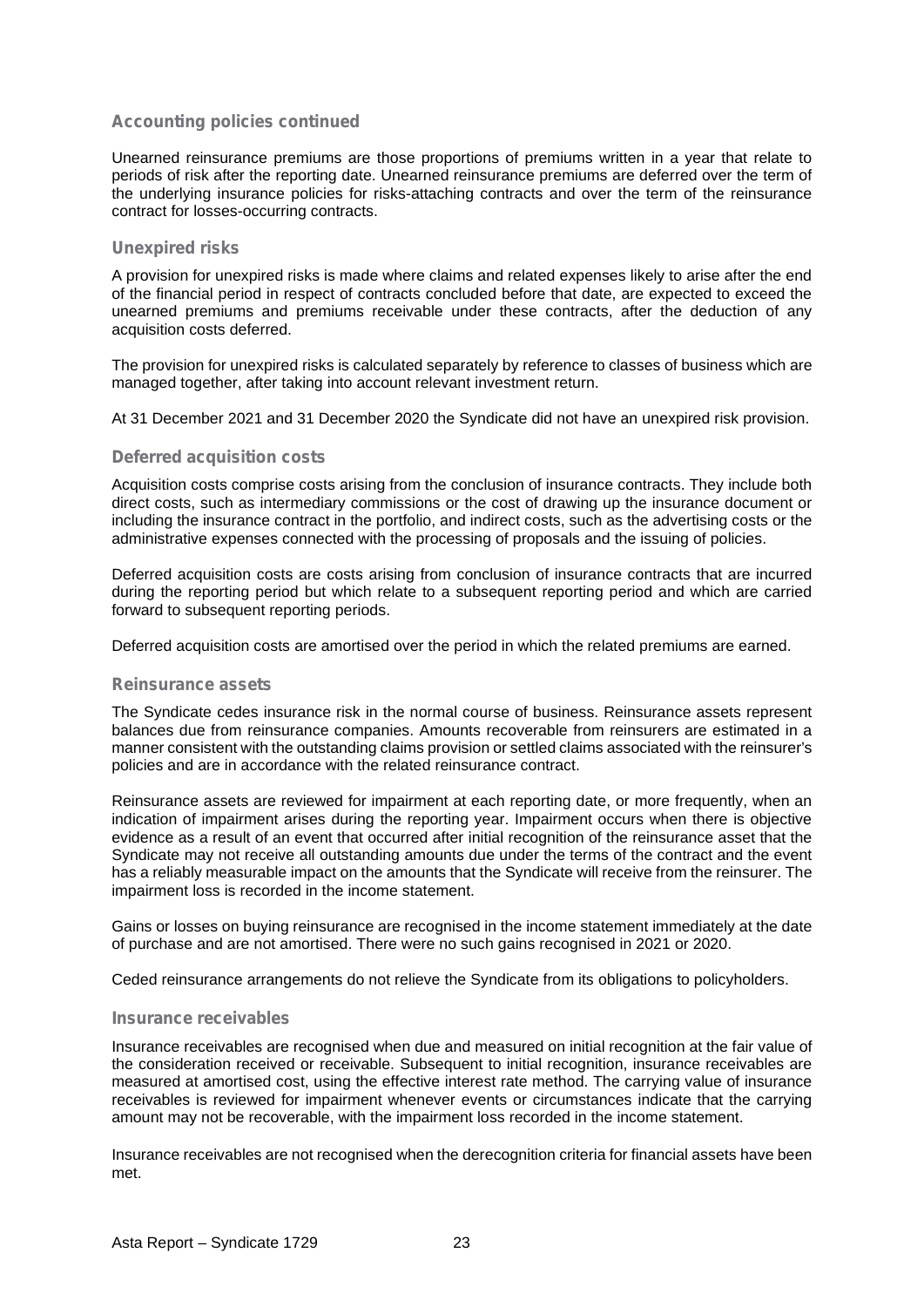## Accounting policies continued

Unearned reinsurance premiums are those proportions of premiums written in a year that relate to periods of risk after the reporting date. Unearned reinsurance premiums are deferred over the term of the underlying insurance policies for risks-attaching contracts and over the term of the reinsurance contract for losses-occurring contracts.

### Unexpired risks

A provision for unexpired risks is made where claims and related expenses likely to arise after the end of the financial period in respect of contracts concluded before that date, are expected to exceed the unearned premiums and premiums receivable under these contracts, after the deduction of any acquisition costs deferred.

The provision for unexpired risks is calculated separately by reference to classes of business which are managed together, after taking into account relevant investment return.

At 31 December 2021 and 31 December 2020 the Syndicate did not have an unexpired risk provision.

### Deferred acquisition costs

Acquisition costs comprise costs arising from the conclusion of insurance contracts. They include both direct costs, such as intermediary commissions or the cost of drawing up the insurance document or including the insurance contract in the portfolio, and indirect costs, such as the advertising costs or the administrative expenses connected with the processing of proposals and the issuing of policies.

Deferred acquisition costs are costs arising from conclusion of insurance contracts that are incurred during the reporting period but which relate to a subsequent reporting period and which are carried forward to subsequent reporting periods.

Deferred acquisition costs are amortised over the period in which the related premiums are earned.

### Reinsurance assets

The Syndicate cedes insurance risk in the normal course of business. Reinsurance assets represent balances due from reinsurance companies. Amounts recoverable from reinsurers are estimated in a manner consistent with the outstanding claims provision or settled claims associated with the reinsurer's policies and are in accordance with the related reinsurance contract.

Reinsurance assets are reviewed for impairment at each reporting date, or more frequently, when an indication of impairment arises during the reporting year. Impairment occurs when there is objective evidence as a result of an event that occurred after initial recognition of the reinsurance asset that the Syndicate may not receive all outstanding amounts due under the terms of the contract and the event has a reliably measurable impact on the amounts that the Syndicate will receive from the reinsurer. The impairment loss is recorded in the income statement.

Gains or losses on buying reinsurance are recognised in the income statement immediately at the date of purchase and are not amortised. There were no such gains recognised in 2021 or 2020.

Ceded reinsurance arrangements do not relieve the Syndicate from its obligations to policyholders.

### Insurance receivables

Insurance receivables are recognised when due and measured on initial recognition at the fair value of the consideration received or receivable. Subsequent to initial recognition, insurance receivables are measured at amortised cost, using the effective interest rate method. The carrying value of insurance receivables is reviewed for impairment whenever events or circumstances indicate that the carrying amount may not be recoverable, with the impairment loss recorded in the income statement.

Insurance receivables are not recognised when the derecognition criteria for financial assets have been met.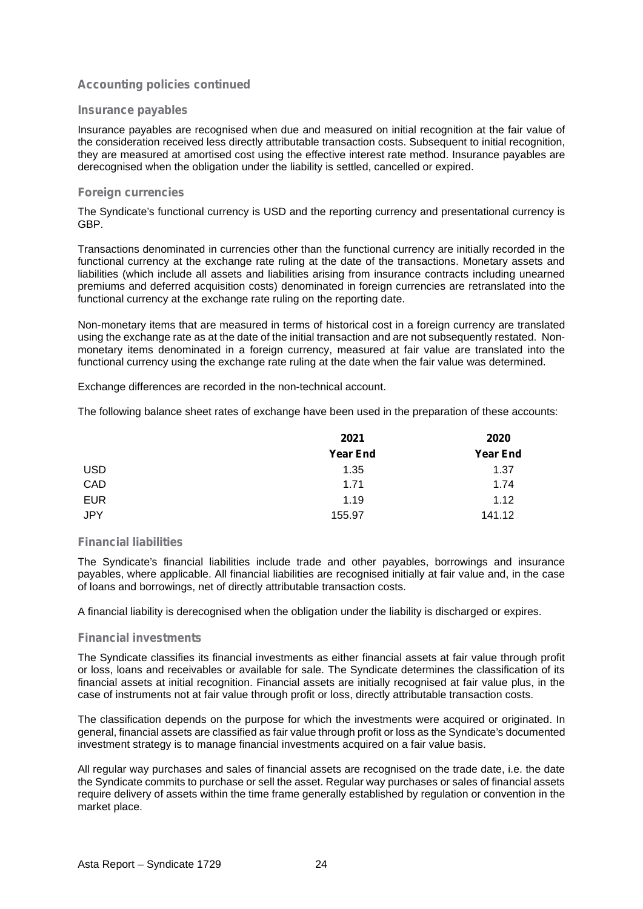## Accounting policies continued

### Insurance payables

Insurance payables are recognised when due and measured on initial recognition at the fair value of the consideration received less directly attributable transaction costs. Subsequent to initial recognition, they are measured at amortised cost using the effective interest rate method. Insurance payables are derecognised when the obligation under the liability is settled, cancelled or expired.

### Foreign currencies

The Syndicate's functional currency is USD and the reporting currency and presentational currency is GBP.

Transactions denominated in currencies other than the functional currency are initially recorded in the functional currency at the exchange rate ruling at the date of the transactions. Monetary assets and liabilities (which include all assets and liabilities arising from insurance contracts including unearned premiums and deferred acquisition costs) denominated in foreign currencies are retranslated into the functional currency at the exchange rate ruling on the reporting date.

Non-monetary items that are measured in terms of historical cost in a foreign currency are translated using the exchange rate as at the date of the initial transaction and are not subsequently restated. Non-monetary items denominated in a foreign currency, measured at fair value are translated into the functional currency using the exchange rate ruling at the date when the fair value was determined.

Exchange differences are recorded in the non-technical account.

The following balance sheet rates of exchange have been used in the preparation of these accounts:

| | 2021 Year End | 2020 Year End |
|---|---|---|
| USD | 1.35 | 1.37 |
| CAD | 1.71 | 1.74 |
| EUR | 1.19 | 1.12 |
| JPY | 155.97 | 141.12 |

### Financial liabilities

The Syndicate's financial liabilities include trade and other payables, borrowings and insurance payables, where applicable. All financial liabilities are recognised initially at fair value and, in the case of loans and borrowings, net of directly attributable transaction costs.

A financial liability is derecognised when the obligation under the liability is discharged or expires.

### Financial investments

The Syndicate classifies its financial investments as either financial assets at fair value through profit or loss, loans and receivables or available for sale. The Syndicate determines the classification of its financial assets at initial recognition. Financial assets are initially recognised at fair value plus, in the case of instruments not at fair value through profit or loss, directly attributable transaction costs.

The classification depends on the purpose for which the investments were acquired or originated. In general, financial assets are classified as fair value through profit or loss as the Syndicate's documented investment strategy is to manage financial investments acquired on a fair value basis.

All regular way purchases and sales of financial assets are recognised on the trade date, i.e. the date the Syndicate commits to purchase or sell the asset. Regular way purchases or sales of financial assets require delivery of assets within the time frame generally established by regulation or convention in the market place.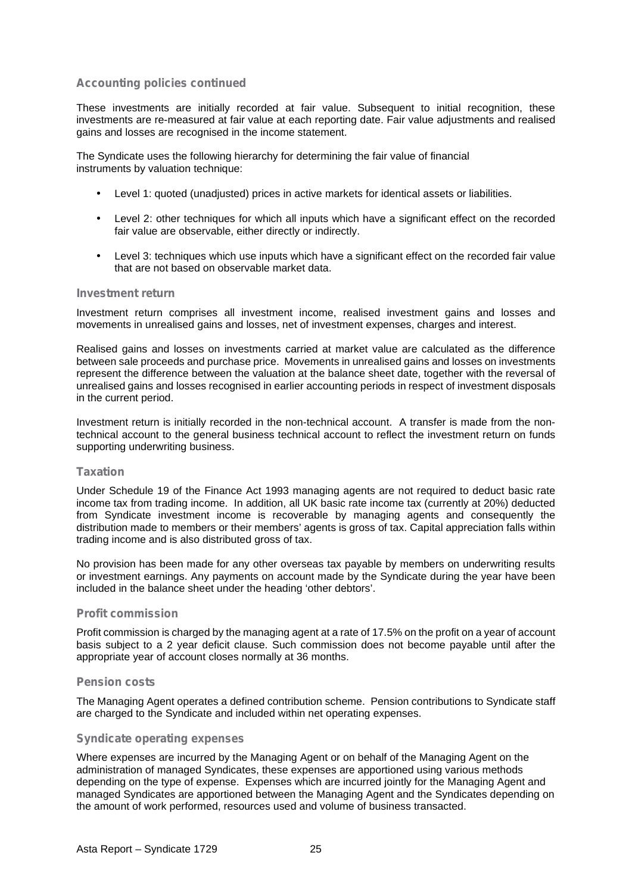## Accounting policies continued

These investments are initially recorded at fair value. Subsequent to initial recognition, these investments are re-measured at fair value at each reporting date. Fair value adjustments and realised gains and losses are recognised in the income statement.

The Syndicate uses the following hierarchy for determining the fair value of financial instruments by valuation technique:

- Level 1: quoted (unadjusted) prices in active markets for identical assets or liabilities.
- Level 2: other techniques for which all inputs which have a significant effect on the recorded fair value are observable, either directly or indirectly.
- Level 3: techniques which use inputs which have a significant effect on the recorded fair value that are not based on observable market data.

## Investment return

Investment return comprises all investment income, realised investment gains and losses and movements in unrealised gains and losses, net of investment expenses, charges and interest.

Realised gains and losses on investments carried at market value are calculated as the difference between sale proceeds and purchase price. Movements in unrealised gains and losses on investments represent the difference between the valuation at the balance sheet date, together with the reversal of unrealised gains and losses recognised in earlier accounting periods in respect of investment disposals in the current period.

Investment return is initially recorded in the non-technical account. A transfer is made from the non-technical account to the general business technical account to reflect the investment return on funds supporting underwriting business.

## Taxation

Under Schedule 19 of the Finance Act 1993 managing agents are not required to deduct basic rate income tax from trading income. In addition, all UK basic rate income tax (currently at 20%) deducted from Syndicate investment income is recoverable by managing agents and consequently the distribution made to members or their members' agents is gross of tax. Capital appreciation falls within trading income and is also distributed gross of tax.

No provision has been made for any other overseas tax payable by members on underwriting results or investment earnings. Any payments on account made by the Syndicate during the year have been included in the balance sheet under the heading 'other debtors'.

## Profit commission

Profit commission is charged by the managing agent at a rate of 17.5% on the profit on a year of account basis subject to a 2 year deficit clause. Such commission does not become payable until after the appropriate year of account closes normally at 36 months.

## Pension costs

The Managing Agent operates a defined contribution scheme. Pension contributions to Syndicate staff are charged to the Syndicate and included within net operating expenses.

## Syndicate operating expenses

Where expenses are incurred by the Managing Agent or on behalf of the Managing Agent on the administration of managed Syndicates, these expenses are apportioned using various methods depending on the type of expense. Expenses which are incurred jointly for the Managing Agent and managed Syndicates are apportioned between the Managing Agent and the Syndicates depending on the amount of work performed, resources used and volume of business transacted.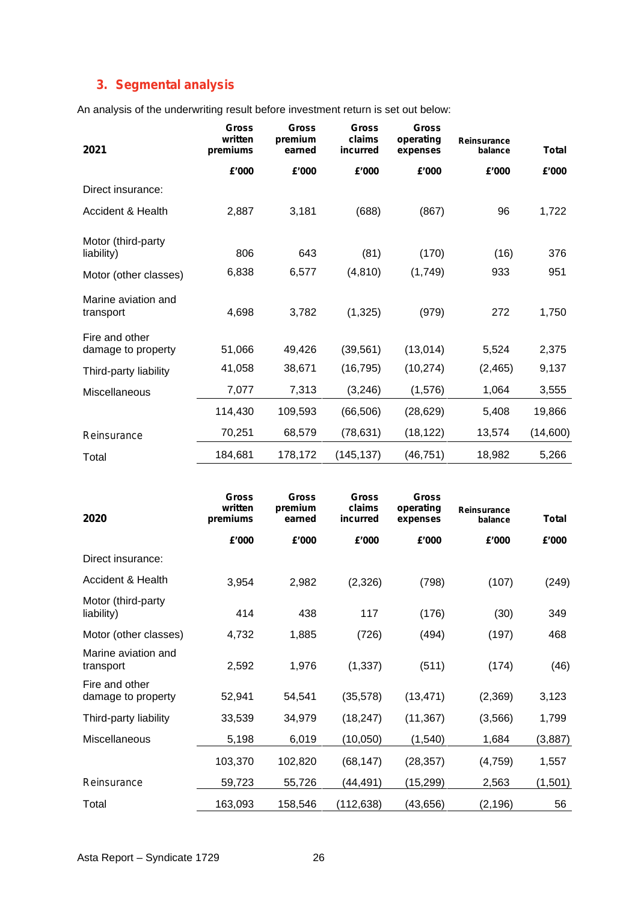## 3. Segmental analysis

An analysis of the underwriting result before investment return is set out below:

| 2021 | Gross written premiums | Gross premium earned | Gross claims incurred | Gross operating expenses | Reinsurance balance | Total |
|---|---|---|---|---|---|---|
| | £'000 | £'000 | £'000 | £'000 | £'000 | £'000 |
| Direct insurance: | | | | | | |
| Accident & Health | 2,887 | 3,181 | (688) | (867) | 96 | 1,722 |
| Motor (third-party liability) | 806 | 643 | (81) | (170) | (16) | 376 |
| Motor (other classes) | 6,838 | 6,577 | (4,810) | (1,749) | 933 | 951 |
| Marine aviation and transport | 4,698 | 3,782 | (1,325) | (979) | 272 | 1,750 |
| Fire and other damage to property | 51,066 | 49,426 | (39,561) | (13,014) | 5,524 | 2,375 |
| Third-party liability | 41,058 | 38,671 | (16,795) | (10,274) | (2,465) | 9,137 |
| Miscellaneous | 7,077 | 7,313 | (3,246) | (1,576) | 1,064 | 3,555 |
| | 114,430 | 109,593 | (66,506) | (28,629) | 5,408 | 19,866 |
| Reinsurance | 70,251 | 68,579 | (78,631) | (18,122) | 13,574 | (14,600) |
| Total | 184,681 | 178,172 | (145,137) | (46,751) | 18,982 | 5,266 |

| 2020 | Gross written premiums | Gross premium earned | Gross claims incurred | Gross operating expenses | Reinsurance balance | Total |
|---|---|---|---|---|---|---|
| | £'000 | £'000 | £'000 | £'000 | £'000 | £'000 |
| Direct insurance: | | | | | | |
| Accident & Health | 3,954 | 2,982 | (2,326) | (798) | (107) | (249) |
| Motor (third-party liability) | 414 | 438 | 117 | (176) | (30) | 349 |
| Motor (other classes) | 4,732 | 1,885 | (726) | (494) | (197) | 468 |
| Marine aviation and transport | 2,592 | 1,976 | (1,337) | (511) | (174) | (46) |
| Fire and other damage to property | 52,941 | 54,541 | (35,578) | (13,471) | (2,369) | 3,123 |
| Third-party liability | 33,539 | 34,979 | (18,247) | (11,367) | (3,566) | 1,799 |
| Miscellaneous | 5,198 | 6,019 | (10,050) | (1,540) | 1,684 | (3,887) |
| | 103,370 | 102,820 | (68,147) | (28,357) | (4,759) | 1,557 |
| Reinsurance | 59,723 | 55,726 | (44,491) | (15,299) | 2,563 | (1,501) |
| Total | 163,093 | 158,546 | (112,638) | (43,656) | (2,196) | 56 |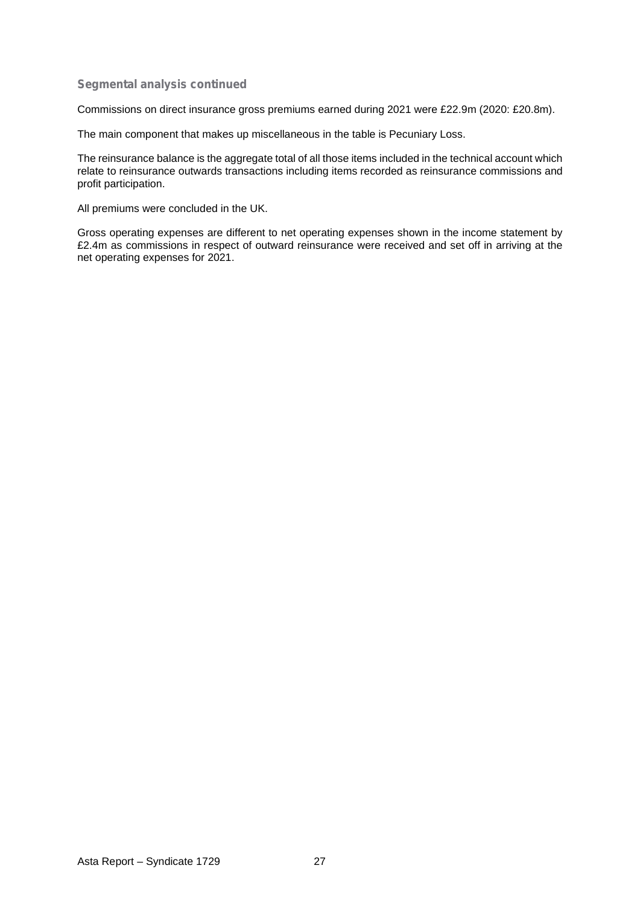### Segmental analysis continued

Commissions on direct insurance gross premiums earned during 2021 were £22.9m (2020: £20.8m).

The main component that makes up miscellaneous in the table is Pecuniary Loss.

The reinsurance balance is the aggregate total of all those items included in the technical account which relate to reinsurance outwards transactions including items recorded as reinsurance commissions and profit participation.

All premiums were concluded in the UK.

Gross operating expenses are different to net operating expenses shown in the income statement by £2.4m as commissions in respect of outward reinsurance were received and set off in arriving at the net operating expenses for 2021.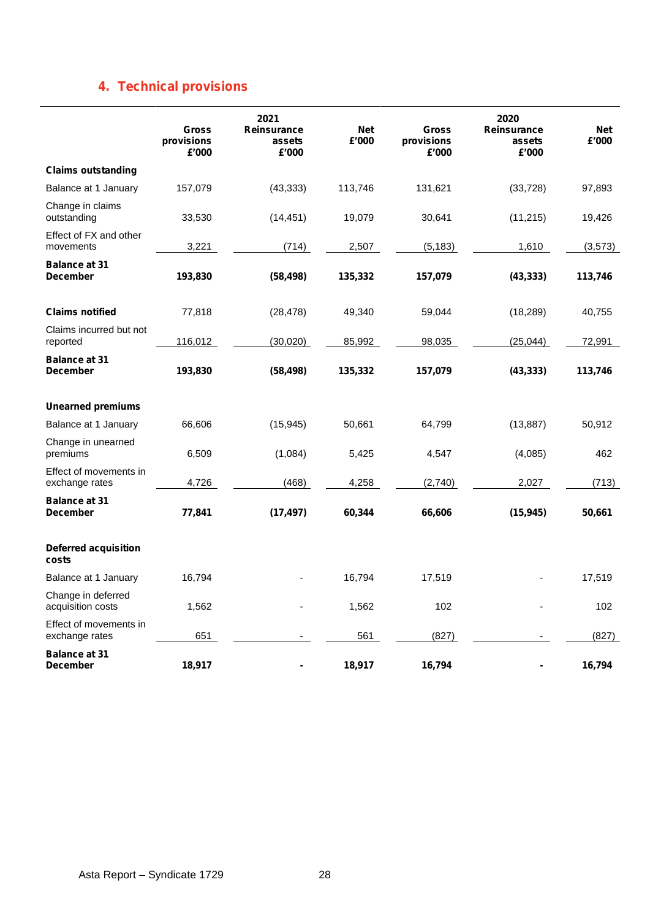## 4. Technical provisions

| | 2021 | | | 2020 | | |
|---|---|---|---|---|---|---|
| | Gross provisions £'000 | Reinsurance assets £'000 | Net £'000 | Gross provisions £'000 | Reinsurance assets £'000 | Net £'000 |
| **Claims outstanding** | | | | | | |
| Balance at 1 January | 157,079 | (43,333) | 113,746 | 131,621 | (33,728) | 97,893 |
| Change in claims outstanding | 33,530 | (14,451) | 19,079 | 30,641 | (11,215) | 19,426 |
| Effect of FX and other movements | 3,221 | (714) | 2,507 | (5,183) | 1,610 | (3,573) |
| **Balance at 31 December** | **193,830** | **(58,498)** | **135,332** | **157,079** | **(43,333)** | **113,746** |
| | | | | | | |
| **Claims notified** | 77,818 | (28,478) | 49,340 | 59,044 | (18,289) | 40,755 |
| Claims incurred but not reported | 116,012 | (30,020) | 85,992 | 98,035 | (25,044) | 72,991 |
| **Balance at 31 December** | **193,830** | **(58,498)** | **135,332** | **157,079** | **(43,333)** | **113,746** |
| | | | | | | |
| **Unearned premiums** | | | | | | |
| Balance at 1 January | 66,606 | (15,945) | 50,661 | 64,799 | (13,887) | 50,912 |
| Change in unearned premiums | 6,509 | (1,084) | 5,425 | 4,547 | (4,085) | 462 |
| Effect of movements in exchange rates | 4,726 | (468) | 4,258 | (2,740) | 2,027 | (713) |
| **Balance at 31 December** | **77,841** | **(17,497)** | **60,344** | **66,606** | **(15,945)** | **50,661** |
| | | | | | | |
| **Deferred acquisition costs** | | | | | | |
| Balance at 1 January | 16,794 | - | 16,794 | 17,519 | - | 17,519 |
| Change in deferred acquisition costs | 1,562 | - | 1,562 | 102 | - | 102 |
| Effect of movements in exchange rates | 651 | - | 561 | (827) | - | (827) |
| **Balance at 31 December** | **18,917** | **-** | **18,917** | **16,794** | **-** | **16,794** |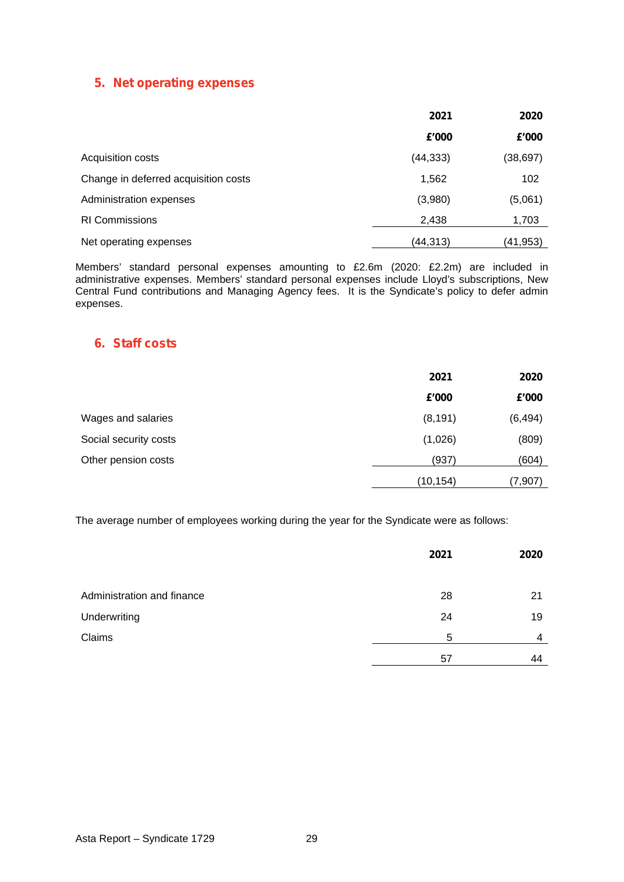## 5. Net operating expenses

| | 2021 | 2020 |
|---|---|---|
| | £'000 | £'000 |
| Acquisition costs | (44,333) | (38,697) |
| Change in deferred acquisition costs | 1,562 | 102 |
| Administration expenses | (3,980) | (5,061) |
| RI Commissions | 2,438 | 1,703 |
| Net operating expenses | (44,313) | (41,953) |

Members' standard personal expenses amounting to £2.6m (2020: £2.2m) are included in administrative expenses. Members' standard personal expenses include Lloyd's subscriptions, New Central Fund contributions and Managing Agency fees. It is the Syndicate's policy to defer admin expenses.

## 6. Staff costs

| | 2021 | 2020 |
|---|---|---|
| | £'000 | £'000 |
| Wages and salaries | (8,191) | (6,494) |
| Social security costs | (1,026) | (809) |
| Other pension costs | (937) | (604) |
| | (10,154) | (7,907) |

The average number of employees working during the year for the Syndicate were as follows:

| | 2021 | 2020 |
|---|---|---|
| Administration and finance | 28 | 21 |
| Underwriting | 24 | 19 |
| Claims | 5 | 4 |
| | 57 | 44 |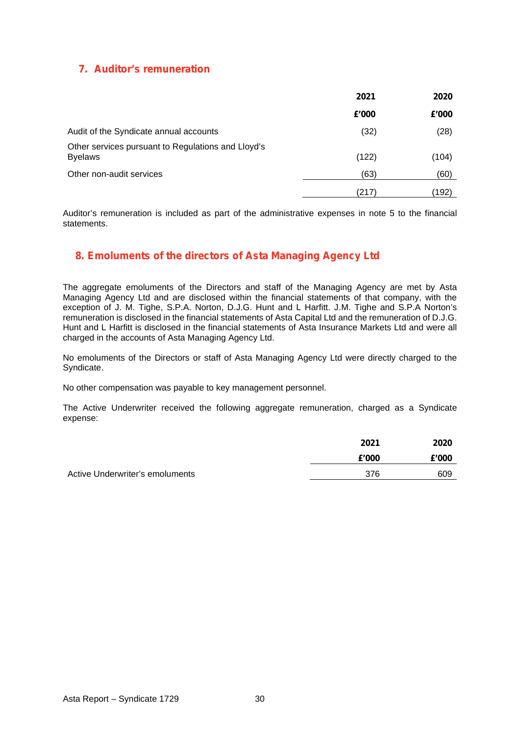## 7. Auditor's remuneration

| | 2021 | 2020 |
|---|---|---|
| | £'000 | £'000 |
| Audit of the Syndicate annual accounts | (32) | (28) |
| Other services pursuant to Regulations and Lloyd's Byelaws | (122) | (104) |
| Other non-audit services | (63) | (60) |
| | (217) | (192) |

Auditor's remuneration is included as part of the administrative expenses in note 5 to the financial statements.

## 8. Emoluments of the directors of Asta Managing Agency Ltd

The aggregate emoluments of the Directors and staff of the Managing Agency are met by Asta Managing Agency Ltd and are disclosed within the financial statements of that company, with the exception of J. M. Tighe, S.P.A. Norton, D.J.G. Hunt and L Harfitt. J.M. Tighe and S.P.A Norton's remuneration is disclosed in the financial statements of Asta Capital Ltd and the remuneration of D.J.G. Hunt and L Harfitt is disclosed in the financial statements of Asta Insurance Markets Ltd and were all charged in the accounts of Asta Managing Agency Ltd.

No emoluments of the Directors or staff of Asta Managing Agency Ltd were directly charged to the Syndicate.

No other compensation was payable to key management personnel.

The Active Underwriter received the following aggregate remuneration, charged as a Syndicate expense:

| | 2021 | 2020 |
|---|---|---|
| | £'000 | £'000 |
| Active Underwriter's emoluments | 376 | 609 |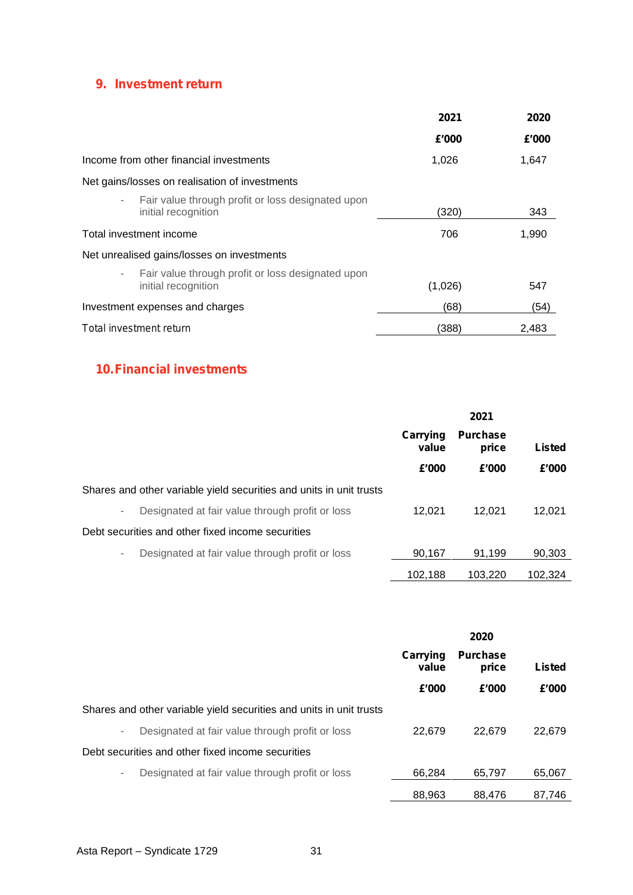## 9. Investment return

| | 2021 | 2020 |
|---|---|---|
| | £'000 | £'000 |
| Income from other financial investments | 1,026 | 1,647 |
| Net gains/losses on realisation of investments | | |
| - Fair value through profit or loss designated upon initial recognition | (320) | 343 |
| Total investment income | 706 | 1,990 |
| Net unrealised gains/losses on investments | | |
| - Fair value through profit or loss designated upon initial recognition | (1,026) | 547 |
| Investment expenses and charges | (68) | (54) |
| Total investment return | (388) | 2,483 |

## 10. Financial investments

| | 2021 | | |
|---|---|---|---|
| | Carrying value | Purchase price | Listed |
| | £'000 | £'000 | £'000 |
| Shares and other variable yield securities and units in unit trusts | | | |
| - Designated at fair value through profit or loss | 12,021 | 12,021 | 12,021 |
| Debt securities and other fixed income securities | | | |
| - Designated at fair value through profit or loss | 90,167 | 91,199 | 90,303 |
| | 102,188 | 103,220 | 102,324 |

| | 2020 | | |
|---|---|---|---|
| | Carrying value | Purchase price | Listed |
| | £'000 | £'000 | £'000 |
| Shares and other variable yield securities and units in unit trusts | | | |
| - Designated at fair value through profit or loss | 22,679 | 22,679 | 22,679 |
| Debt securities and other fixed income securities | | | |
| - Designated at fair value through profit or loss | 66,284 | 65,797 | 65,067 |
| | 88,963 | 88,476 | 87,746 |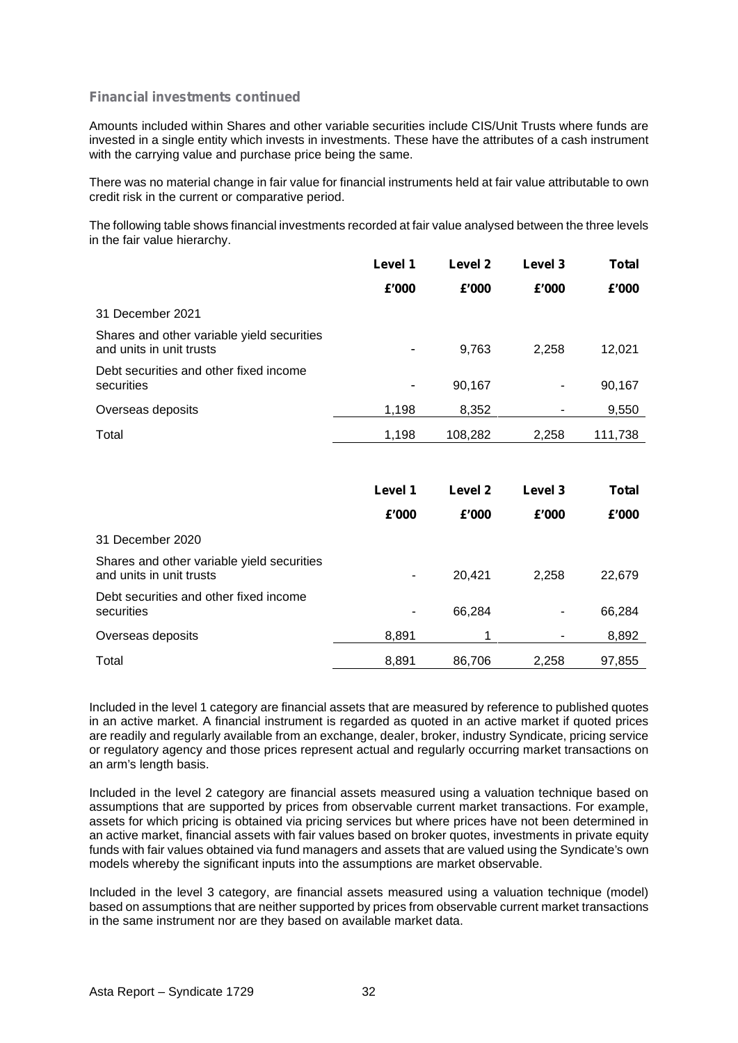### Financial investments continued

Amounts included within Shares and other variable securities include CIS/Unit Trusts where funds are invested in a single entity which invests in investments. These have the attributes of a cash instrument with the carrying value and purchase price being the same.

There was no material change in fair value for financial instruments held at fair value attributable to own credit risk in the current or comparative period.

The following table shows financial investments recorded at fair value analysed between the three levels in the fair value hierarchy.

| | Level 1 | Level 2 | Level 3 | Total |
|---|---|---|---|---|
| | £'000 | £'000 | £'000 | £'000 |
| 31 December 2021 | | | | |
| Shares and other variable yield securities and units in unit trusts | - | 9,763 | 2,258 | 12,021 |
| Debt securities and other fixed income securities | - | 90,167 | - | 90,167 |
| Overseas deposits | 1,198 | 8,352 | - | 9,550 |
| Total | 1,198 | 108,282 | 2,258 | 111,738 |

| | Level 1 | Level 2 | Level 3 | Total |
|---|---|---|---|---|
| | £'000 | £'000 | £'000 | £'000 |
| 31 December 2020 | | | | |
| Shares and other variable yield securities and units in unit trusts | - | 20,421 | 2,258 | 22,679 |
| Debt securities and other fixed income securities | - | 66,284 | - | 66,284 |
| Overseas deposits | 8,891 | 1 | - | 8,892 |
| Total | 8,891 | 86,706 | 2,258 | 97,855 |

Included in the level 1 category are financial assets that are measured by reference to published quotes in an active market. A financial instrument is regarded as quoted in an active market if quoted prices are readily and regularly available from an exchange, dealer, broker, industry Syndicate, pricing service or regulatory agency and those prices represent actual and regularly occurring market transactions on an arm's length basis.

Included in the level 2 category are financial assets measured using a valuation technique based on assumptions that are supported by prices from observable current market transactions. For example, assets for which pricing is obtained via pricing services but where prices have not been determined in an active market, financial assets with fair values based on broker quotes, investments in private equity funds with fair values obtained via fund managers and assets that are valued using the Syndicate's own models whereby the significant inputs into the assumptions are market observable.

Included in the level 3 category, are financial assets measured using a valuation technique (model) based on assumptions that are neither supported by prices from observable current market transactions in the same instrument nor are they based on available market data.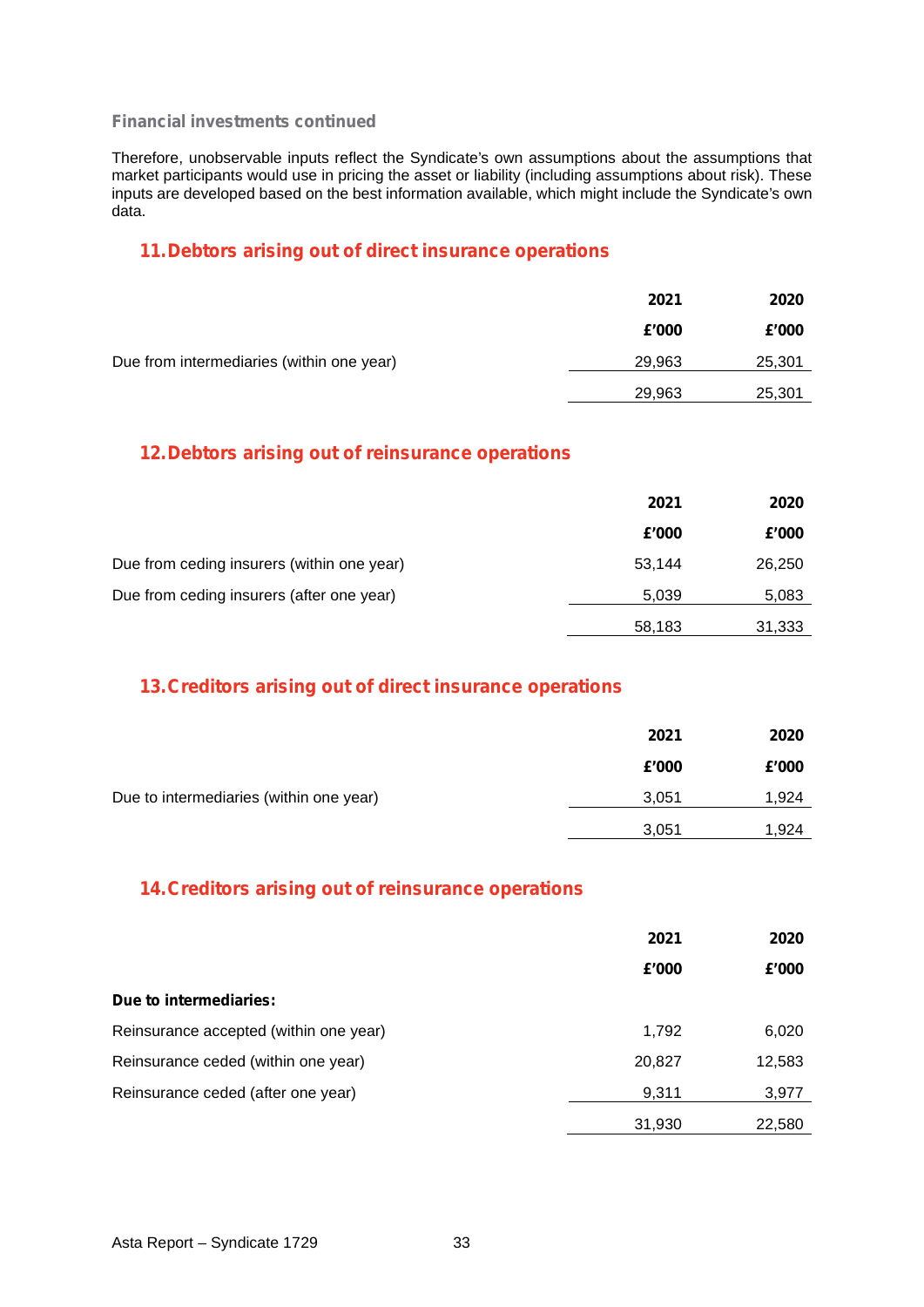**Financial investments continued**

Therefore, unobservable inputs reflect the Syndicate's own assumptions about the assumptions that market participants would use in pricing the asset or liability (including assumptions about risk). These inputs are developed based on the best information available, which might include the Syndicate's own data.

## 11. Debtors arising out of direct insurance operations

| | 2021 | 2020 |
|---|---|---|
| | £'000 | £'000 |
| Due from intermediaries (within one year) | 29,963 | 25,301 |
| | 29,963 | 25,301 |

## 12. Debtors arising out of reinsurance operations

| | 2021 | 2020 |
|---|---|---|
| | £'000 | £'000 |
| Due from ceding insurers (within one year) | 53,144 | 26,250 |
| Due from ceding insurers (after one year) | 5,039 | 5,083 |
| | 58,183 | 31,333 |

## 13. Creditors arising out of direct insurance operations

| | 2021 | 2020 |
|---|---|---|
| | £'000 | £'000 |
| Due to intermediaries (within one year) | 3,051 | 1,924 |
| | 3,051 | 1,924 |

## 14. Creditors arising out of reinsurance operations

| | 2021 | 2020 |
|---|---|---|
| | £'000 | £'000 |
| **Due to intermediaries:** | | |
| Reinsurance accepted (within one year) | 1,792 | 6,020 |
| Reinsurance ceded (within one year) | 20,827 | 12,583 |
| Reinsurance ceded (after one year) | 9,311 | 3,977 |
| | 31,930 | 22,580 |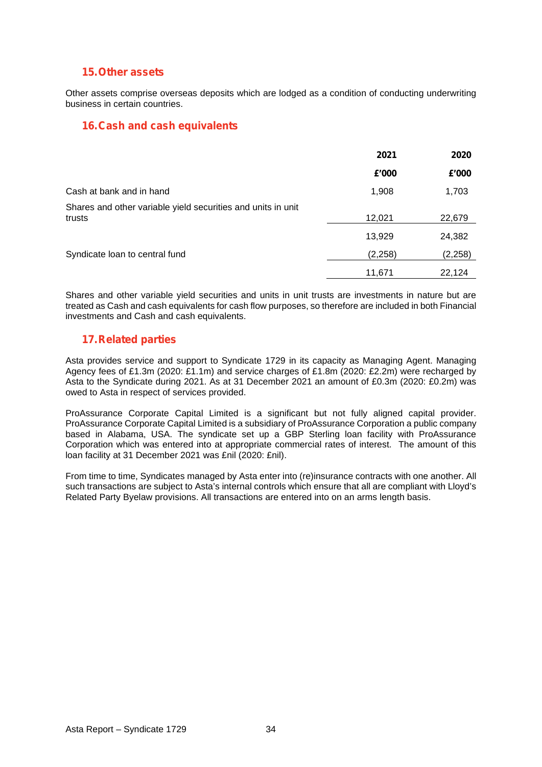## 15. Other assets

Other assets comprise overseas deposits which are lodged as a condition of conducting underwriting business in certain countries.

## 16. Cash and cash equivalents

| | 2021 | 2020 |
|---|---|---|
| | £'000 | £'000 |
| Cash at bank and in hand | 1,908 | 1,703 |
| Shares and other variable yield securities and units in unit trusts | 12,021 | 22,679 |
| | 13,929 | 24,382 |
| Syndicate loan to central fund | (2,258) | (2,258) |
| | 11,671 | 22,124 |

Shares and other variable yield securities and units in unit trusts are investments in nature but are treated as Cash and cash equivalents for cash flow purposes, so therefore are included in both Financial investments and Cash and cash equivalents.

## 17. Related parties

Asta provides service and support to Syndicate 1729 in its capacity as Managing Agent. Managing Agency fees of £1.3m (2020: £1.1m) and service charges of £1.8m (2020: £2.2m) were recharged by Asta to the Syndicate during 2021. As at 31 December 2021 an amount of £0.3m (2020: £0.2m) was owed to Asta in respect of services provided.

ProAssurance Corporate Capital Limited is a significant but not fully aligned capital provider. ProAssurance Corporate Capital Limited is a subsidiary of ProAssurance Corporation a public company based in Alabama, USA. The syndicate set up a GBP Sterling loan facility with ProAssurance Corporation which was entered into at appropriate commercial rates of interest. The amount of this loan facility at 31 December 2021 was £nil (2020: £nil).

From time to time, Syndicates managed by Asta enter into (re)insurance contracts with one another. All such transactions are subject to Asta's internal controls which ensure that all are compliant with Lloyd's Related Party Byelaw provisions. All transactions are entered into on an arms length basis.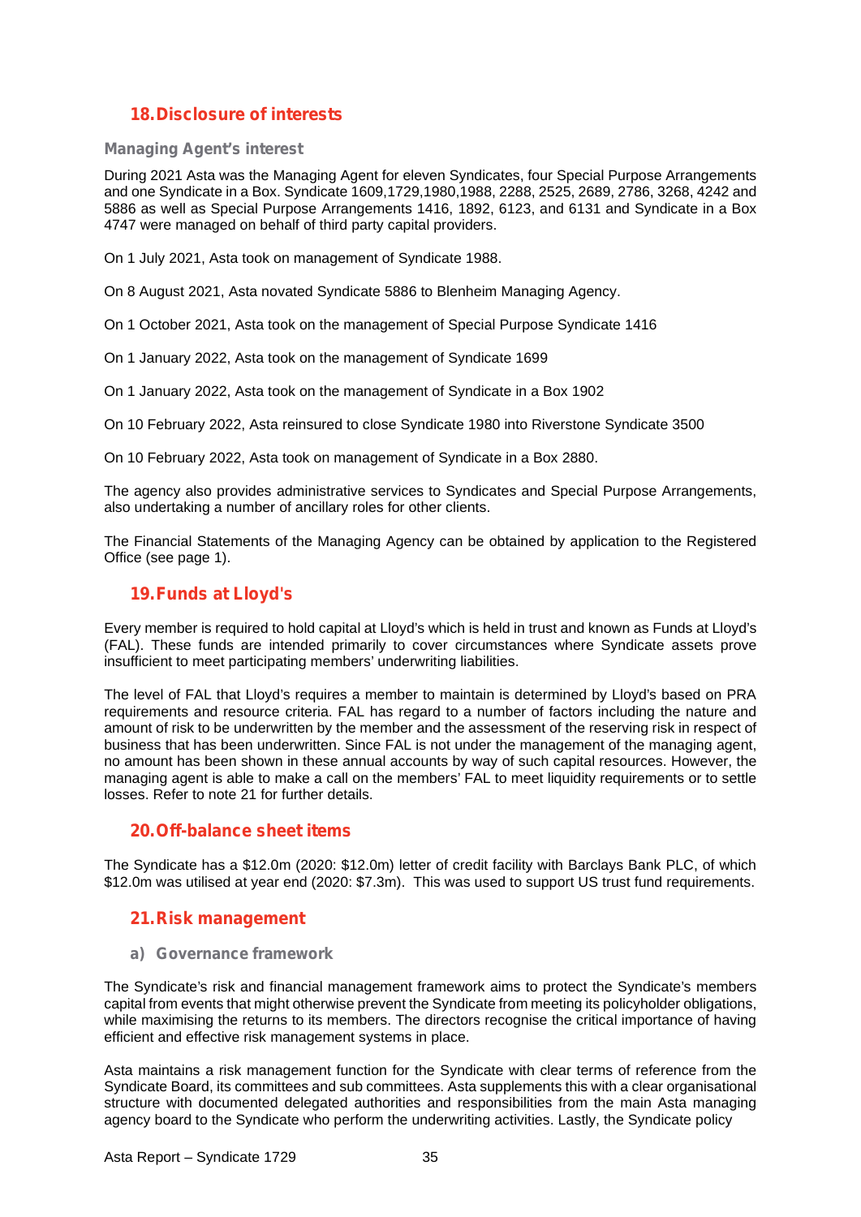## 18. Disclosure of interests

### Managing Agent's interest

During 2021 Asta was the Managing Agent for eleven Syndicates, four Special Purpose Arrangements and one Syndicate in a Box. Syndicate 1609,1729,1980,1988, 2288, 2525, 2689, 2786, 3268, 4242 and 5886 as well as Special Purpose Arrangements 1416, 1892, 6123, and 6131 and Syndicate in a Box 4747 were managed on behalf of third party capital providers.

On 1 July 2021, Asta took on management of Syndicate 1988.

On 8 August 2021, Asta novated Syndicate 5886 to Blenheim Managing Agency.

On 1 October 2021, Asta took on the management of Special Purpose Syndicate 1416

On 1 January 2022, Asta took on the management of Syndicate 1699

On 1 January 2022, Asta took on the management of Syndicate in a Box 1902

On 10 February 2022, Asta reinsured to close Syndicate 1980 into Riverstone Syndicate 3500

On 10 February 2022, Asta took on management of Syndicate in a Box 2880.

The agency also provides administrative services to Syndicates and Special Purpose Arrangements, also undertaking a number of ancillary roles for other clients.

The Financial Statements of the Managing Agency can be obtained by application to the Registered Office (see page 1).

## 19. Funds at Lloyd's

Every member is required to hold capital at Lloyd's which is held in trust and known as Funds at Lloyd's (FAL). These funds are intended primarily to cover circumstances where Syndicate assets prove insufficient to meet participating members' underwriting liabilities.

The level of FAL that Lloyd's requires a member to maintain is determined by Lloyd's based on PRA requirements and resource criteria. FAL has regard to a number of factors including the nature and amount of risk to be underwritten by the member and the assessment of the reserving risk in respect of business that has been underwritten. Since FAL is not under the management of the managing agent, no amount has been shown in these annual accounts by way of such capital resources. However, the managing agent is able to make a call on the members' FAL to meet liquidity requirements or to settle losses. Refer to note 21 for further details.

## 20. Off-balance sheet items

The Syndicate has a $12.0m (2020: $12.0m) letter of credit facility with Barclays Bank PLC, of which $12.0m was utilised at year end (2020: $7.3m). This was used to support US trust fund requirements.

## 21. Risk management

### a) Governance framework

The Syndicate's risk and financial management framework aims to protect the Syndicate's members capital from events that might otherwise prevent the Syndicate from meeting its policyholder obligations, while maximising the returns to its members. The directors recognise the critical importance of having efficient and effective risk management systems in place.

Asta maintains a risk management function for the Syndicate with clear terms of reference from the Syndicate Board, its committees and sub committees. Asta supplements this with a clear organisational structure with documented delegated authorities and responsibilities from the main Asta managing agency board to the Syndicate who perform the underwriting activities. Lastly, the Syndicate policy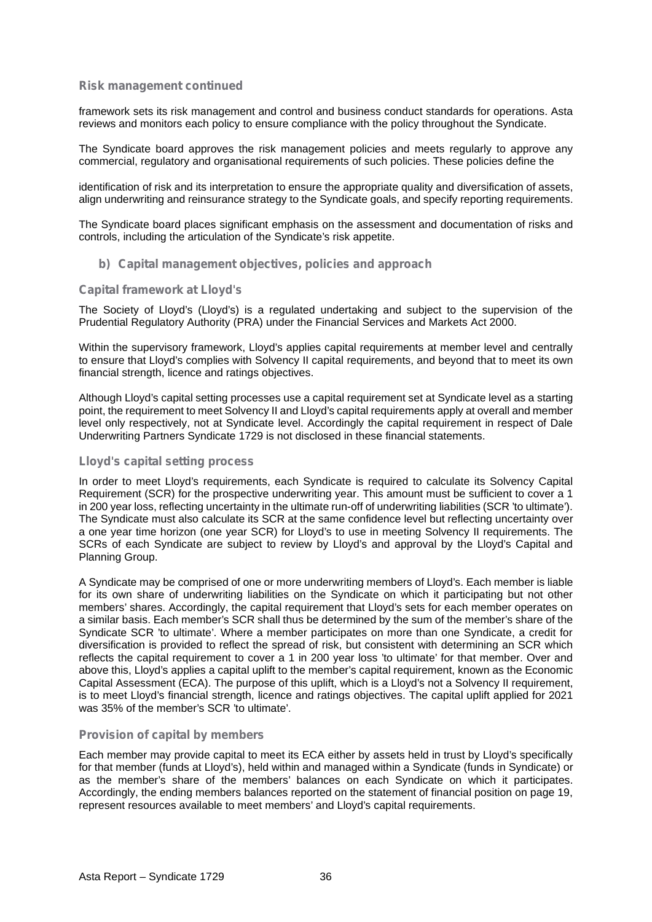### Risk management continued

framework sets its risk management and control and business conduct standards for operations. Asta reviews and monitors each policy to ensure compliance with the policy throughout the Syndicate.

The Syndicate board approves the risk management policies and meets regularly to approve any commercial, regulatory and organisational requirements of such policies. These policies define the

identification of risk and its interpretation to ensure the appropriate quality and diversification of assets, align underwriting and reinsurance strategy to the Syndicate goals, and specify reporting requirements.

The Syndicate board places significant emphasis on the assessment and documentation of risks and controls, including the articulation of the Syndicate's risk appetite.

## b) Capital management objectives, policies and approach

### Capital framework at Lloyd's

The Society of Lloyd's (Lloyd's) is a regulated undertaking and subject to the supervision of the Prudential Regulatory Authority (PRA) under the Financial Services and Markets Act 2000.

Within the supervisory framework, Lloyd's applies capital requirements at member level and centrally to ensure that Lloyd's complies with Solvency II capital requirements, and beyond that to meet its own financial strength, licence and ratings objectives.

Although Lloyd's capital setting processes use a capital requirement set at Syndicate level as a starting point, the requirement to meet Solvency II and Lloyd's capital requirements apply at overall and member level only respectively, not at Syndicate level. Accordingly the capital requirement in respect of Dale Underwriting Partners Syndicate 1729 is not disclosed in these financial statements.

### Lloyd's capital setting process

In order to meet Lloyd's requirements, each Syndicate is required to calculate its Solvency Capital Requirement (SCR) for the prospective underwriting year. This amount must be sufficient to cover a 1 in 200 year loss, reflecting uncertainty in the ultimate run-off of underwriting liabilities (SCR 'to ultimate'). The Syndicate must also calculate its SCR at the same confidence level but reflecting uncertainty over a one year time horizon (one year SCR) for Lloyd's to use in meeting Solvency II requirements. The SCRs of each Syndicate are subject to review by Lloyd's and approval by the Lloyd's Capital and Planning Group.

A Syndicate may be comprised of one or more underwriting members of Lloyd's. Each member is liable for its own share of underwriting liabilities on the Syndicate on which it participating but not other members' shares. Accordingly, the capital requirement that Lloyd's sets for each member operates on a similar basis. Each member's SCR shall thus be determined by the sum of the member's share of the Syndicate SCR 'to ultimate'. Where a member participates on more than one Syndicate, a credit for diversification is provided to reflect the spread of risk, but consistent with determining an SCR which reflects the capital requirement to cover a 1 in 200 year loss 'to ultimate' for that member. Over and above this, Lloyd's applies a capital uplift to the member's capital requirement, known as the Economic Capital Assessment (ECA). The purpose of this uplift, which is a Lloyd's not a Solvency II requirement, is to meet Lloyd's financial strength, licence and ratings objectives. The capital uplift applied for 2021 was 35% of the member's SCR 'to ultimate'.

### Provision of capital by members

Each member may provide capital to meet its ECA either by assets held in trust by Lloyd's specifically for that member (funds at Lloyd's), held within and managed within a Syndicate (funds in Syndicate) or as the member's share of the members' balances on each Syndicate on which it participates. Accordingly, the ending members balances reported on the statement of financial position on page 19, represent resources available to meet members' and Lloyd's capital requirements.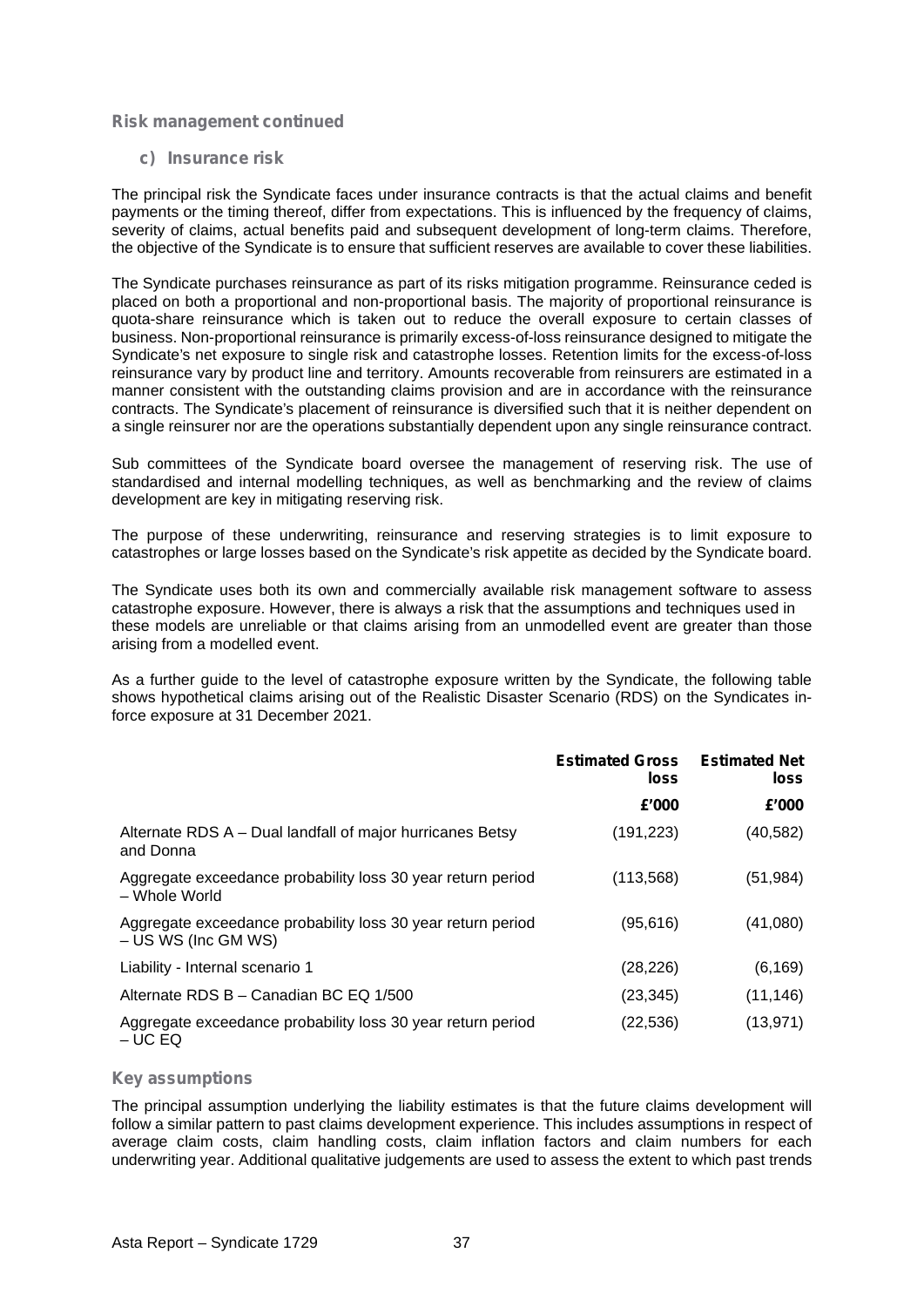## Risk management continued

### c) Insurance risk

The principal risk the Syndicate faces under insurance contracts is that the actual claims and benefit payments or the timing thereof, differ from expectations. This is influenced by the frequency of claims, severity of claims, actual benefits paid and subsequent development of long-term claims. Therefore, the objective of the Syndicate is to ensure that sufficient reserves are available to cover these liabilities.

The Syndicate purchases reinsurance as part of its risks mitigation programme. Reinsurance ceded is placed on both a proportional and non-proportional basis. The majority of proportional reinsurance is quota-share reinsurance which is taken out to reduce the overall exposure to certain classes of business. Non-proportional reinsurance is primarily excess-of-loss reinsurance designed to mitigate the Syndicate's net exposure to single risk and catastrophe losses. Retention limits for the excess-of-loss reinsurance vary by product line and territory. Amounts recoverable from reinsurers are estimated in a manner consistent with the outstanding claims provision and are in accordance with the reinsurance contracts. The Syndicate's placement of reinsurance is diversified such that it is neither dependent on a single reinsurer nor are the operations substantially dependent upon any single reinsurance contract.

Sub committees of the Syndicate board oversee the management of reserving risk. The use of standardised and internal modelling techniques, as well as benchmarking and the review of claims development are key in mitigating reserving risk.

The purpose of these underwriting, reinsurance and reserving strategies is to limit exposure to catastrophes or large losses based on the Syndicate's risk appetite as decided by the Syndicate board.

The Syndicate uses both its own and commercially available risk management software to assess catastrophe exposure. However, there is always a risk that the assumptions and techniques used in these models are unreliable or that claims arising from an unmodelled event are greater than those arising from a modelled event.

As a further guide to the level of catastrophe exposure written by the Syndicate, the following table shows hypothetical claims arising out of the Realistic Disaster Scenario (RDS) on the Syndicates in-force exposure at 31 December 2021.

| | Estimated Gross loss | Estimated Net loss |
|---|---|---|
| | £'000 | £'000 |
| Alternate RDS A – Dual landfall of major hurricanes Betsy and Donna | (191,223) | (40,582) |
| Aggregate exceedance probability loss 30 year return period – Whole World | (113,568) | (51,984) |
| Aggregate exceedance probability loss 30 year return period – US WS (Inc GM WS) | (95,616) | (41,080) |
| Liability - Internal scenario 1 | (28,226) | (6,169) |
| Alternate RDS B – Canadian BC EQ 1/500 | (23,345) | (11,146) |
| Aggregate exceedance probability loss 30 year return period – UC EQ | (22,536) | (13,971) |

### Key assumptions

The principal assumption underlying the liability estimates is that the future claims development will follow a similar pattern to past claims development experience. This includes assumptions in respect of average claim costs, claim handling costs, claim inflation factors and claim numbers for each underwriting year. Additional qualitative judgements are used to assess the extent to which past trends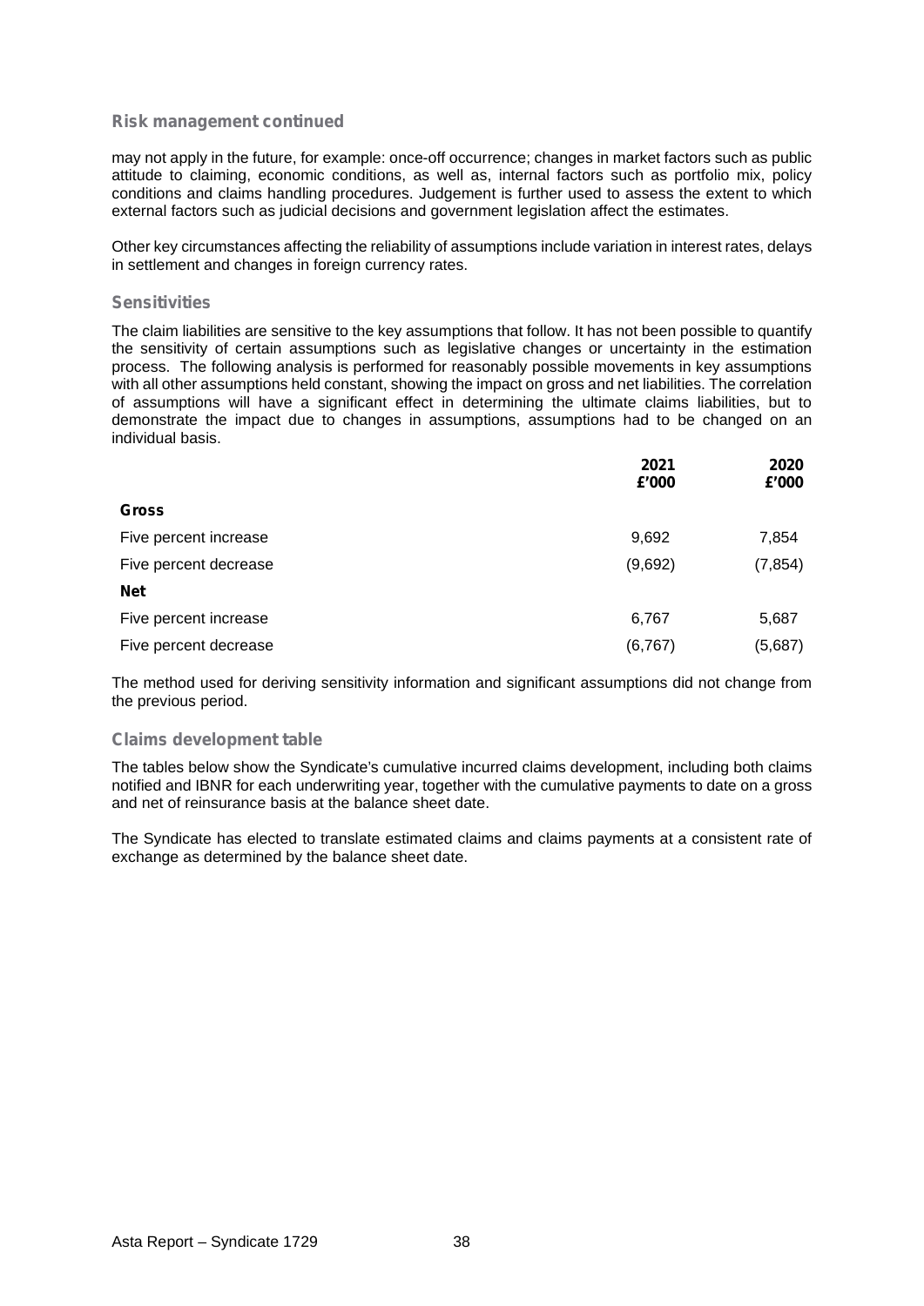## Risk management continued

may not apply in the future, for example: once-off occurrence; changes in market factors such as public attitude to claiming, economic conditions, as well as, internal factors such as portfolio mix, policy conditions and claims handling procedures. Judgement is further used to assess the extent to which external factors such as judicial decisions and government legislation affect the estimates.

Other key circumstances affecting the reliability of assumptions include variation in interest rates, delays in settlement and changes in foreign currency rates.

### Sensitivities

The claim liabilities are sensitive to the key assumptions that follow. It has not been possible to quantify the sensitivity of certain assumptions such as legislative changes or uncertainty in the estimation process. The following analysis is performed for reasonably possible movements in key assumptions with all other assumptions held constant, showing the impact on gross and net liabilities. The correlation of assumptions will have a significant effect in determining the ultimate claims liabilities, but to demonstrate the impact due to changes in assumptions, assumptions had to be changed on an individual basis.

| | 2021<br>£'000 | 2020<br>£'000 |
|---|---|---|
| **Gross** | | |
| Five percent increase | 9,692 | 7,854 |
| Five percent decrease | (9,692) | (7,854) |
| **Net** | | |
| Five percent increase | 6,767 | 5,687 |
| Five percent decrease | (6,767) | (5,687) |

The method used for deriving sensitivity information and significant assumptions did not change from the previous period.

### Claims development table

The tables below show the Syndicate's cumulative incurred claims development, including both claims notified and IBNR for each underwriting year, together with the cumulative payments to date on a gross and net of reinsurance basis at the balance sheet date.

The Syndicate has elected to translate estimated claims and claims payments at a consistent rate of exchange as determined by the balance sheet date.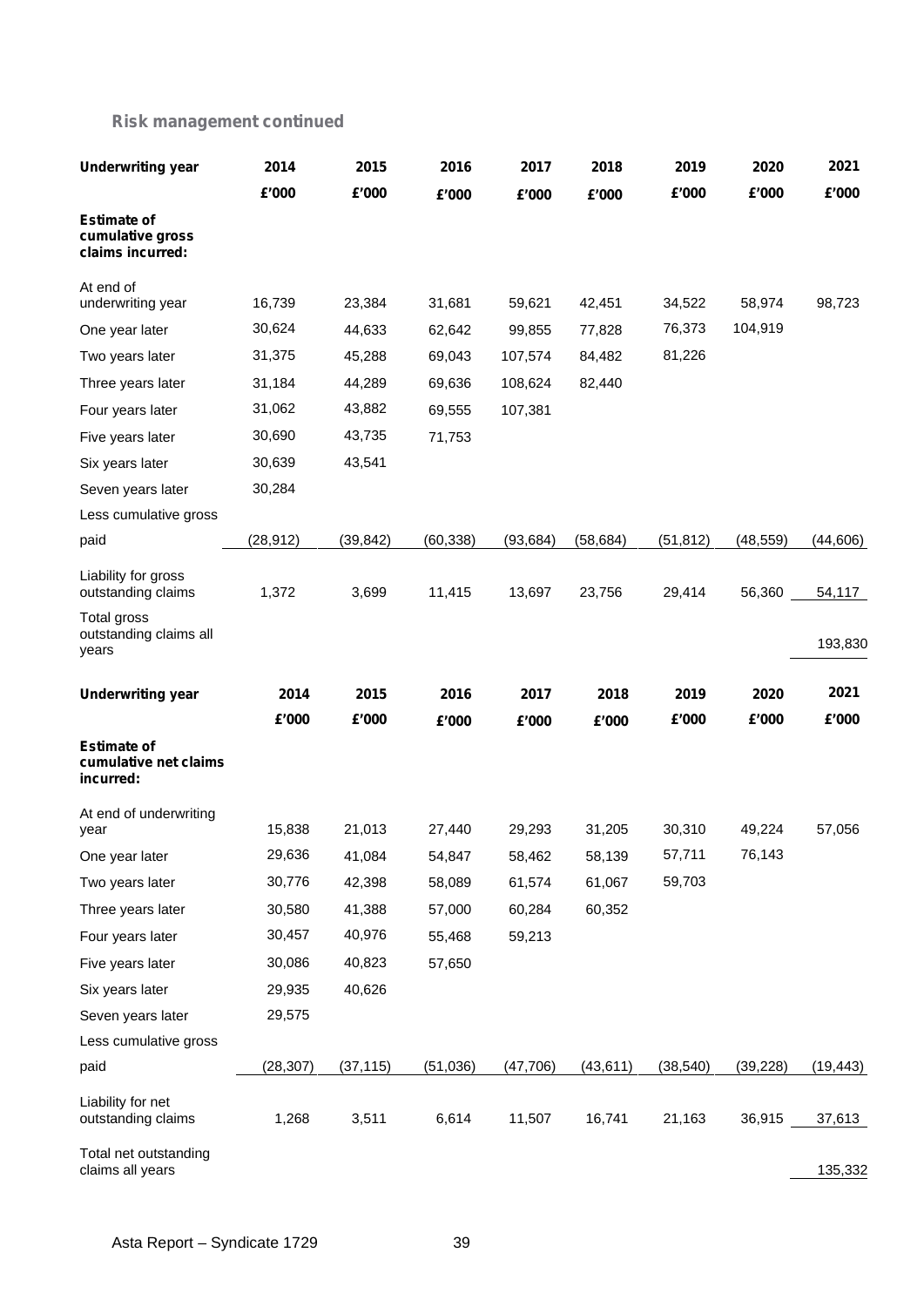## Risk management continued

| Underwriting year | 2014 | 2015 | 2016 | 2017 | 2018 | 2019 | 2020 | 2021 |
|---|---|---|---|---|---|---|---|---|
| | £'000 | £'000 | £'000 | £'000 | £'000 | £'000 | £'000 | £'000 |
| **Estimate of cumulative gross claims incurred:** | | | | | | | | |
| At end of underwriting year | 16,739 | 23,384 | 31,681 | 59,621 | 42,451 | 34,522 | 58,974 | 98,723 |
| One year later | 30,624 | 44,633 | 62,642 | 99,855 | 77,828 | 76,373 | 104,919 | |
| Two years later | 31,375 | 45,288 | 69,043 | 107,574 | 84,482 | 81,226 | | |
| Three years later | 31,184 | 44,289 | 69,636 | 108,624 | 82,440 | | | |
| Four years later | 31,062 | 43,882 | 69,555 | 107,381 | | | | |
| Five years later | 30,690 | 43,735 | 71,753 | | | | | |
| Six years later | 30,639 | 43,541 | | | | | | |
| Seven years later | 30,284 | | | | | | | |
| Less cumulative gross paid | (28,912) | (39,842) | (60,338) | (93,684) | (58,684) | (51,812) | (48,559) | (44,606) |
| Liability for gross outstanding claims | 1,372 | 3,699 | 11,415 | 13,697 | 23,756 | 29,414 | 56,360 | 54,117 |
| Total gross outstanding claims all years | | | | | | | | 193,830 |

| Underwriting year | 2014 | 2015 | 2016 | 2017 | 2018 | 2019 | 2020 | 2021 |
|---|---|---|---|---|---|---|---|---|
| | £'000 | £'000 | £'000 | £'000 | £'000 | £'000 | £'000 | £'000 |
| **Estimate of cumulative net claims incurred:** | | | | | | | | |
| At end of underwriting year | 15,838 | 21,013 | 27,440 | 29,293 | 31,205 | 30,310 | 49,224 | 57,056 |
| One year later | 29,636 | 41,084 | 54,847 | 58,462 | 58,139 | 57,711 | 76,143 | |
| Two years later | 30,776 | 42,398 | 58,089 | 61,574 | 61,067 | 59,703 | | |
| Three years later | 30,580 | 41,388 | 57,000 | 60,284 | 60,352 | | | |
| Four years later | 30,457 | 40,976 | 55,468 | 59,213 | | | | |
| Five years later | 30,086 | 40,823 | 57,650 | | | | | |
| Six years later | 29,935 | 40,626 | | | | | | |
| Seven years later | 29,575 | | | | | | | |
| Less cumulative gross paid | (28,307) | (37,115) | (51,036) | (47,706) | (43,611) | (38,540) | (39,228) | (19,443) |
| Liability for net outstanding claims | 1,268 | 3,511 | 6,614 | 11,507 | 16,741 | 21,163 | 36,915 | 37,613 |
| Total net outstanding claims all years | | | | | | | | 135,332 |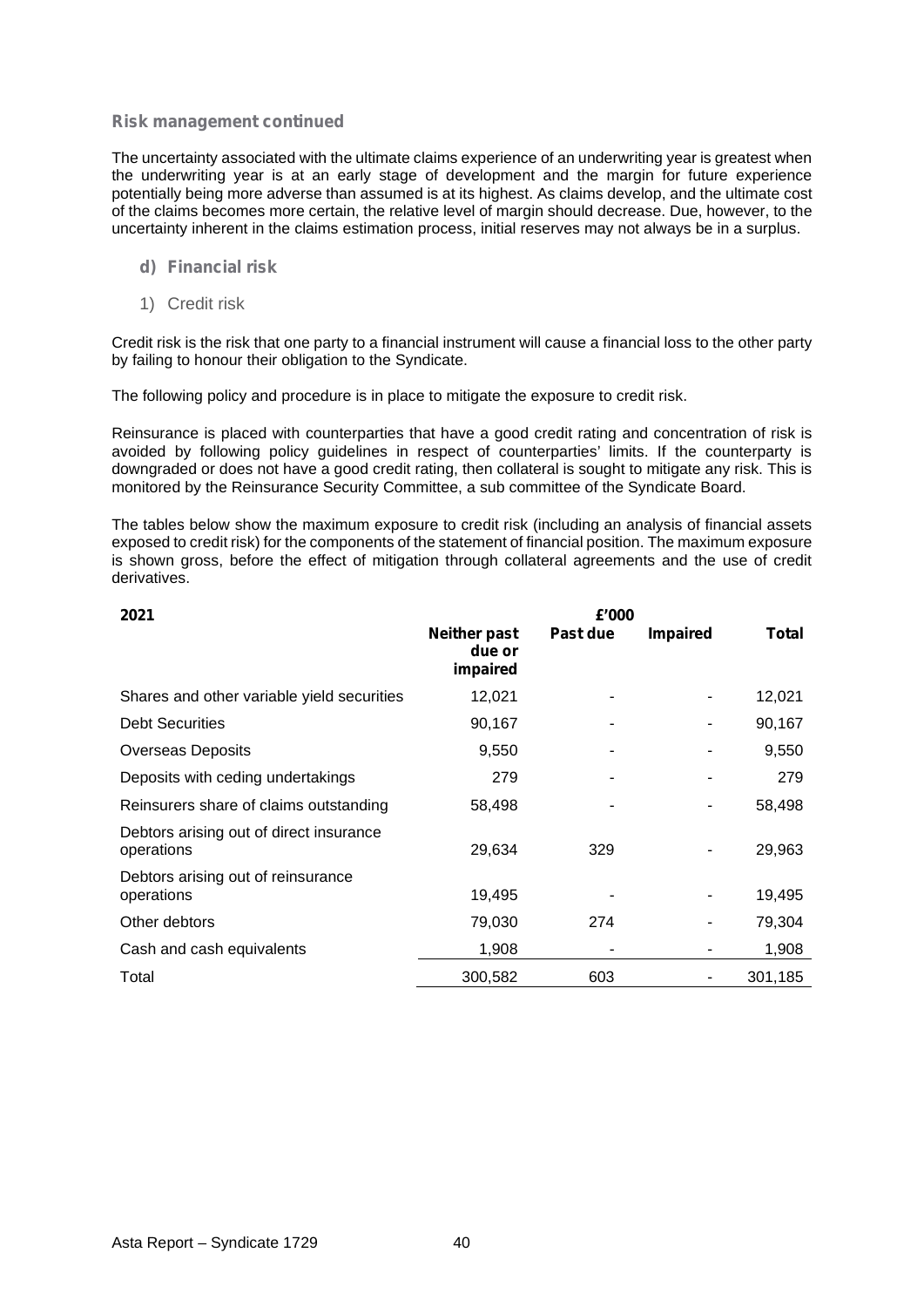### Risk management continued

The uncertainty associated with the ultimate claims experience of an underwriting year is greatest when the underwriting year is at an early stage of development and the margin for future experience potentially being more adverse than assumed is at its highest. As claims develop, and the ultimate cost of the claims becomes more certain, the relative level of margin should decrease. Due, however, to the uncertainty inherent in the claims estimation process, initial reserves may not always be in a surplus.

#### d) Financial risk

##### 1) Credit risk

Credit risk is the risk that one party to a financial instrument will cause a financial loss to the other party by failing to honour their obligation to the Syndicate.

The following policy and procedure is in place to mitigate the exposure to credit risk.

Reinsurance is placed with counterparties that have a good credit rating and concentration of risk is avoided by following policy guidelines in respect of counterparties' limits. If the counterparty is downgraded or does not have a good credit rating, then collateral is sought to mitigate any risk. This is monitored by the Reinsurance Security Committee, a sub committee of the Syndicate Board.

The tables below show the maximum exposure to credit risk (including an analysis of financial assets exposed to credit risk) for the components of the statement of financial position. The maximum exposure is shown gross, before the effect of mitigation through collateral agreements and the use of credit derivatives.

| **2021** | **£'000** | | | |
|---|---|---|---|---|
| | **Neither past due or impaired** | **Past due** | **Impaired** | **Total** |
| Shares and other variable yield securities | 12,021 | - | - | 12,021 |
| Debt Securities | 90,167 | - | - | 90,167 |
| Overseas Deposits | 9,550 | - | - | 9,550 |
| Deposits with ceding undertakings | 279 | - | - | 279 |
| Reinsurers share of claims outstanding | 58,498 | - | - | 58,498 |
| Debtors arising out of direct insurance operations | 29,634 | 329 | - | 29,963 |
| Debtors arising out of reinsurance operations | 19,495 | - | - | 19,495 |
| Other debtors | 79,030 | 274 | - | 79,304 |
| Cash and cash equivalents | 1,908 | - | - | 1,908 |
| Total | 300,582 | 603 | - | 301,185 |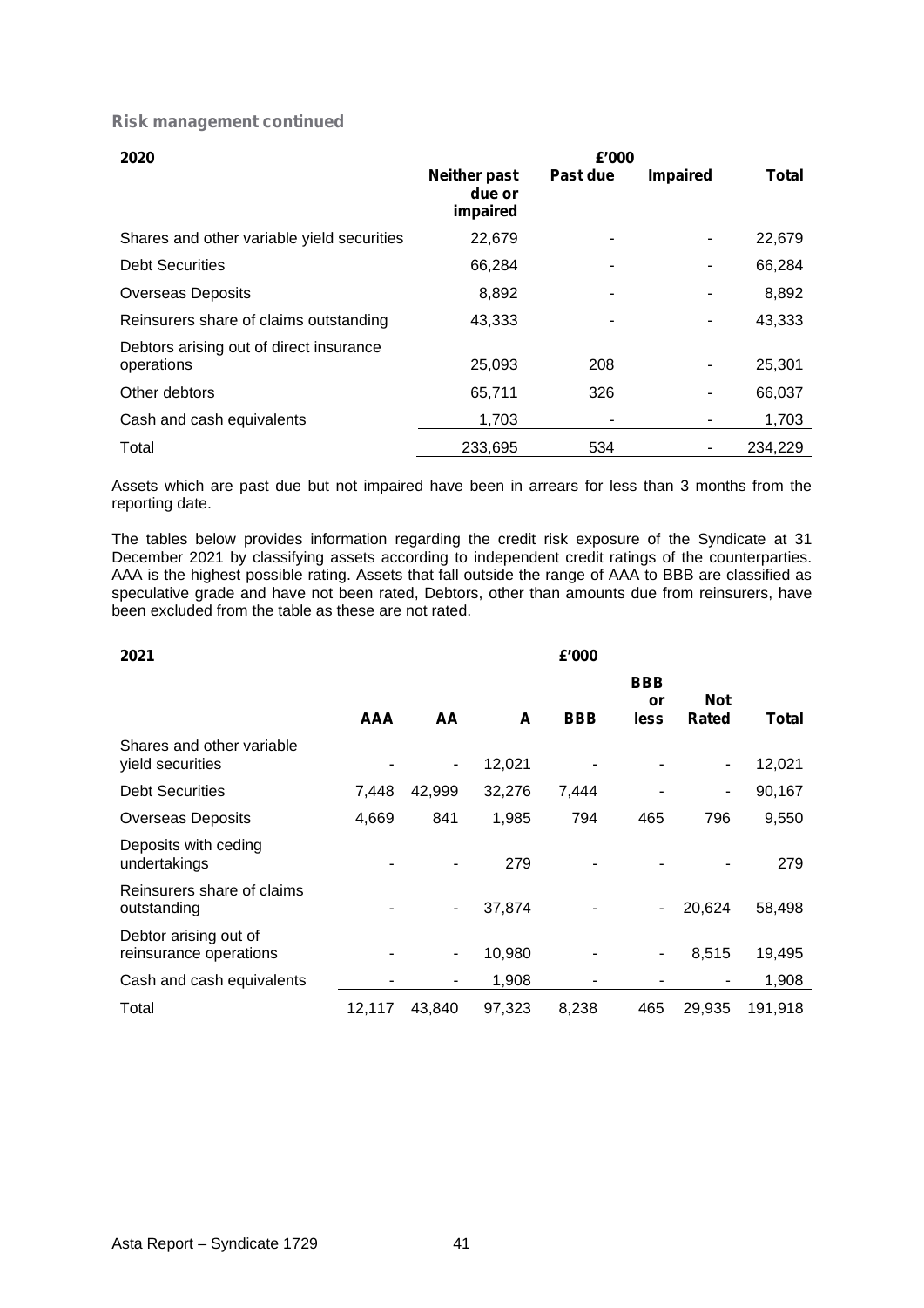**Risk management continued**

| 2020 | £'000 | | | |
|---|---|---|---|---|
| | **Neither past due or impaired** | **Past due** | **Impaired** | **Total** |
| Shares and other variable yield securities | 22,679 | - | - | 22,679 |
| Debt Securities | 66,284 | - | - | 66,284 |
| Overseas Deposits | 8,892 | - | - | 8,892 |
| Reinsurers share of claims outstanding | 43,333 | - | - | 43,333 |
| Debtors arising out of direct insurance operations | 25,093 | 208 | - | 25,301 |
| Other debtors | 65,711 | 326 | - | 66,037 |
| Cash and cash equivalents | 1,703 | - | - | 1,703 |
| Total | 233,695 | 534 | - | 234,229 |

Assets which are past due but not impaired have been in arrears for less than 3 months from the reporting date.

The tables below provides information regarding the credit risk exposure of the Syndicate at 31 December 2021 by classifying assets according to independent credit ratings of the counterparties. AAA is the highest possible rating. Assets that fall outside the range of AAA to BBB are classified as speculative grade and have not been rated, Debtors, other than amounts due from reinsurers, have been excluded from the table as these are not rated.

| 2021 | £'000 | | | | | | |
|---|---|---|---|---|---|---|---|
| | **AAA** | **AA** | **A** | **BBB** | **BBB or less** | **Not Rated** | **Total** |
| Shares and other variable yield securities | - | - | 12,021 | - | - | - | 12,021 |
| Debt Securities | 7,448 | 42,999 | 32,276 | 7,444 | - | - | 90,167 |
| Overseas Deposits | 4,669 | 841 | 1,985 | 794 | 465 | 796 | 9,550 |
| Deposits with ceding undertakings | - | - | 279 | - | - | - | 279 |
| Reinsurers share of claims outstanding | - | - | 37,874 | - | - | 20,624 | 58,498 |
| Debtor arising out of reinsurance operations | - | - | 10,980 | - | - | 8,515 | 19,495 |
| Cash and cash equivalents | - | - | 1,908 | - | - | - | 1,908 |
| Total | 12,117 | 43,840 | 97,323 | 8,238 | 465 | 29,935 | 191,918 |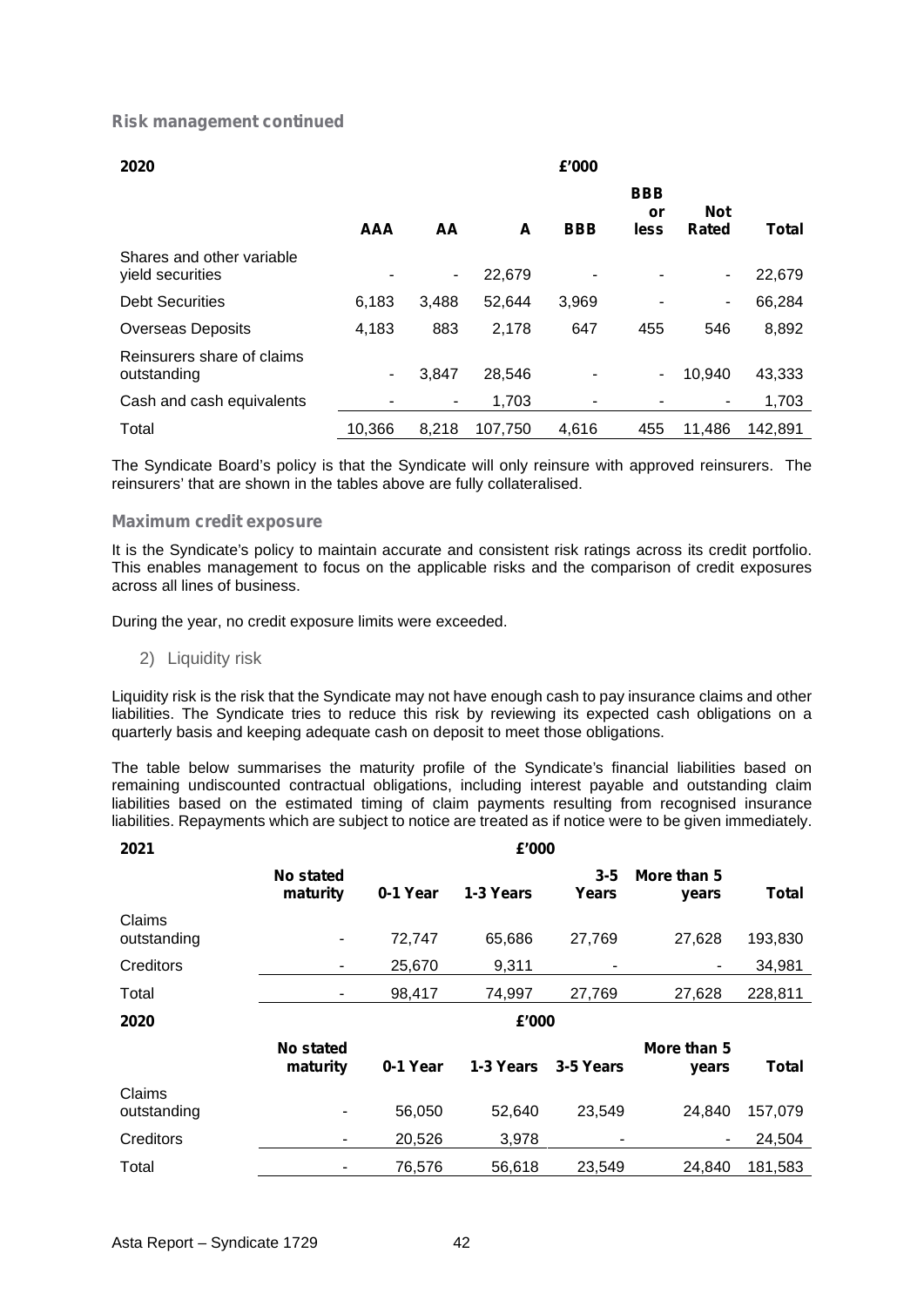### Risk management continued

| 2020 | £'000 | | | | | | |
|---|---|---|---|---|---|---|---|
| | AAA | AA | A | BBB | BBB or less | Not Rated | Total |
| Shares and other variable yield securities | - | - | 22,679 | - | - | - | 22,679 |
| Debt Securities | 6,183 | 3,488 | 52,644 | 3,969 | - | - | 66,284 |
| Overseas Deposits | 4,183 | 883 | 2,178 | 647 | 455 | 546 | 8,892 |
| Reinsurers share of claims outstanding | - | 3,847 | 28,546 | - | - | 10,940 | 43,333 |
| Cash and cash equivalents | - | - | 1,703 | - | - | - | 1,703 |
| Total | 10,366 | 8,218 | 107,750 | 4,616 | 455 | 11,486 | 142,891 |

The Syndicate Board's policy is that the Syndicate will only reinsure with approved reinsurers. The reinsurers' that are shown in the tables above are fully collateralised.

### Maximum credit exposure

It is the Syndicate's policy to maintain accurate and consistent risk ratings across its credit portfolio. This enables management to focus on the applicable risks and the comparison of credit exposures across all lines of business.

During the year, no credit exposure limits were exceeded.

2) Liquidity risk

Liquidity risk is the risk that the Syndicate may not have enough cash to pay insurance claims and other liabilities. The Syndicate tries to reduce this risk by reviewing its expected cash obligations on a quarterly basis and keeping adequate cash on deposit to meet those obligations.

The table below summarises the maturity profile of the Syndicate's financial liabilities based on remaining undiscounted contractual obligations, including interest payable and outstanding claim liabilities based on the estimated timing of claim payments resulting from recognised insurance liabilities. Repayments which are subject to notice are treated as if notice were to be given immediately.

| 2021 | £'000 | | | | | |
|---|---|---|---|---|---|---|
| | No stated maturity | 0-1 Year | 1-3 Years | 3-5 Years | More than 5 years | Total |
| Claims outstanding | - | 72,747 | 65,686 | 27,769 | 27,628 | 193,830 |
| Creditors | - | 25,670 | 9,311 | - | - | 34,981 |
| Total | - | 98,417 | 74,997 | 27,769 | 27,628 | 228,811 |

| 2020 | £'000 | | | | | |
|---|---|---|---|---|---|---|
| | No stated maturity | 0-1 Year | 1-3 Years | 3-5 Years | More than 5 years | Total |
| Claims outstanding | - | 56,050 | 52,640 | 23,549 | 24,840 | 157,079 |
| Creditors | - | 20,526 | 3,978 | - | - | 24,504 |
| Total | - | 76,576 | 56,618 | 23,549 | 24,840 | 181,583 |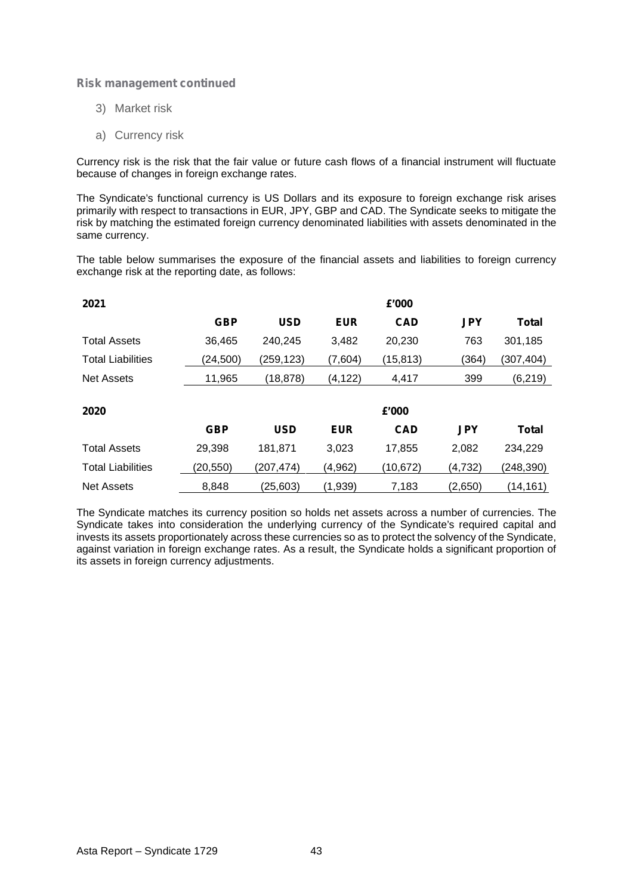## Risk management continued

3) Market risk

a) Currency risk

Currency risk is the risk that the fair value or future cash flows of a financial instrument will fluctuate because of changes in foreign exchange rates.

The Syndicate's functional currency is US Dollars and its exposure to foreign exchange risk arises primarily with respect to transactions in EUR, JPY, GBP and CAD. The Syndicate seeks to mitigate the risk by matching the estimated foreign currency denominated liabilities with assets denominated in the same currency.

The table below summarises the exposure of the financial assets and liabilities to foreign currency exchange risk at the reporting date, as follows:

| 2021 | | | | £'000 | | |
|---|---|---|---|---|---|---|
| | **GBP** | **USD** | **EUR** | **CAD** | **JPY** | **Total** |
| Total Assets | 36,465 | 240,245 | 3,482 | 20,230 | 763 | 301,185 |
| Total Liabilities | (24,500) | (259,123) | (7,604) | (15,813) | (364) | (307,404) |
| Net Assets | 11,965 | (18,878) | (4,122) | 4,417 | 399 | (6,219) |

| 2020 | | | | £'000 | | |
|---|---|---|---|---|---|---|
| | **GBP** | **USD** | **EUR** | **CAD** | **JPY** | **Total** |
| Total Assets | 29,398 | 181,871 | 3,023 | 17,855 | 2,082 | 234,229 |
| Total Liabilities | (20,550) | (207,474) | (4,962) | (10,672) | (4,732) | (248,390) |
| Net Assets | 8,848 | (25,603) | (1,939) | 7,183 | (2,650) | (14,161) |

The Syndicate matches its currency position so holds net assets across a number of currencies. The Syndicate takes into consideration the underlying currency of the Syndicate's required capital and invests its assets proportionately across these currencies so as to protect the solvency of the Syndicate, against variation in foreign exchange rates. As a result, the Syndicate holds a significant proportion of its assets in foreign currency adjustments.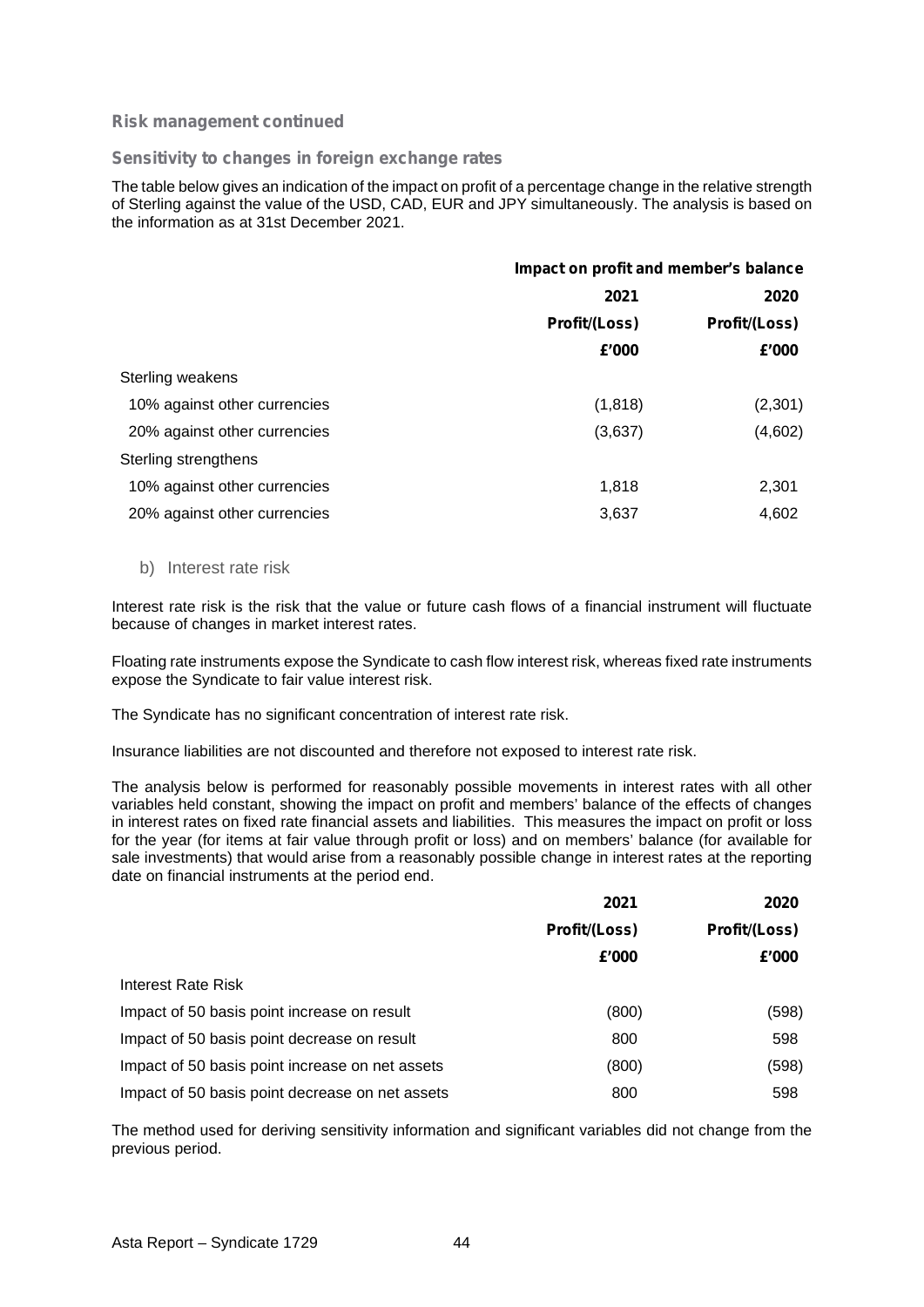## Risk management continued

### Sensitivity to changes in foreign exchange rates

The table below gives an indication of the impact on profit of a percentage change in the relative strength of Sterling against the value of the USD, CAD, EUR and JPY simultaneously. The analysis is based on the information as at 31st December 2021.

| | Impact on profit and member's balance | |
|---|---|---|
| | 2021 | 2020 |
| | Profit/(Loss) | Profit/(Loss) |
| | £'000 | £'000 |
| Sterling weakens | | |
| 10% against other currencies | (1,818) | (2,301) |
| 20% against other currencies | (3,637) | (4,602) |
| Sterling strengthens | | |
| 10% against other currencies | 1,818 | 2,301 |
| 20% against other currencies | 3,637 | 4,602 |

b) Interest rate risk

Interest rate risk is the risk that the value or future cash flows of a financial instrument will fluctuate because of changes in market interest rates.

Floating rate instruments expose the Syndicate to cash flow interest risk, whereas fixed rate instruments expose the Syndicate to fair value interest risk.

The Syndicate has no significant concentration of interest rate risk.

Insurance liabilities are not discounted and therefore not exposed to interest rate risk.

The analysis below is performed for reasonably possible movements in interest rates with all other variables held constant, showing the impact on profit and members' balance of the effects of changes in interest rates on fixed rate financial assets and liabilities. This measures the impact on profit or loss for the year (for items at fair value through profit or loss) and on members' balance (for available for sale investments) that would arise from a reasonably possible change in interest rates at the reporting date on financial instruments at the period end.

| | 2021 | 2020 |
|---|---|---|
| | Profit/(Loss) | Profit/(Loss) |
| | £'000 | £'000 |
| Interest Rate Risk | | |
| Impact of 50 basis point increase on result | (800) | (598) |
| Impact of 50 basis point decrease on result | 800 | 598 |
| Impact of 50 basis point increase on net assets | (800) | (598) |
| Impact of 50 basis point decrease on net assets | 800 | 598 |

The method used for deriving sensitivity information and significant variables did not change from the previous period.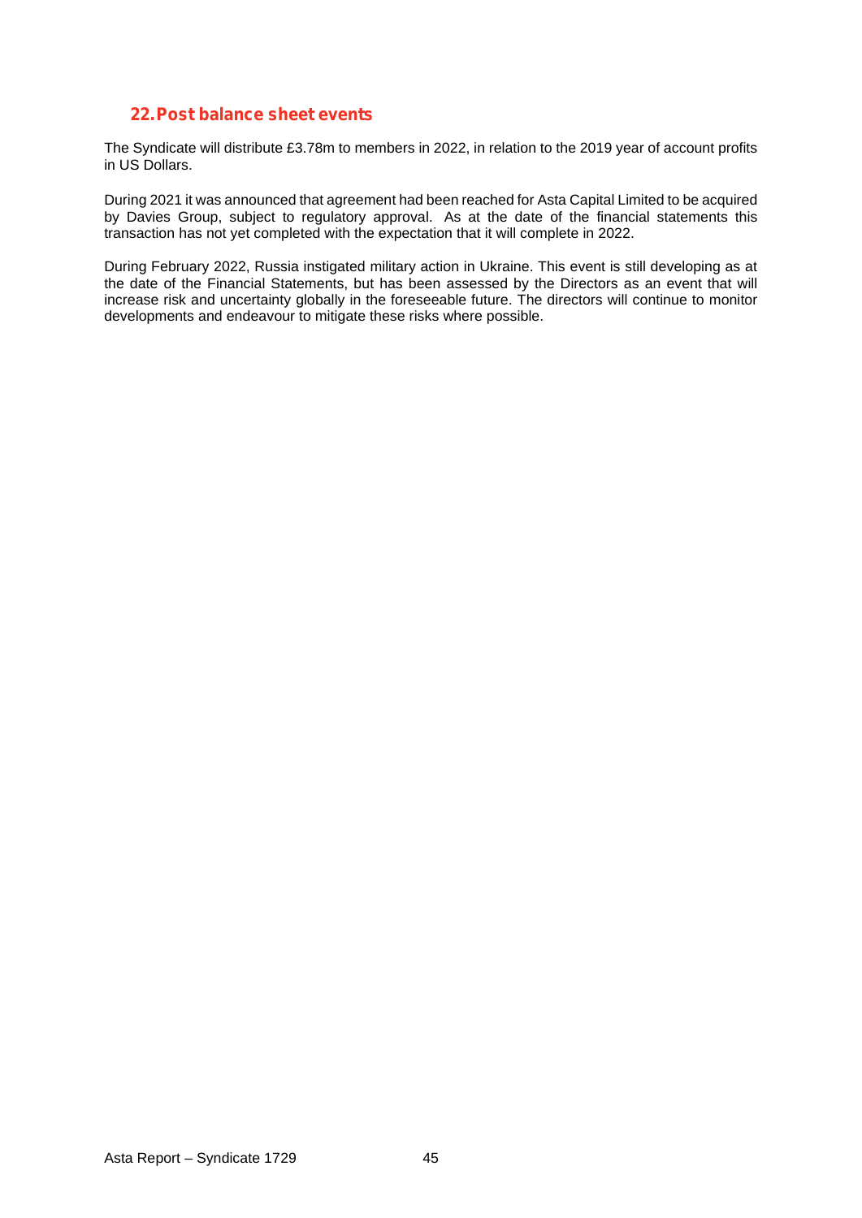## 22. Post balance sheet events

The Syndicate will distribute £3.78m to members in 2022, in relation to the 2019 year of account profits in US Dollars.

During 2021 it was announced that agreement had been reached for Asta Capital Limited to be acquired by Davies Group, subject to regulatory approval. As at the date of the financial statements this transaction has not yet completed with the expectation that it will complete in 2022.

During February 2022, Russia instigated military action in Ukraine. This event is still developing as at the date of the Financial Statements, but has been assessed by the Directors as an event that will increase risk and uncertainty globally in the foreseeable future. The directors will continue to monitor developments and endeavour to mitigate these risks where possible.